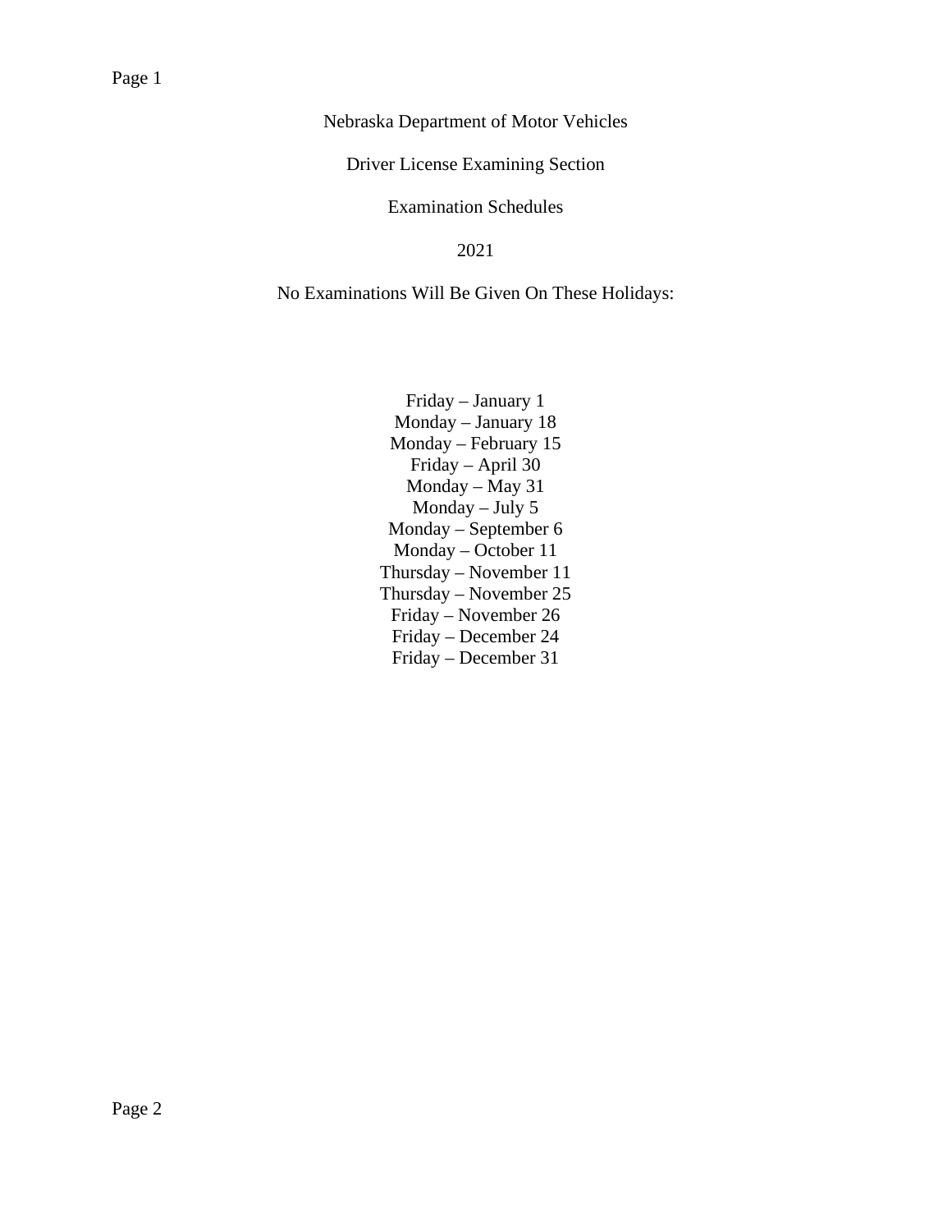# Nebraska Department of Motor Vehicles

## Driver License Examining Section

## Examination Schedules

## 2021

No Examinations Will Be Given On These Holidays:

Friday – January 1
Monday – January 18
Monday – February 15
Friday – April 30
Monday – May 31
Monday – July 5
Monday – September 6
Monday – October 11
Thursday – November 11
Thursday – November 25
Friday – November 26
Friday – December 24
Friday – December 31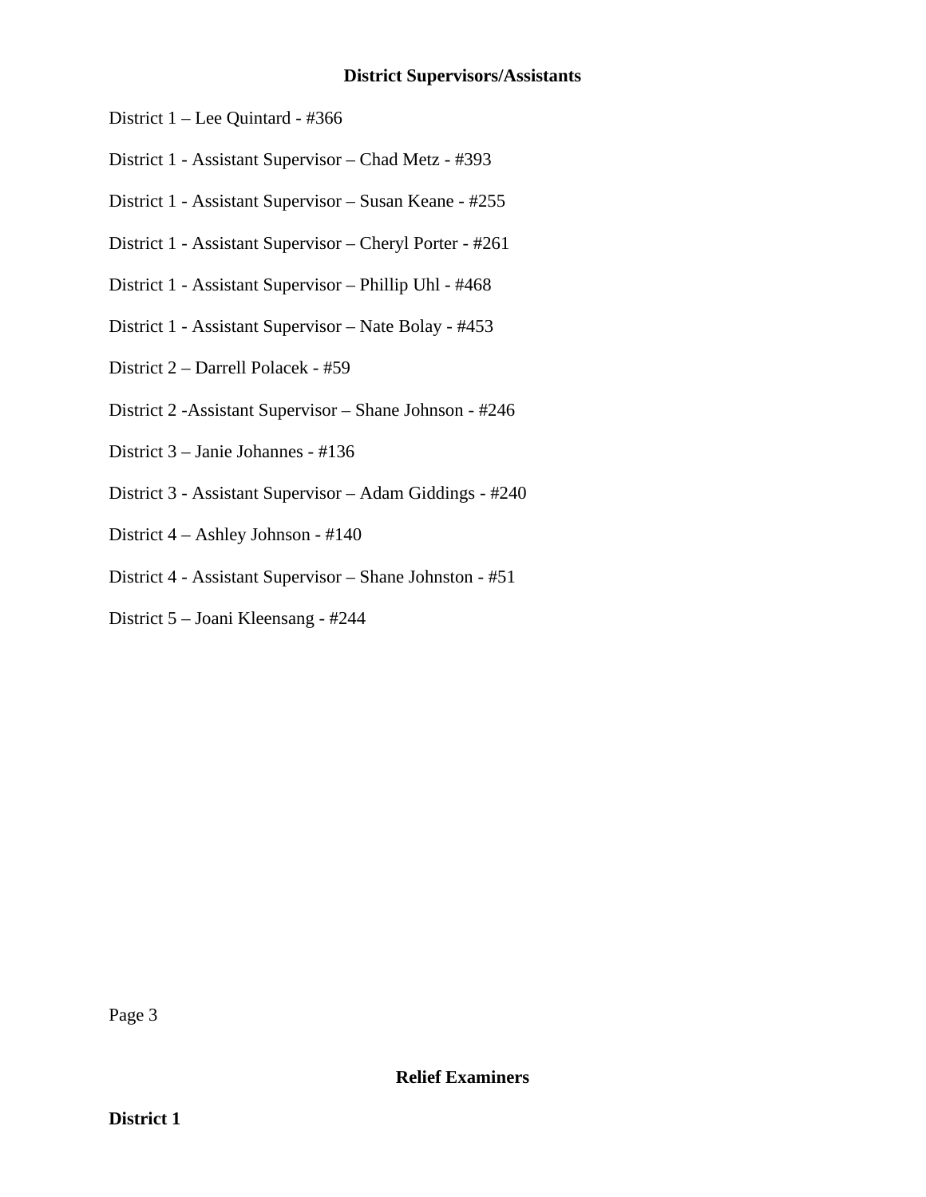## District Supervisors/Assistants

District 1 – Lee Quintard - #366

District 1 - Assistant Supervisor – Chad Metz - #393

District 1 - Assistant Supervisor – Susan Keane - #255

District 1 - Assistant Supervisor – Cheryl Porter - #261

District 1 - Assistant Supervisor – Phillip Uhl - #468

District 1 - Assistant Supervisor – Nate Bolay - #453

District 2 – Darrell Polacek - #59

District 2 -Assistant Supervisor – Shane Johnson - #246

District 3 – Janie Johannes - #136

District 3 - Assistant Supervisor – Adam Giddings - #240

District 4 – Ashley Johnson - #140

District 4 - Assistant Supervisor – Shane Johnston - #51

District 5 – Joani Kleensang - #244

## Relief Examiners

**District 1**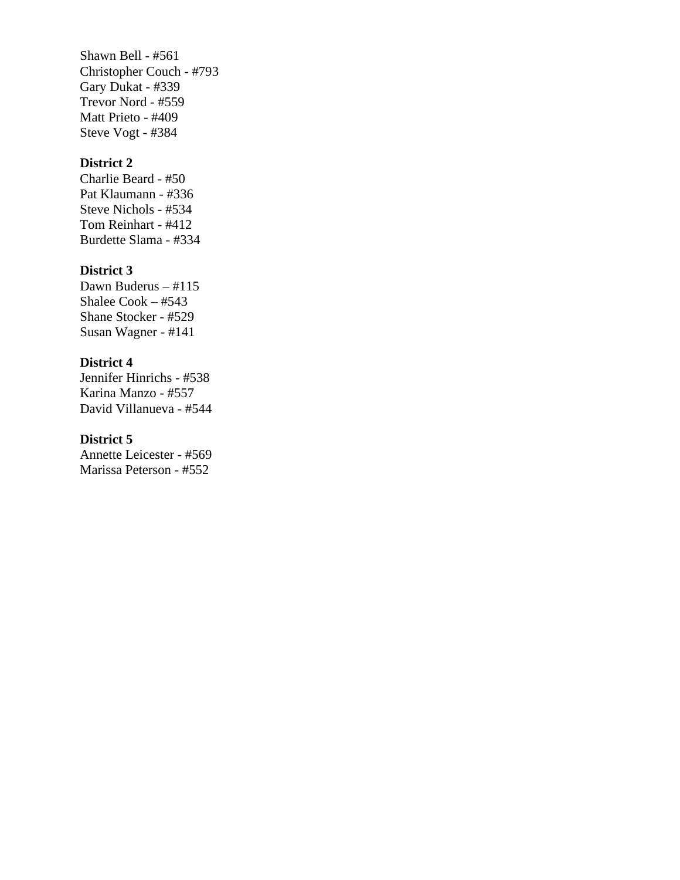Shawn Bell - #561
Christopher Couch - #793
Gary Dukat - #339
Trevor Nord - #559
Matt Prieto - #409
Steve Vogt - #384

**District 2**
Charlie Beard - #50
Pat Klaumann - #336
Steve Nichols - #534
Tom Reinhart - #412
Burdette Slama - #334

**District 3**
Dawn Buderus – #115
Shalee Cook – #543
Shane Stocker - #529
Susan Wagner - #141

**District 4**
Jennifer Hinrichs - #538
Karina Manzo - #557
David Villanueva - #544

**District 5**
Annette Leicester - #569
Marissa Peterson - #552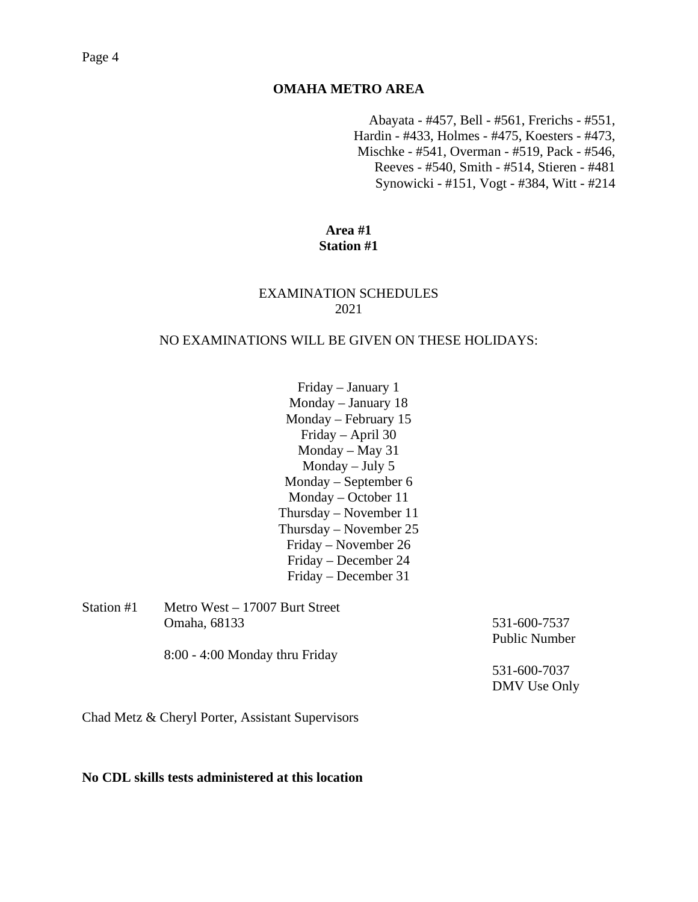## OMAHA METRO AREA

Abayata - #457, Bell - #561, Frerichs - #551,
Hardin - #433, Holmes - #475, Koesters - #473,
Mischke - #541, Overman - #519, Pack - #546,
Reeves - #540, Smith - #514, Stieren - #481
Synowicki - #151, Vogt - #384, Witt - #214

**Area #1**
**Station #1**

EXAMINATION SCHEDULES
2021

NO EXAMINATIONS WILL BE GIVEN ON THESE HOLIDAYS:

Friday – January 1
Monday – January 18
Monday – February 15
Friday – April 30
Monday – May 31
Monday – July 5
Monday – September 6
Monday – October 11
Thursday – November 11
Thursday – November 25
Friday – November 26
Friday – December 24
Friday – December 31

Station #1 Metro West – 17007 Burt Street
Omaha, 68133

8:00 - 4:00 Monday thru Friday

531-600-7537
Public Number

531-600-7037
DMV Use Only

Chad Metz & Cheryl Porter, Assistant Supervisors

**No CDL skills tests administered at this location**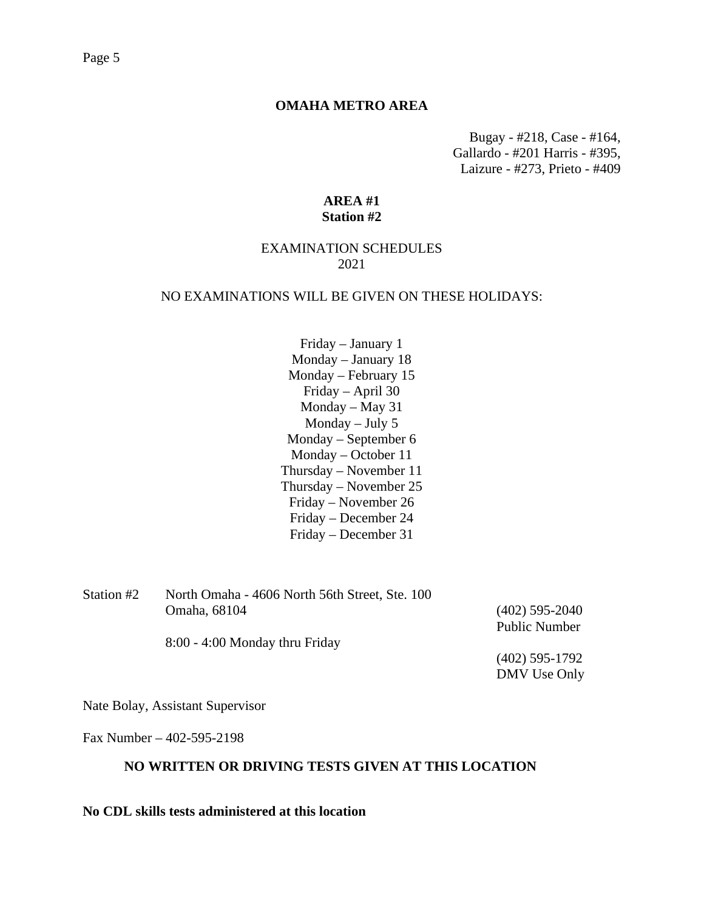**OMAHA METRO AREA**

Bugay - #218, Case - #164,
Gallardo - #201 Harris - #395,
Laizure - #273, Prieto - #409

**AREA #1**
**Station #2**

EXAMINATION SCHEDULES
2021

NO EXAMINATIONS WILL BE GIVEN ON THESE HOLIDAYS:

Friday – January 1
Monday – January 18
Monday – February 15
Friday – April 30
Monday – May 31
Monday – July 5
Monday – September 6
Monday – October 11
Thursday – November 11
Thursday – November 25
Friday – November 26
Friday – December 24
Friday – December 31

Station #2 North Omaha - 4606 North 56th Street, Ste. 100
Omaha, 68104

(402) 595-2040
Public Number

8:00 - 4:00 Monday thru Friday

(402) 595-1792
DMV Use Only

Nate Bolay, Assistant Supervisor

Fax Number – 402-595-2198

**NO WRITTEN OR DRIVING TESTS GIVEN AT THIS LOCATION**

**No CDL skills tests administered at this location**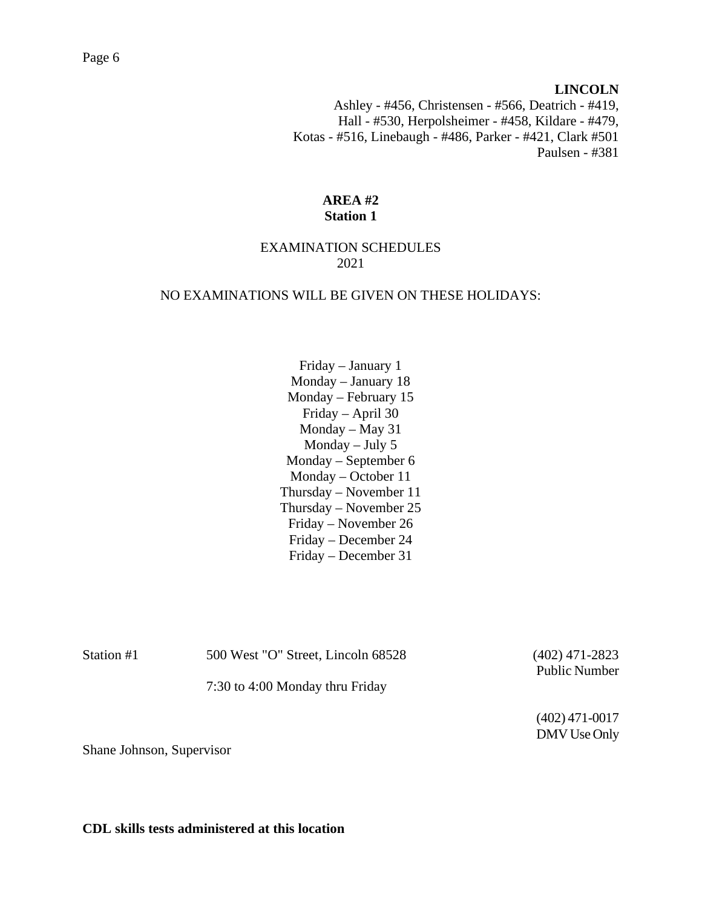**LINCOLN**

Ashley - #456, Christensen - #566, Deatrich - #419,
Hall - #530, Herpolsheimer - #458, Kildare - #479,
Kotas - #516, Linebaugh - #486, Parker - #421, Clark #501
Paulsen - #381

**AREA #2**
**Station 1**

EXAMINATION SCHEDULES
2021

NO EXAMINATIONS WILL BE GIVEN ON THESE HOLIDAYS:

Friday – January 1
Monday – January 18
Monday – February 15
Friday – April 30
Monday – May 31
Monday – July 5
Monday – September 6
Monday – October 11
Thursday – November 11
Thursday – November 25
Friday – November 26
Friday – December 24
Friday – December 31

Station #1 500 West "O" Street, Lincoln 68528 (402) 471-2823 Public Number

7:30 to 4:00 Monday thru Friday

(402) 471-0017 DMV Use Only

Shane Johnson, Supervisor

**CDL skills tests administered at this location**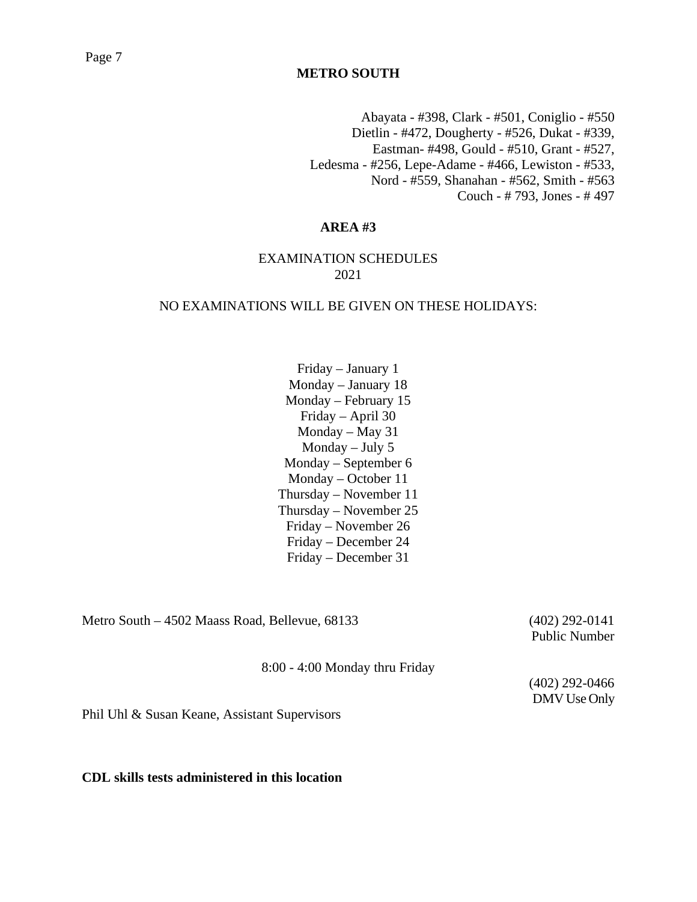## METRO SOUTH

Abayata - #398, Clark - #501, Coniglio - #550
Dietlin - #472, Dougherty - #526, Dukat - #339,
Eastman- #498, Gould - #510, Grant - #527,
Ledesma - #256, Lepe-Adame - #466, Lewiston - #533,
Nord - #559, Shanahan - #562, Smith - #563
Couch - # 793, Jones - # 497

## AREA #3

EXAMINATION SCHEDULES
2021

NO EXAMINATIONS WILL BE GIVEN ON THESE HOLIDAYS:

Friday – January 1
Monday – January 18
Monday – February 15
Friday – April 30
Monday – May 31
Monday – July 5
Monday – September 6
Monday – October 11
Thursday – November 11
Thursday – November 25
Friday – November 26
Friday – December 24
Friday – December 31

Metro South – 4502 Maass Road, Bellevue, 68133

(402) 292-0141
Public Number

8:00 - 4:00 Monday thru Friday

(402) 292-0466
DMV Use Only

Phil Uhl & Susan Keane, Assistant Supervisors

**CDL skills tests administered in this location**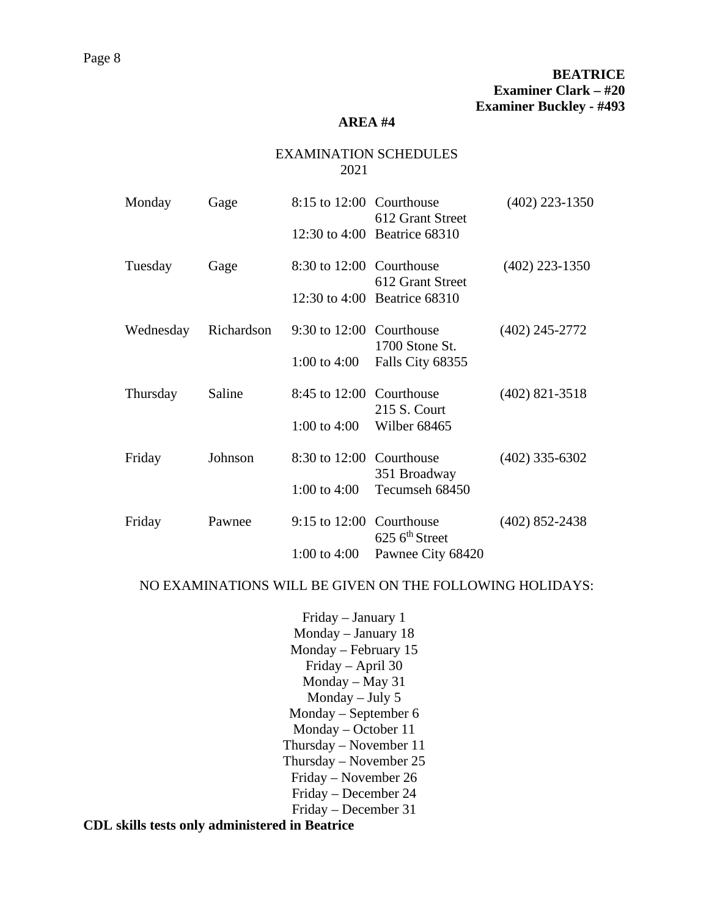**BEATRICE**
**Examiner Clark – #20**
**Examiner Buckley - #493**

## AREA #4

EXAMINATION SCHEDULES
2021

| Day | County | Hours | Location | Phone |
|---|---|---|---|---|
| Monday | Gage | 8:15 to 12:00<br>12:30 to 4:00 | Courthouse<br>612 Grant Street<br>Beatrice 68310 | (402) 223-1350 |
| Tuesday | Gage | 8:30 to 12:00<br>12:30 to 4:00 | Courthouse<br>612 Grant Street<br>Beatrice 68310 | (402) 223-1350 |
| Wednesday | Richardson | 9:30 to 12:00<br>1:00 to 4:00 | Courthouse<br>1700 Stone St.<br>Falls City 68355 | (402) 245-2772 |
| Thursday | Saline | 8:45 to 12:00<br>1:00 to 4:00 | Courthouse<br>215 S. Court<br>Wilber 68465 | (402) 821-3518 |
| Friday | Johnson | 8:30 to 12:00<br>1:00 to 4:00 | Courthouse<br>351 Broadway<br>Tecumseh 68450 | (402) 335-6302 |
| Friday | Pawnee | 9:15 to 12:00<br>1:00 to 4:00 | Courthouse<br>625 6th Street<br>Pawnee City 68420 | (402) 852-2438 |

NO EXAMINATIONS WILL BE GIVEN ON THE FOLLOWING HOLIDAYS:

Friday – January 1
Monday – January 18
Monday – February 15
Friday – April 30
Monday – May 31
Monday – July 5
Monday – September 6
Monday – October 11
Thursday – November 11
Thursday – November 25
Friday – November 26
Friday – December 24
Friday – December 31

**CDL skills tests only administered in Beatrice**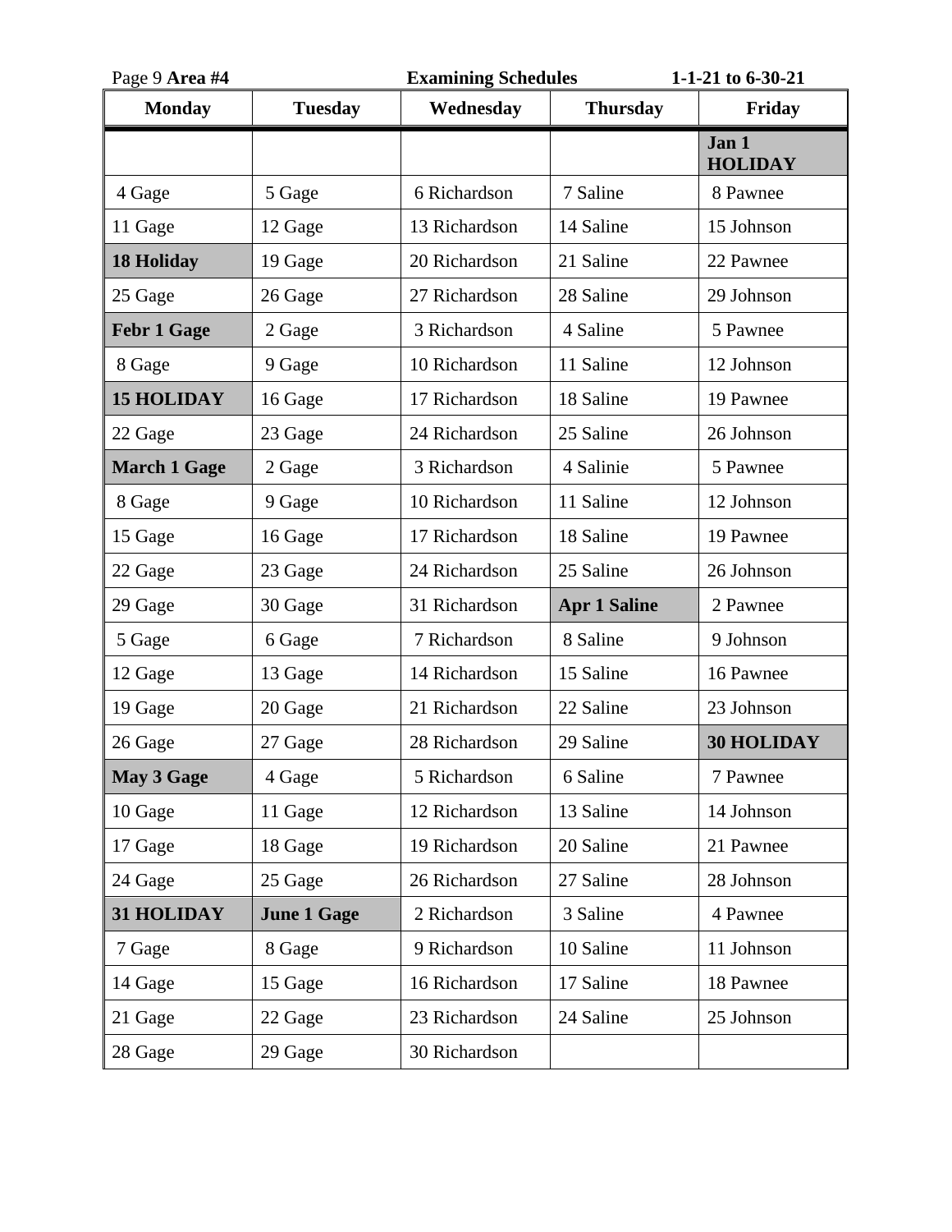Page 9 **Area #4** **Examining Schedules** **1-1-21 to 6-30-21**

| Monday | Tuesday | Wednesday | Thursday | Friday |
|---|---|---|---|---|
| | | | | **Jan 1 HOLIDAY** |
| 4 Gage | 5 Gage | 6 Richardson | 7 Saline | 8 Pawnee |
| 11 Gage | 12 Gage | 13 Richardson | 14 Saline | 15 Johnson |
| **18 Holiday** | 19 Gage | 20 Richardson | 21 Saline | 22 Pawnee |
| 25 Gage | 26 Gage | 27 Richardson | 28 Saline | 29 Johnson |
| **Febr 1 Gage** | 2 Gage | 3 Richardson | 4 Saline | 5 Pawnee |
| 8 Gage | 9 Gage | 10 Richardson | 11 Saline | 12 Johnson |
| **15 HOLIDAY** | 16 Gage | 17 Richardson | 18 Saline | 19 Pawnee |
| 22 Gage | 23 Gage | 24 Richardson | 25 Saline | 26 Johnson |
| **March 1 Gage** | 2 Gage | 3 Richardson | 4 Salinie | 5 Pawnee |
| 8 Gage | 9 Gage | 10 Richardson | 11 Saline | 12 Johnson |
| 15 Gage | 16 Gage | 17 Richardson | 18 Saline | 19 Pawnee |
| 22 Gage | 23 Gage | 24 Richardson | 25 Saline | 26 Johnson |
| 29 Gage | 30 Gage | 31 Richardson | **Apr 1 Saline** | 2 Pawnee |
| 5 Gage | 6 Gage | 7 Richardson | 8 Saline | 9 Johnson |
| 12 Gage | 13 Gage | 14 Richardson | 15 Saline | 16 Pawnee |
| 19 Gage | 20 Gage | 21 Richardson | 22 Saline | 23 Johnson |
| 26 Gage | 27 Gage | 28 Richardson | 29 Saline | **30 HOLIDAY** |
| **May 3 Gage** | 4 Gage | 5 Richardson | 6 Saline | 7 Pawnee |
| 10 Gage | 11 Gage | 12 Richardson | 13 Saline | 14 Johnson |
| 17 Gage | 18 Gage | 19 Richardson | 20 Saline | 21 Pawnee |
| 24 Gage | 25 Gage | 26 Richardson | 27 Saline | 28 Johnson |
| **31 HOLIDAY** | **June 1 Gage** | 2 Richardson | 3 Saline | 4 Pawnee |
| 7 Gage | 8 Gage | 9 Richardson | 10 Saline | 11 Johnson |
| 14 Gage | 15 Gage | 16 Richardson | 17 Saline | 18 Pawnee |
| 21 Gage | 22 Gage | 23 Richardson | 24 Saline | 25 Johnson |
| 28 Gage | 29 Gage | 30 Richardson | | |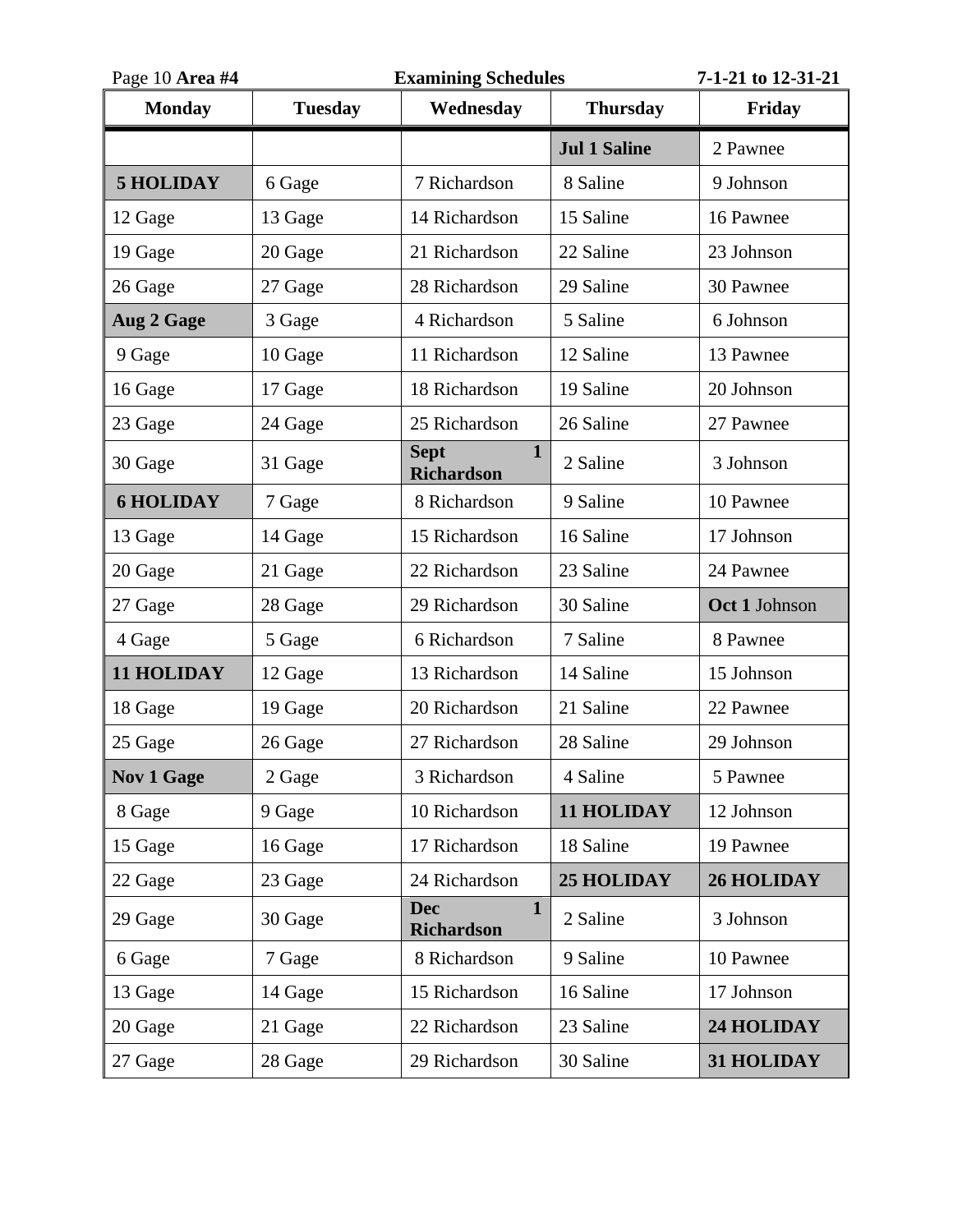Area #4

**Examining Schedules**

**7-1-21 to 12-31-21**

| Monday | Tuesday | Wednesday | Thursday | Friday |
|---|---|---|---|---|
| | | | **Jul 1 Saline** | 2 Pawnee |
| **5 HOLIDAY** | 6 Gage | 7 Richardson | 8 Saline | 9 Johnson |
| 12 Gage | 13 Gage | 14 Richardson | 15 Saline | 16 Pawnee |
| 19 Gage | 20 Gage | 21 Richardson | 22 Saline | 23 Johnson |
| 26 Gage | 27 Gage | 28 Richardson | 29 Saline | 30 Pawnee |
| **Aug 2 Gage** | 3 Gage | 4 Richardson | 5 Saline | 6 Johnson |
| 9 Gage | 10 Gage | 11 Richardson | 12 Saline | 13 Pawnee |
| 16 Gage | 17 Gage | 18 Richardson | 19 Saline | 20 Johnson |
| 23 Gage | 24 Gage | 25 Richardson | 26 Saline | 27 Pawnee |
| 30 Gage | 31 Gage | **Sept 1 Richardson** | 2 Saline | 3 Johnson |
| **6 HOLIDAY** | 7 Gage | 8 Richardson | 9 Saline | 10 Pawnee |
| 13 Gage | 14 Gage | 15 Richardson | 16 Saline | 17 Johnson |
| 20 Gage | 21 Gage | 22 Richardson | 23 Saline | 24 Pawnee |
| 27 Gage | 28 Gage | 29 Richardson | 30 Saline | **Oct 1** Johnson |
| 4 Gage | 5 Gage | 6 Richardson | 7 Saline | 8 Pawnee |
| **11 HOLIDAY** | 12 Gage | 13 Richardson | 14 Saline | 15 Johnson |
| 18 Gage | 19 Gage | 20 Richardson | 21 Saline | 22 Pawnee |
| 25 Gage | 26 Gage | 27 Richardson | 28 Saline | 29 Johnson |
| **Nov 1 Gage** | 2 Gage | 3 Richardson | 4 Saline | 5 Pawnee |
| 8 Gage | 9 Gage | 10 Richardson | **11 HOLIDAY** | 12 Johnson |
| 15 Gage | 16 Gage | 17 Richardson | 18 Saline | 19 Pawnee |
| 22 Gage | 23 Gage | 24 Richardson | **25 HOLIDAY** | **26 HOLIDAY** |
| 29 Gage | 30 Gage | **Dec 1 Richardson** | 2 Saline | 3 Johnson |
| 6 Gage | 7 Gage | 8 Richardson | 9 Saline | 10 Pawnee |
| 13 Gage | 14 Gage | 15 Richardson | 16 Saline | 17 Johnson |
| 20 Gage | 21 Gage | 22 Richardson | 23 Saline | **24 HOLIDAY** |
| 27 Gage | 28 Gage | 29 Richardson | 30 Saline | **31 HOLIDAY** |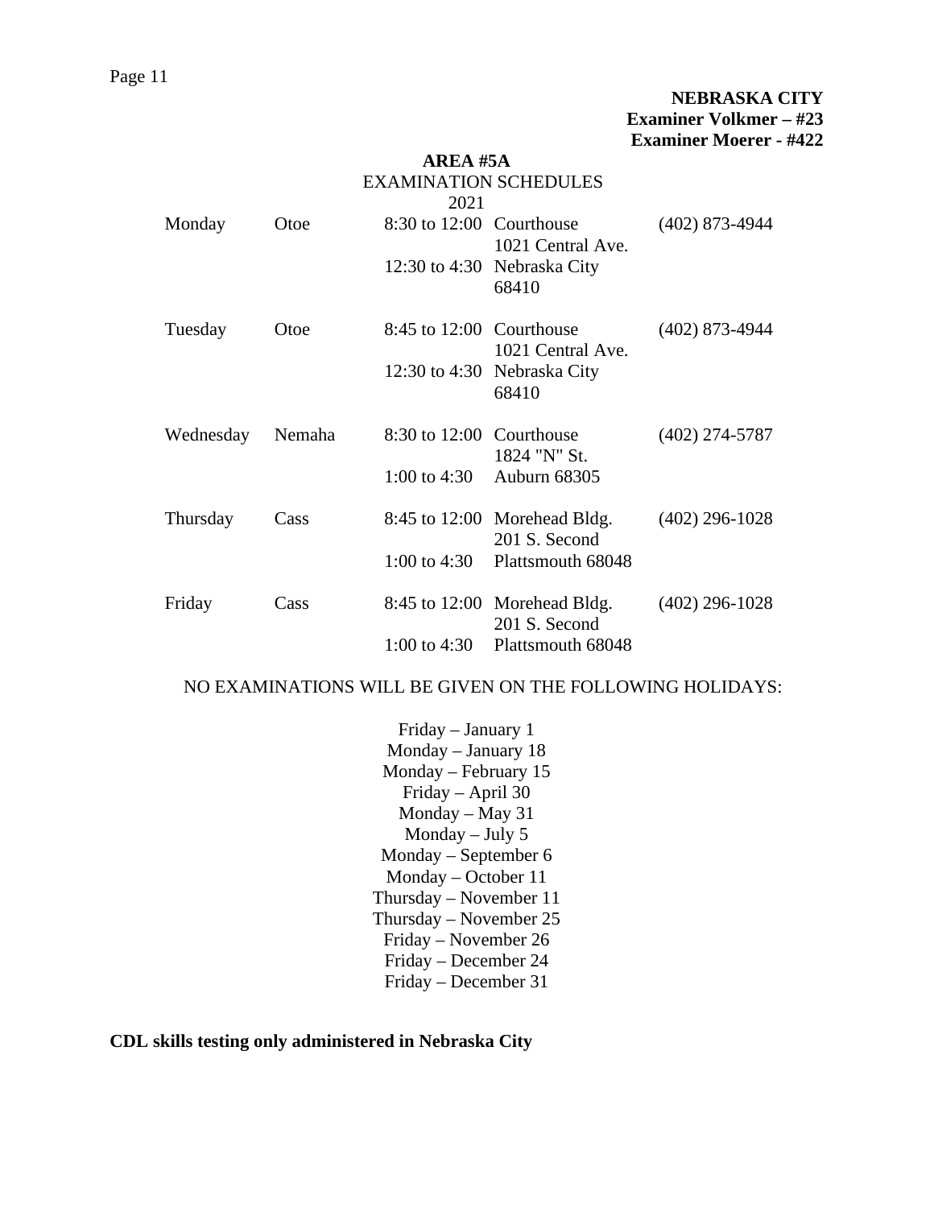**NEBRASKA CITY**
**Examiner Volkmer – #23**
**Examiner Moerer - #422**

## AREA #5A

EXAMINATION SCHEDULES
2021

| Day | County | Hours | Location | Phone |
|---|---|---|---|---|
| Monday | Otoe | 8:30 to 12:00<br>12:30 to 4:30 | Courthouse<br>1021 Central Ave.<br>Nebraska City<br>68410 | (402) 873-4944 |
| Tuesday | Otoe | 8:45 to 12:00<br>12:30 to 4:30 | Courthouse<br>1021 Central Ave.<br>Nebraska City<br>68410 | (402) 873-4944 |
| Wednesday | Nemaha | 8:30 to 12:00<br>1:00 to 4:30 | Courthouse<br>1824 "N" St.<br>Auburn 68305 | (402) 274-5787 |
| Thursday | Cass | 8:45 to 12:00<br>1:00 to 4:30 | Morehead Bldg.<br>201 S. Second<br>Plattsmouth 68048 | (402) 296-1028 |
| Friday | Cass | 8:45 to 12:00<br>1:00 to 4:30 | Morehead Bldg.<br>201 S. Second<br>Plattsmouth 68048 | (402) 296-1028 |

NO EXAMINATIONS WILL BE GIVEN ON THE FOLLOWING HOLIDAYS:

Friday – January 1
Monday – January 18
Monday – February 15
Friday – April 30
Monday – May 31
Monday – July 5
Monday – September 6
Monday – October 11
Thursday – November 11
Thursday – November 25
Friday – November 26
Friday – December 24
Friday – December 31

**CDL skills testing only administered in Nebraska City**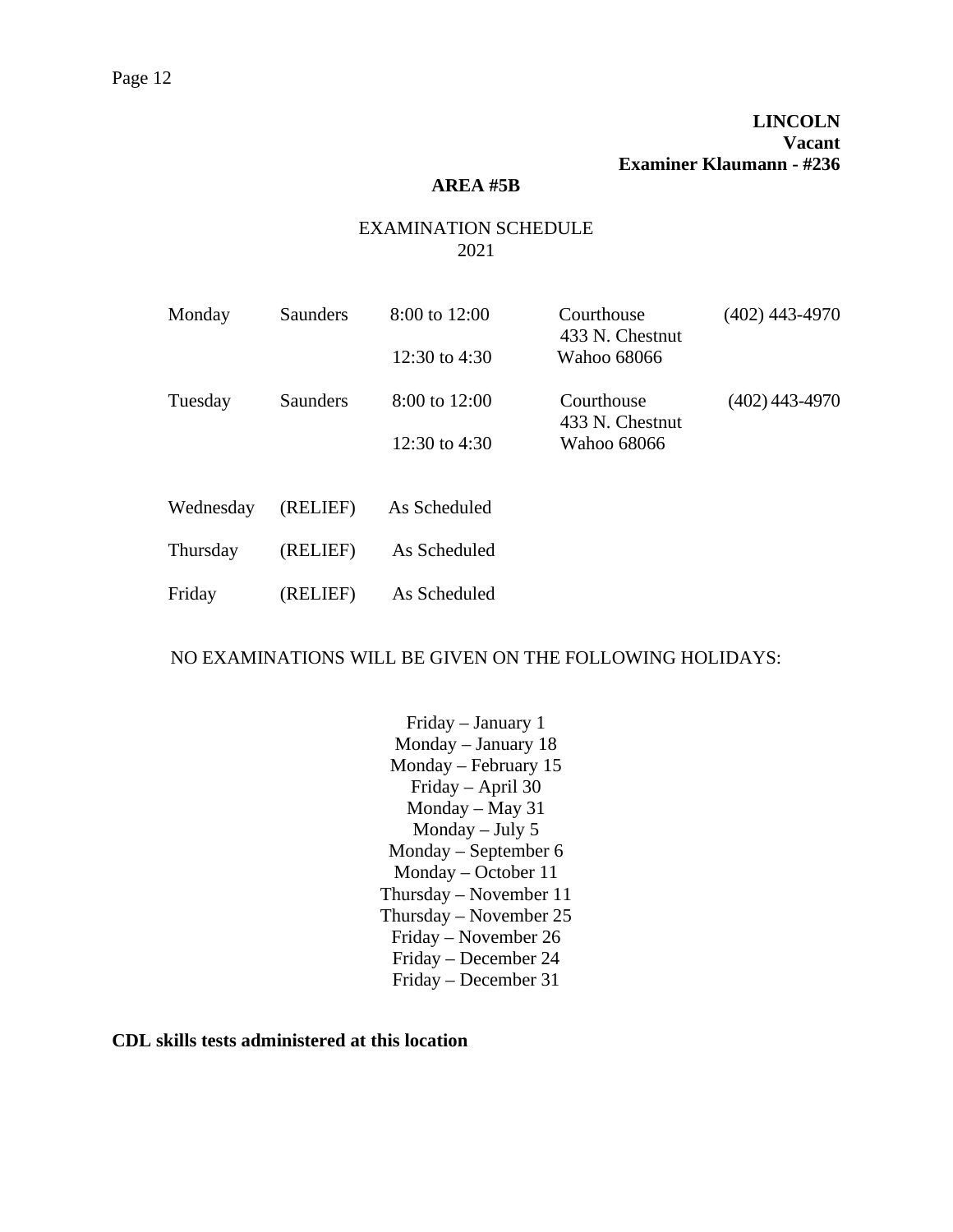**LINCOLN**
**Vacant**
**Examiner Klaumann - #236**

## AREA #5B

EXAMINATION SCHEDULE
2021

| Day | County | Hours | Location | Phone |
|---|---|---|---|---|
| Monday | Saunders | 8:00 to 12:00 | Courthouse | (402) 443-4970 |
| | | | 433 N. Chestnut | |
| | | 12:30 to 4:30 | Wahoo 68066 | |
| Tuesday | Saunders | 8:00 to 12:00 | Courthouse | (402) 443-4970 |
| | | | 433 N. Chestnut | |
| | | 12:30 to 4:30 | Wahoo 68066 | |
| Wednesday | (RELIEF) | As Scheduled | | |
| Thursday | (RELIEF) | As Scheduled | | |
| Friday | (RELIEF) | As Scheduled | | |

NO EXAMINATIONS WILL BE GIVEN ON THE FOLLOWING HOLIDAYS:

Friday – January 1
Monday – January 18
Monday – February 15
Friday – April 30
Monday – May 31
Monday – July 5
Monday – September 6
Monday – October 11
Thursday – November 11
Thursday – November 25
Friday – November 26
Friday – December 24
Friday – December 31

**CDL skills tests administered at this location**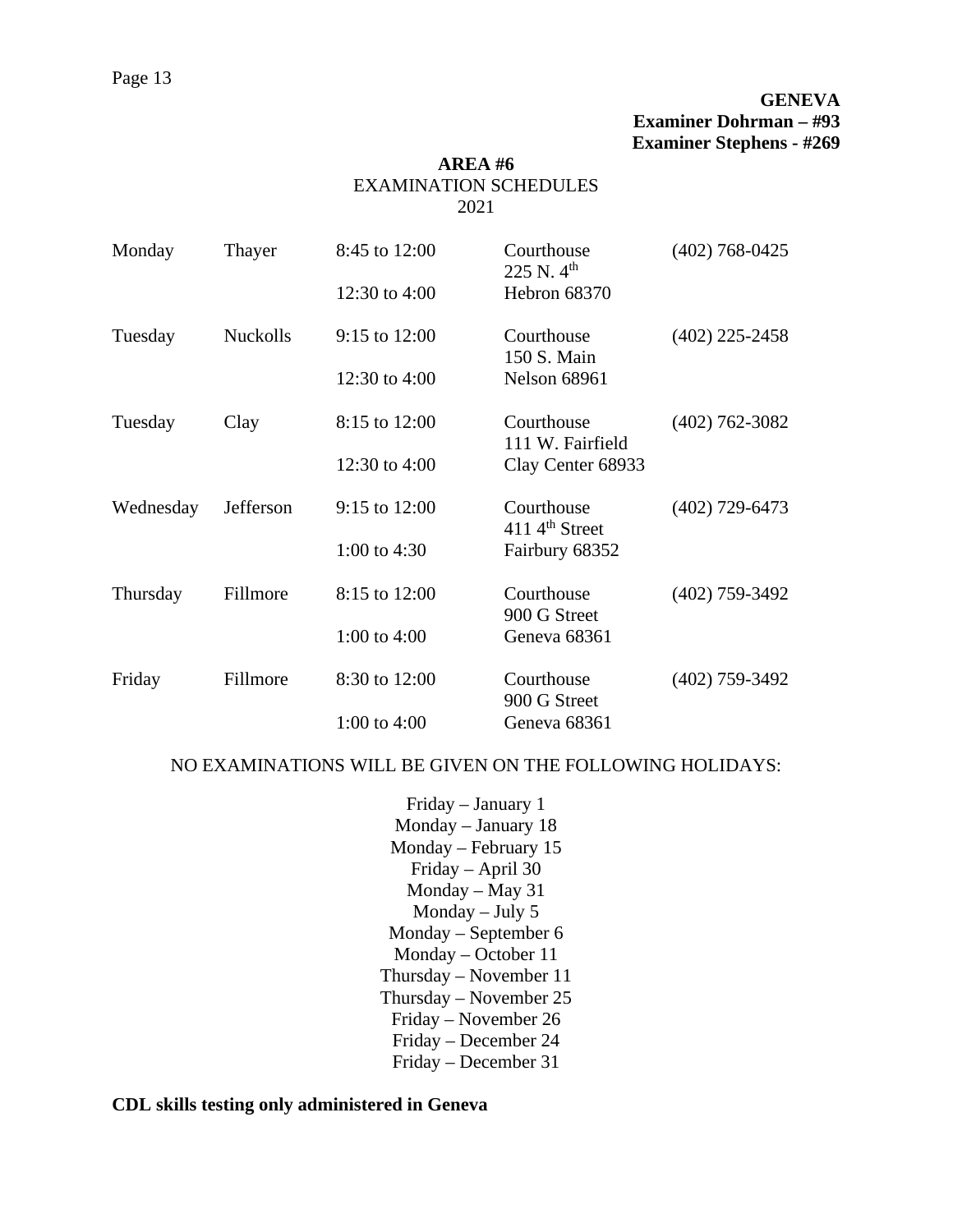**GENEVA**
**Examiner Dohrman – #93**
**Examiner Stephens - #269**

**AREA #6**
EXAMINATION SCHEDULES
2021

| Day | County | Hours | Location | Phone |
|---|---|---|---|---|
| Monday | Thayer | 8:45 to 12:00<br>12:30 to 4:00 | Courthouse<br>225 N. 4th<br>Hebron 68370 | (402) 768-0425 |
| Tuesday | Nuckolls | 9:15 to 12:00<br>12:30 to 4:00 | Courthouse<br>150 S. Main<br>Nelson 68961 | (402) 225-2458 |
| Tuesday | Clay | 8:15 to 12:00<br>12:30 to 4:00 | Courthouse<br>111 W. Fairfield<br>Clay Center 68933 | (402) 762-3082 |
| Wednesday | Jefferson | 9:15 to 12:00<br>1:00 to 4:30 | Courthouse<br>411 4th Street<br>Fairbury 68352 | (402) 729-6473 |
| Thursday | Fillmore | 8:15 to 12:00<br>1:00 to 4:00 | Courthouse<br>900 G Street<br>Geneva 68361 | (402) 759-3492 |
| Friday | Fillmore | 8:30 to 12:00<br>1:00 to 4:00 | Courthouse<br>900 G Street<br>Geneva 68361 | (402) 759-3492 |

NO EXAMINATIONS WILL BE GIVEN ON THE FOLLOWING HOLIDAYS:

Friday – January 1
Monday – January 18
Monday – February 15
Friday – April 30
Monday – May 31
Monday – July 5
Monday – September 6
Monday – October 11
Thursday – November 11
Thursday – November 25
Friday – November 26
Friday – December 24
Friday – December 31

**CDL skills testing only administered in Geneva**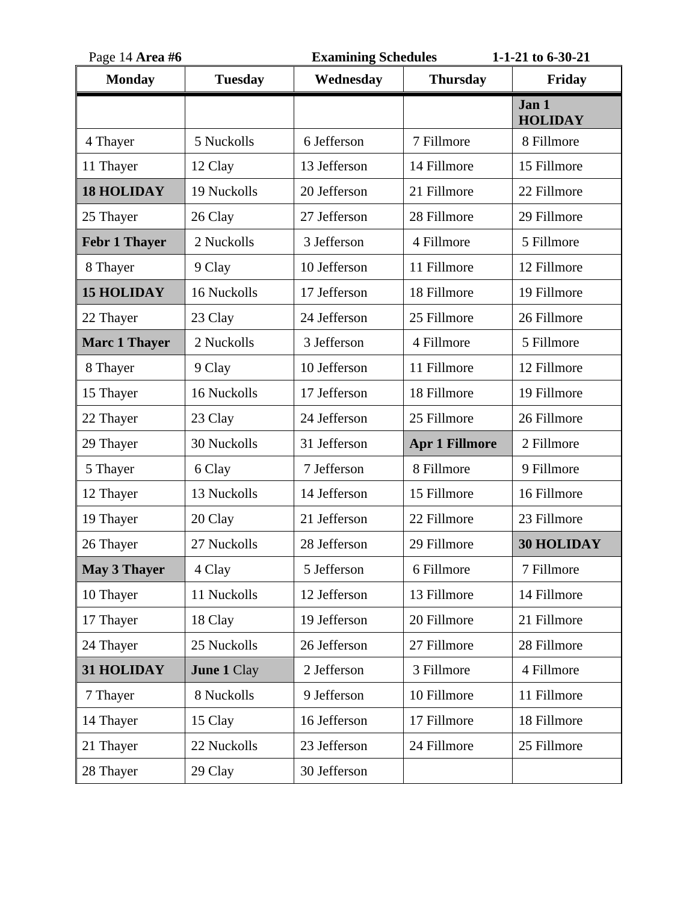**Area #6** **Examining Schedules** **1-1-21 to 6-30-21**

| Monday | Tuesday | Wednesday | Thursday | Friday |
|---|---|---|---|---|
| | | | | **Jan 1 HOLIDAY** |
| 4 Thayer | 5 Nuckolls | 6 Jefferson | 7 Fillmore | 8 Fillmore |
| 11 Thayer | 12 Clay | 13 Jefferson | 14 Fillmore | 15 Fillmore |
| **18 HOLIDAY** | 19 Nuckolls | 20 Jefferson | 21 Fillmore | 22 Fillmore |
| 25 Thayer | 26 Clay | 27 Jefferson | 28 Fillmore | 29 Fillmore |
| **Febr 1 Thayer** | 2 Nuckolls | 3 Jefferson | 4 Fillmore | 5 Fillmore |
| 8 Thayer | 9 Clay | 10 Jefferson | 11 Fillmore | 12 Fillmore |
| **15 HOLIDAY** | 16 Nuckolls | 17 Jefferson | 18 Fillmore | 19 Fillmore |
| 22 Thayer | 23 Clay | 24 Jefferson | 25 Fillmore | 26 Fillmore |
| **Marc 1 Thayer** | 2 Nuckolls | 3 Jefferson | 4 Fillmore | 5 Fillmore |
| 8 Thayer | 9 Clay | 10 Jefferson | 11 Fillmore | 12 Fillmore |
| 15 Thayer | 16 Nuckolls | 17 Jefferson | 18 Fillmore | 19 Fillmore |
| 22 Thayer | 23 Clay | 24 Jefferson | 25 Fillmore | 26 Fillmore |
| 29 Thayer | 30 Nuckolls | 31 Jefferson | **Apr 1 Fillmore** | 2 Fillmore |
| 5 Thayer | 6 Clay | 7 Jefferson | 8 Fillmore | 9 Fillmore |
| 12 Thayer | 13 Nuckolls | 14 Jefferson | 15 Fillmore | 16 Fillmore |
| 19 Thayer | 20 Clay | 21 Jefferson | 22 Fillmore | 23 Fillmore |
| 26 Thayer | 27 Nuckolls | 28 Jefferson | 29 Fillmore | **30 HOLIDAY** |
| **May 3 Thayer** | 4 Clay | 5 Jefferson | 6 Fillmore | 7 Fillmore |
| 10 Thayer | 11 Nuckolls | 12 Jefferson | 13 Fillmore | 14 Fillmore |
| 17 Thayer | 18 Clay | 19 Jefferson | 20 Fillmore | 21 Fillmore |
| 24 Thayer | 25 Nuckolls | 26 Jefferson | 27 Fillmore | 28 Fillmore |
| **31 HOLIDAY** | **June 1** Clay | 2 Jefferson | 3 Fillmore | 4 Fillmore |
| 7 Thayer | 8 Nuckolls | 9 Jefferson | 10 Fillmore | 11 Fillmore |
| 14 Thayer | 15 Clay | 16 Jefferson | 17 Fillmore | 18 Fillmore |
| 21 Thayer | 22 Nuckolls | 23 Jefferson | 24 Fillmore | 25 Fillmore |
| 28 Thayer | 29 Clay | 30 Jefferson | | |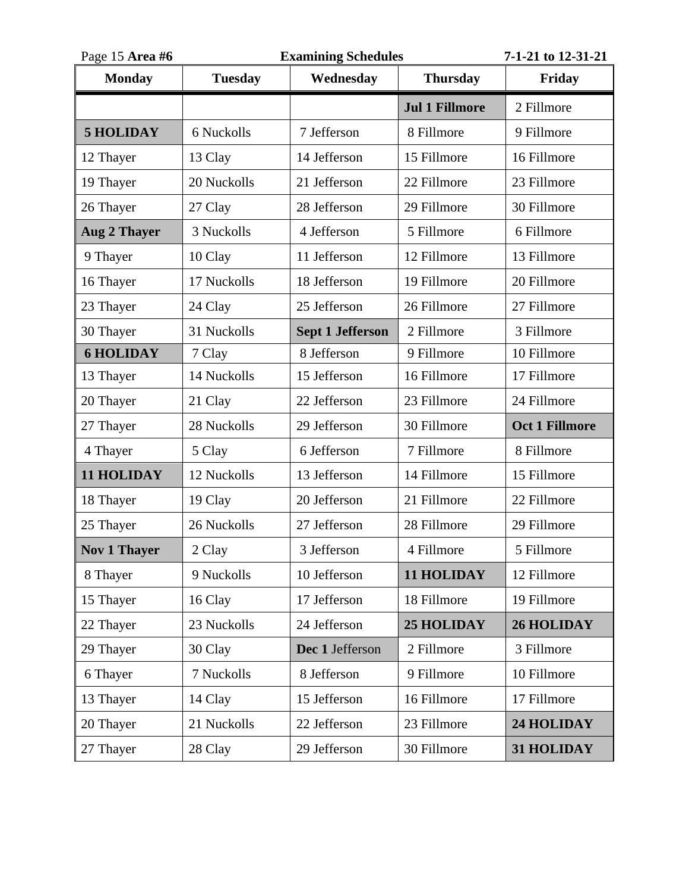Page 15 **Area #6** **Examining Schedules** **7-1-21 to 12-31-21**

| Monday | Tuesday | Wednesday | Thursday | Friday |
|---|---|---|---|---|
| | | | **Jul 1 Fillmore** | 2 Fillmore |
| **5 HOLIDAY** | 6 Nuckolls | 7 Jefferson | 8 Fillmore | 9 Fillmore |
| 12 Thayer | 13 Clay | 14 Jefferson | 15 Fillmore | 16 Fillmore |
| 19 Thayer | 20 Nuckolls | 21 Jefferson | 22 Fillmore | 23 Fillmore |
| 26 Thayer | 27 Clay | 28 Jefferson | 29 Fillmore | 30 Fillmore |
| **Aug 2 Thayer** | 3 Nuckolls | 4 Jefferson | 5 Fillmore | 6 Fillmore |
| 9 Thayer | 10 Clay | 11 Jefferson | 12 Fillmore | 13 Fillmore |
| 16 Thayer | 17 Nuckolls | 18 Jefferson | 19 Fillmore | 20 Fillmore |
| 23 Thayer | 24 Clay | 25 Jefferson | 26 Fillmore | 27 Fillmore |
| 30 Thayer | 31 Nuckolls | **Sept 1 Jefferson** | 2 Fillmore | 3 Fillmore |
| **6 HOLIDAY** | 7 Clay | 8 Jefferson | 9 Fillmore | 10 Fillmore |
| 13 Thayer | 14 Nuckolls | 15 Jefferson | 16 Fillmore | 17 Fillmore |
| 20 Thayer | 21 Clay | 22 Jefferson | 23 Fillmore | 24 Fillmore |
| 27 Thayer | 28 Nuckolls | 29 Jefferson | 30 Fillmore | **Oct 1 Fillmore** |
| 4 Thayer | 5 Clay | 6 Jefferson | 7 Fillmore | 8 Fillmore |
| **11 HOLIDAY** | 12 Nuckolls | 13 Jefferson | 14 Fillmore | 15 Fillmore |
| 18 Thayer | 19 Clay | 20 Jefferson | 21 Fillmore | 22 Fillmore |
| 25 Thayer | 26 Nuckolls | 27 Jefferson | 28 Fillmore | 29 Fillmore |
| **Nov 1 Thayer** | 2 Clay | 3 Jefferson | 4 Fillmore | 5 Fillmore |
| 8 Thayer | 9 Nuckolls | 10 Jefferson | **11 HOLIDAY** | 12 Fillmore |
| 15 Thayer | 16 Clay | 17 Jefferson | 18 Fillmore | 19 Fillmore |
| 22 Thayer | 23 Nuckolls | 24 Jefferson | **25 HOLIDAY** | **26 HOLIDAY** |
| 29 Thayer | 30 Clay | **Dec 1** Jefferson | 2 Fillmore | 3 Fillmore |
| 6 Thayer | 7 Nuckolls | 8 Jefferson | 9 Fillmore | 10 Fillmore |
| 13 Thayer | 14 Clay | 15 Jefferson | 16 Fillmore | 17 Fillmore |
| 20 Thayer | 21 Nuckolls | 22 Jefferson | 23 Fillmore | **24 HOLIDAY** |
| 27 Thayer | 28 Clay | 29 Jefferson | 30 Fillmore | **31 HOLIDAY** |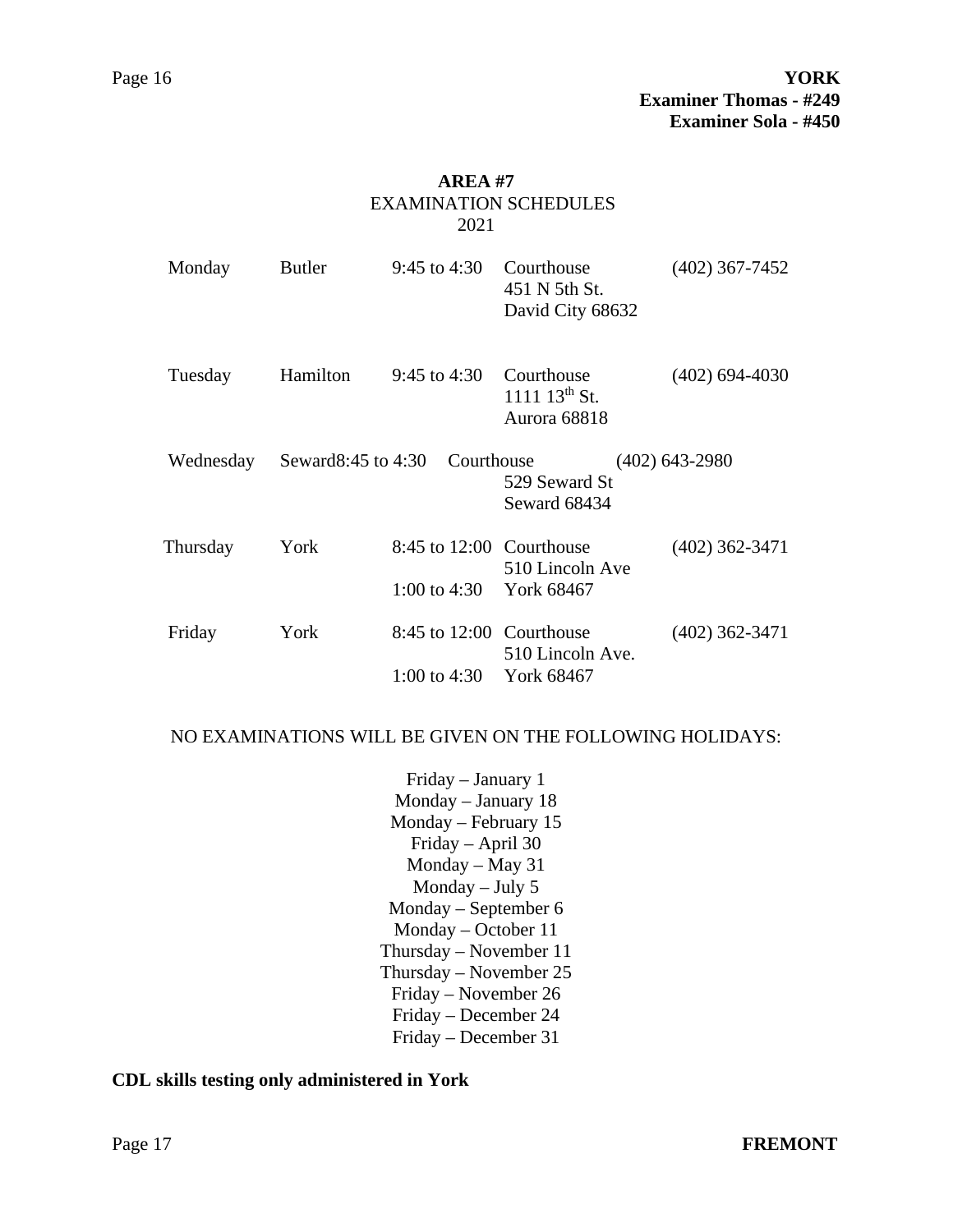**YORK**
**Examiner Thomas - #249**
**Examiner Sola - #450**

## AREA #7

EXAMINATION SCHEDULES
2021

| Day | Location | Hours | Address | Phone |
|---|---|---|---|---|
| Monday | Butler | 9:45 to 4:30 | Courthouse<br>451 N 5th St.<br>David City 68632 | (402) 367-7452 |
| Tuesday | Hamilton | 9:45 to 4:30 | Courthouse<br>1111 13th St.<br>Aurora 68818 | (402) 694-4030 |
| Wednesday | Seward | 8:45 to 4:30 | Courthouse<br>529 Seward St<br>Seward 68434 | (402) 643-2980 |
| Thursday | York | 8:45 to 12:00<br>1:00 to 4:30 | Courthouse<br>510 Lincoln Ave<br>York 68467 | (402) 362-3471 |
| Friday | York | 8:45 to 12:00<br>1:00 to 4:30 | Courthouse<br>510 Lincoln Ave.<br>York 68467 | (402) 362-3471 |

NO EXAMINATIONS WILL BE GIVEN ON THE FOLLOWING HOLIDAYS:

Friday – January 1
Monday – January 18
Monday – February 15
Friday – April 30
Monday – May 31
Monday – July 5
Monday – September 6
Monday – October 11
Thursday – November 11
Thursday – November 25
Friday – November 26
Friday – December 24
Friday – December 31

**CDL skills testing only administered in York**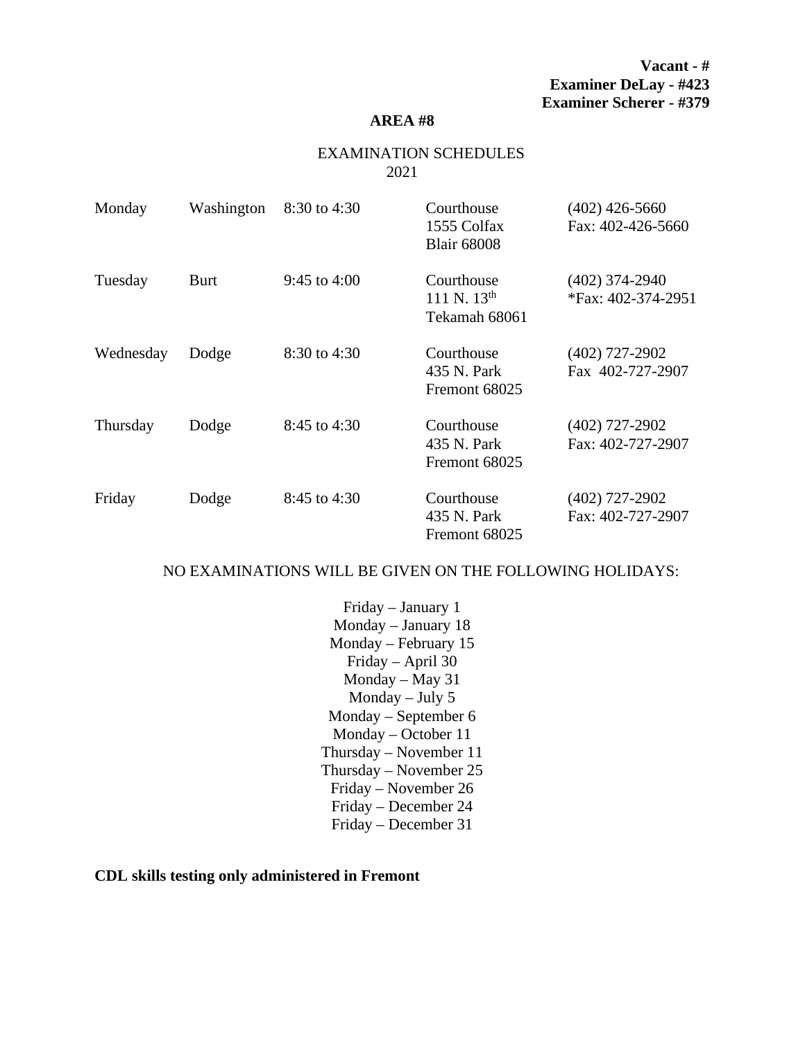**Vacant - #**
**Examiner DeLay - #423**
**Examiner Scherer - #379**

## AREA #8

EXAMINATION SCHEDULES
2021

| | | | | |
|---|---|---|---|---|
| Monday | Washington | 8:30 to 4:30 | Courthouse<br>1555 Colfax<br>Blair 68008 | (402) 426-5660<br>Fax: 402-426-5660 |
| Tuesday | Burt | 9:45 to 4:00 | Courthouse<br>111 N. 13th<br>Tekamah 68061 | (402) 374-2940<br>*Fax: 402-374-2951 |
| Wednesday | Dodge | 8:30 to 4:30 | Courthouse<br>435 N. Park<br>Fremont 68025 | (402) 727-2902<br>Fax 402-727-2907 |
| Thursday | Dodge | 8:45 to 4:30 | Courthouse<br>435 N. Park<br>Fremont 68025 | (402) 727-2902<br>Fax: 402-727-2907 |
| Friday | Dodge | 8:45 to 4:30 | Courthouse<br>435 N. Park<br>Fremont 68025 | (402) 727-2902<br>Fax: 402-727-2907 |

NO EXAMINATIONS WILL BE GIVEN ON THE FOLLOWING HOLIDAYS:

Friday – January 1
Monday – January 18
Monday – February 15
Friday – April 30
Monday – May 31
Monday – July 5
Monday – September 6
Monday – October 11
Thursday – November 11
Thursday – November 25
Friday – November 26
Friday – December 24
Friday – December 31

**CDL skills testing only administered in Fremont**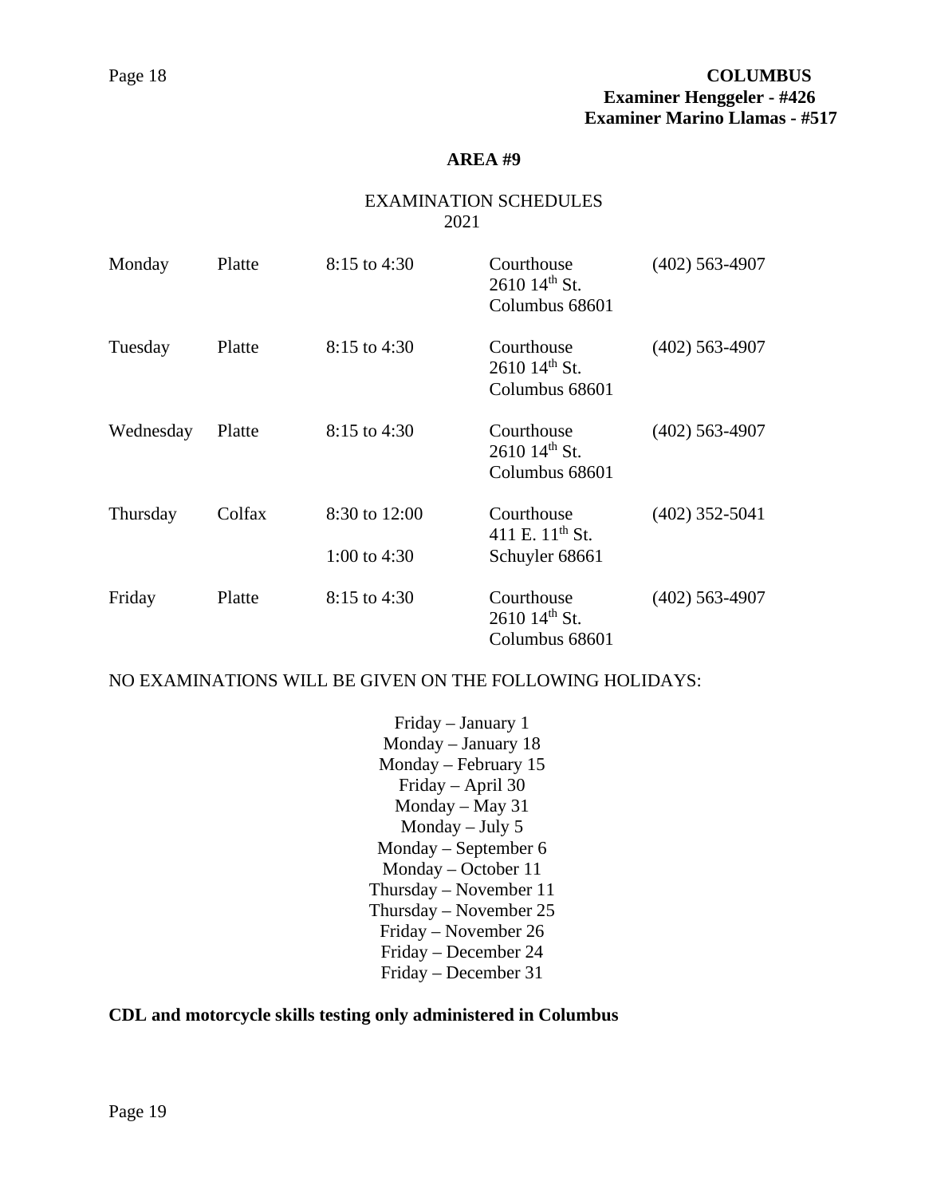**COLUMBUS**
**Examiner Henggeler - #426**
**Examiner Marino Llamas - #517**

## AREA #9

EXAMINATION SCHEDULES
2021

| | | | | |
|---|---|---|---|---|
| Monday | Platte | 8:15 to 4:30 | Courthouse<br>2610 14th St.<br>Columbus 68601 | (402) 563-4907 |
| Tuesday | Platte | 8:15 to 4:30 | Courthouse<br>2610 14th St.<br>Columbus 68601 | (402) 563-4907 |
| Wednesday | Platte | 8:15 to 4:30 | Courthouse<br>2610 14th St.<br>Columbus 68601 | (402) 563-4907 |
| Thursday | Colfax | 8:30 to 12:00<br><br>1:00 to 4:30 | Courthouse<br>411 E. 11th St.<br>Schuyler 68661 | (402) 352-5041 |
| Friday | Platte | 8:15 to 4:30 | Courthouse<br>2610 14th St.<br>Columbus 68601 | (402) 563-4907 |

NO EXAMINATIONS WILL BE GIVEN ON THE FOLLOWING HOLIDAYS:

Friday – January 1
Monday – January 18
Monday – February 15
Friday – April 30
Monday – May 31
Monday – July 5
Monday – September 6
Monday – October 11
Thursday – November 11
Thursday – November 25
Friday – November 26
Friday – December 24
Friday – December 31

**CDL and motorcycle skills testing only administered in Columbus**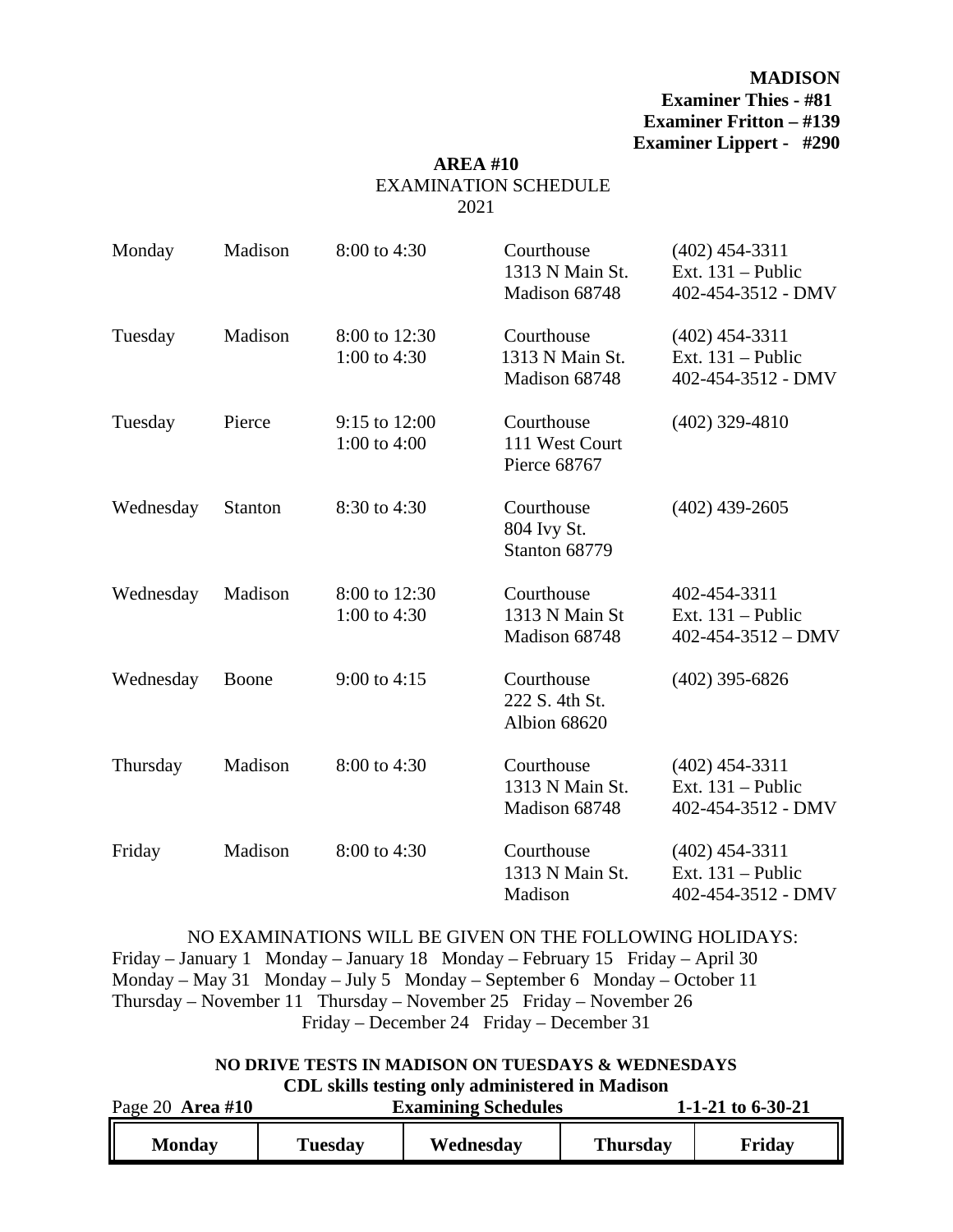**MADISON**
**Examiner Thies - #81**
**Examiner Fritton – #139**
**Examiner Lippert - #290**

## AREA #10

EXAMINATION SCHEDULE
2021

| | | | | |
|---|---|---|---|---|
| Monday | Madison | 8:00 to 4:30 | Courthouse<br>1313 N Main St.<br>Madison 68748 | (402) 454-3311<br>Ext. 131 – Public<br>402-454-3512 - DMV |
| Tuesday | Madison | 8:00 to 12:30<br>1:00 to 4:30 | Courthouse<br>1313 N Main St.<br>Madison 68748 | (402) 454-3311<br>Ext. 131 – Public<br>402-454-3512 - DMV |
| Tuesday | Pierce | 9:15 to 12:00<br>1:00 to 4:00 | Courthouse<br>111 West Court<br>Pierce 68767 | (402) 329-4810 |
| Wednesday | Stanton | 8:30 to 4:30 | Courthouse<br>804 Ivy St.<br>Stanton 68779 | (402) 439-2605 |
| Wednesday | Madison | 8:00 to 12:30<br>1:00 to 4:30 | Courthouse<br>1313 N Main St<br>Madison 68748 | 402-454-3311<br>Ext. 131 – Public<br>402-454-3512 – DMV |
| Wednesday | Boone | 9:00 to 4:15 | Courthouse<br>222 S. 4th St.<br>Albion 68620 | (402) 395-6826 |
| Thursday | Madison | 8:00 to 4:30 | Courthouse<br>1313 N Main St.<br>Madison 68748 | (402) 454-3311<br>Ext. 131 – Public<br>402-454-3512 - DMV |
| Friday | Madison | 8:00 to 4:30 | Courthouse<br>1313 N Main St.<br>Madison | (402) 454-3311<br>Ext. 131 – Public<br>402-454-3512 - DMV |

NO EXAMINATIONS WILL BE GIVEN ON THE FOLLOWING HOLIDAYS:
Friday – January 1 Monday – January 18 Monday – February 15 Friday – April 30
Monday – May 31 Monday – July 5 Monday – September 6 Monday – October 11
Thursday – November 11 Thursday – November 25 Friday – November 26
Friday – December 24 Friday – December 31

**NO DRIVE TESTS IN MADISON ON TUESDAYS & WEDNESDAYS**
**CDL skills testing only administered in Madison**

Page 20 **Area #10** **Examining Schedules** **1-1-21 to 6-30-21**

| Monday | Tuesday | Wednesday | Thursday | Friday |
|---|---|---|---|---|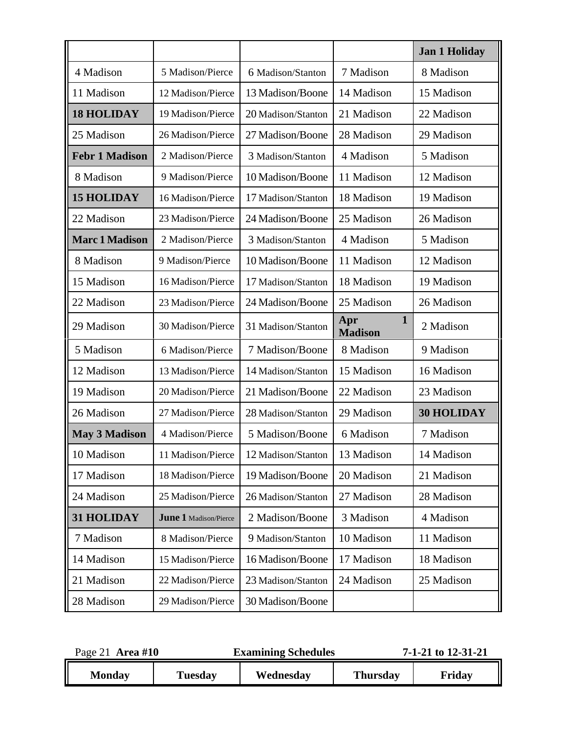| Monday | Tuesday | Wednesday | Thursday | Friday |
|---|---|---|---|---|
| | | | | **Jan 1 Holiday** |
| 4 Madison | 5 Madison/Pierce | 6 Madison/Stanton | 7 Madison | 8 Madison |
| 11 Madison | 12 Madison/Pierce | 13 Madison/Boone | 14 Madison | 15 Madison |
| **18 HOLIDAY** | 19 Madison/Pierce | 20 Madison/Stanton | 21 Madison | 22 Madison |
| 25 Madison | 26 Madison/Pierce | 27 Madison/Boone | 28 Madison | 29 Madison |
| **Febr 1 Madison** | 2 Madison/Pierce | 3 Madison/Stanton | 4 Madison | 5 Madison |
| 8 Madison | 9 Madison/Pierce | 10 Madison/Boone | 11 Madison | 12 Madison |
| **15 HOLIDAY** | 16 Madison/Pierce | 17 Madison/Stanton | 18 Madison | 19 Madison |
| 22 Madison | 23 Madison/Pierce | 24 Madison/Boone | 25 Madison | 26 Madison |
| **Marc 1 Madison** | 2 Madison/Pierce | 3 Madison/Stanton | 4 Madison | 5 Madison |
| 8 Madison | 9 Madison/Pierce | 10 Madison/Boone | 11 Madison | 12 Madison |
| 15 Madison | 16 Madison/Pierce | 17 Madison/Stanton | 18 Madison | 19 Madison |
| 22 Madison | 23 Madison/Pierce | 24 Madison/Boone | 25 Madison | 26 Madison |
| 29 Madison | 30 Madison/Pierce | 31 Madison/Stanton | **Apr 1 Madison** | 2 Madison |
| 5 Madison | 6 Madison/Pierce | 7 Madison/Boone | 8 Madison | 9 Madison |
| 12 Madison | 13 Madison/Pierce | 14 Madison/Stanton | 15 Madison | 16 Madison |
| 19 Madison | 20 Madison/Pierce | 21 Madison/Boone | 22 Madison | 23 Madison |
| 26 Madison | 27 Madison/Pierce | 28 Madison/Stanton | 29 Madison | **30 HOLIDAY** |
| **May 3 Madison** | 4 Madison/Pierce | 5 Madison/Boone | 6 Madison | 7 Madison |
| 10 Madison | 11 Madison/Pierce | 12 Madison/Stanton | 13 Madison | 14 Madison |
| 17 Madison | 18 Madison/Pierce | 19 Madison/Boone | 20 Madison | 21 Madison |
| 24 Madison | 25 Madison/Pierce | 26 Madison/Stanton | 27 Madison | 28 Madison |
| **31 HOLIDAY** | **June 1** Madison/Pierce | 2 Madison/Boone | 3 Madison | 4 Madison |
| 7 Madison | 8 Madison/Pierce | 9 Madison/Stanton | 10 Madison | 11 Madison |
| 14 Madison | 15 Madison/Pierce | 16 Madison/Boone | 17 Madison | 18 Madison |
| 21 Madison | 22 Madison/Pierce | 23 Madison/Stanton | 24 Madison | 25 Madison |
| 28 Madison | 29 Madison/Pierce | 30 Madison/Boone | | |

Page 21 **Area #10** **Examining Schedules** **7-1-21 to 12-31-21**

| Monday | Tuesday | Wednesday | Thursday | Friday |
|---|---|---|---|---|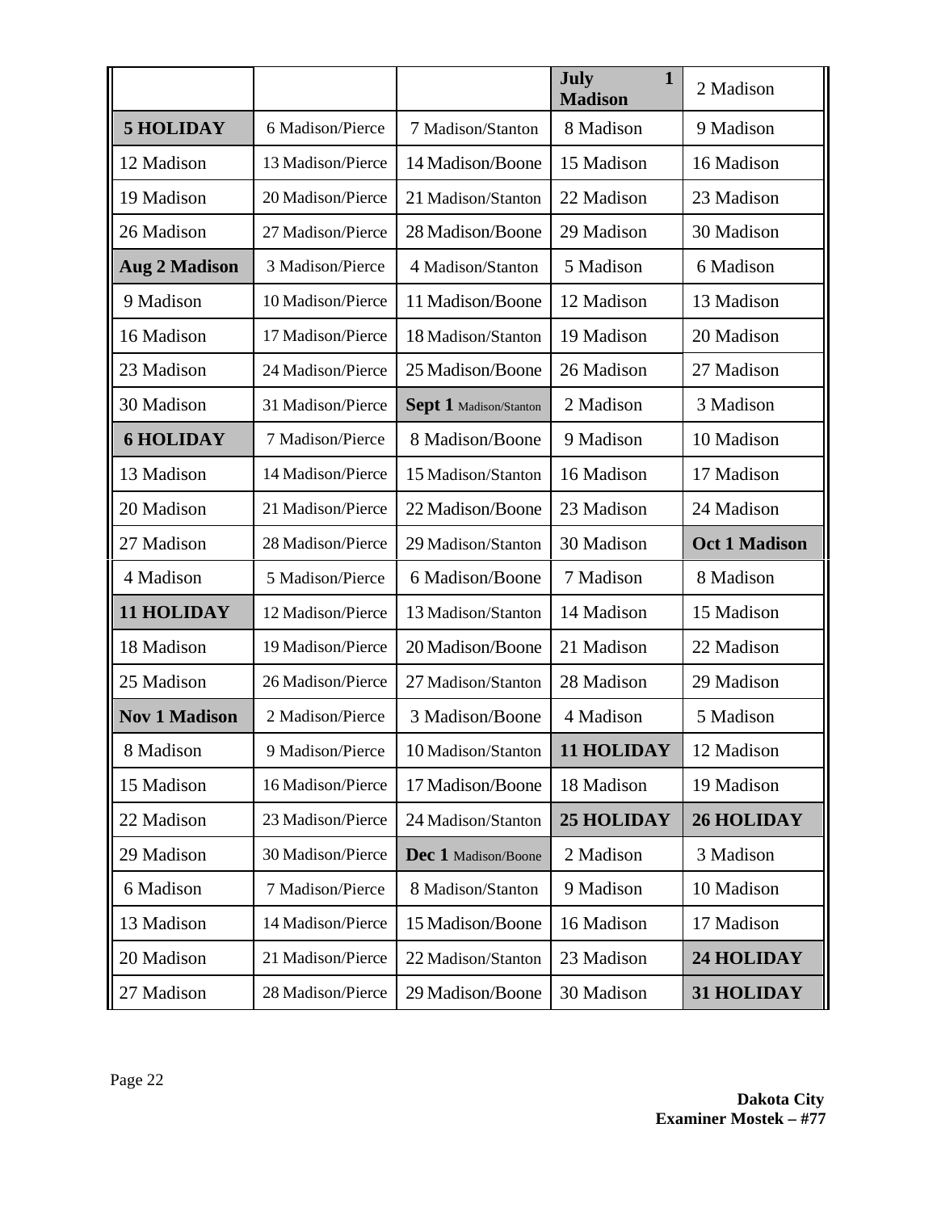| | | | **July 1 Madison** | 2 Madison |
|---|---|---|---|---|
| **5 HOLIDAY** | 6 Madison/Pierce | 7 Madison/Stanton | 8 Madison | 9 Madison |
| 12 Madison | 13 Madison/Pierce | 14 Madison/Boone | 15 Madison | 16 Madison |
| 19 Madison | 20 Madison/Pierce | 21 Madison/Stanton | 22 Madison | 23 Madison |
| 26 Madison | 27 Madison/Pierce | 28 Madison/Boone | 29 Madison | 30 Madison |
| **Aug 2 Madison** | 3 Madison/Pierce | 4 Madison/Stanton | 5 Madison | 6 Madison |
| 9 Madison | 10 Madison/Pierce | 11 Madison/Boone | 12 Madison | 13 Madison |
| 16 Madison | 17 Madison/Pierce | 18 Madison/Stanton | 19 Madison | 20 Madison |
| 23 Madison | 24 Madison/Pierce | 25 Madison/Boone | 26 Madison | 27 Madison |
| 30 Madison | 31 Madison/Pierce | **Sept 1** Madison/Stanton | 2 Madison | 3 Madison |
| **6 HOLIDAY** | 7 Madison/Pierce | 8 Madison/Boone | 9 Madison | 10 Madison |
| 13 Madison | 14 Madison/Pierce | 15 Madison/Stanton | 16 Madison | 17 Madison |
| 20 Madison | 21 Madison/Pierce | 22 Madison/Boone | 23 Madison | 24 Madison |
| 27 Madison | 28 Madison/Pierce | 29 Madison/Stanton | 30 Madison | **Oct 1 Madison** |
| 4 Madison | 5 Madison/Pierce | 6 Madison/Boone | 7 Madison | 8 Madison |
| **11 HOLIDAY** | 12 Madison/Pierce | 13 Madison/Stanton | 14 Madison | 15 Madison |
| 18 Madison | 19 Madison/Pierce | 20 Madison/Boone | 21 Madison | 22 Madison |
| 25 Madison | 26 Madison/Pierce | 27 Madison/Stanton | 28 Madison | 29 Madison |
| **Nov 1 Madison** | 2 Madison/Pierce | 3 Madison/Boone | 4 Madison | 5 Madison |
| 8 Madison | 9 Madison/Pierce | 10 Madison/Stanton | **11 HOLIDAY** | 12 Madison |
| 15 Madison | 16 Madison/Pierce | 17 Madison/Boone | 18 Madison | 19 Madison |
| 22 Madison | 23 Madison/Pierce | 24 Madison/Stanton | **25 HOLIDAY** | **26 HOLIDAY** |
| 29 Madison | 30 Madison/Pierce | **Dec 1** Madison/Boone | 2 Madison | 3 Madison |
| 6 Madison | 7 Madison/Pierce | 8 Madison/Stanton | 9 Madison | 10 Madison |
| 13 Madison | 14 Madison/Pierce | 15 Madison/Boone | 16 Madison | 17 Madison |
| 20 Madison | 21 Madison/Pierce | 22 Madison/Stanton | 23 Madison | **24 HOLIDAY** |
| 27 Madison | 28 Madison/Pierce | 29 Madison/Boone | 30 Madison | **31 HOLIDAY** |

**Dakota City**
**Examiner Mostek – #77**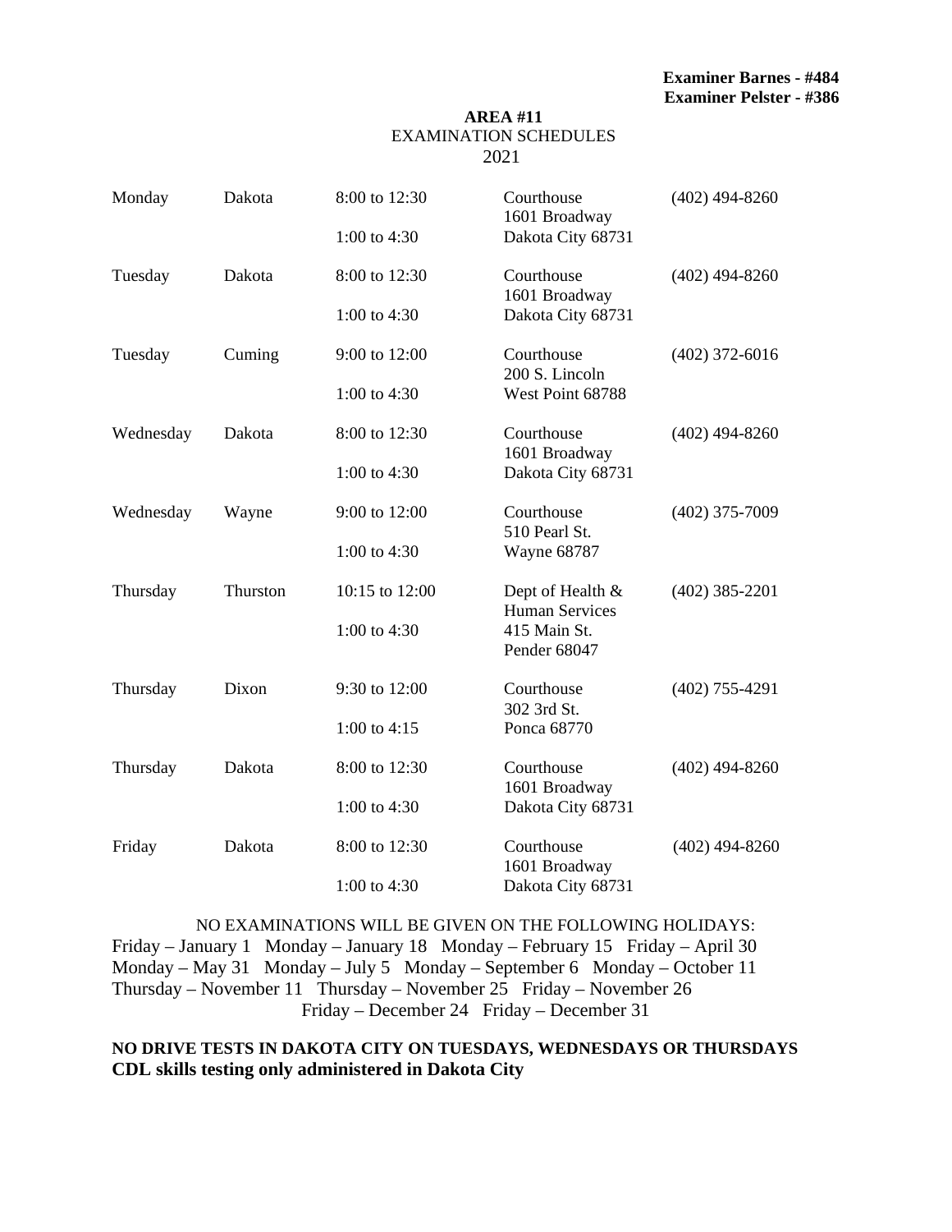**Examiner Barnes - #484**
**Examiner Pelster - #386**

**AREA #11**
EXAMINATION SCHEDULES
2021

| Day | County | Hours | Location | Phone |
|---|---|---|---|---|
| Monday | Dakota | 8:00 to 12:30<br>1:00 to 4:30 | Courthouse<br>1601 Broadway<br>Dakota City 68731 | (402) 494-8260 |
| Tuesday | Dakota | 8:00 to 12:30<br>1:00 to 4:30 | Courthouse<br>1601 Broadway<br>Dakota City 68731 | (402) 494-8260 |
| Tuesday | Cuming | 9:00 to 12:00<br>1:00 to 4:30 | Courthouse<br>200 S. Lincoln<br>West Point 68788 | (402) 372-6016 |
| Wednesday | Dakota | 8:00 to 12:30<br>1:00 to 4:30 | Courthouse<br>1601 Broadway<br>Dakota City 68731 | (402) 494-8260 |
| Wednesday | Wayne | 9:00 to 12:00<br>1:00 to 4:30 | Courthouse<br>510 Pearl St.<br>Wayne 68787 | (402) 375-7009 |
| Thursday | Thurston | 10:15 to 12:00<br>1:00 to 4:30 | Dept of Health &<br>Human Services<br>415 Main St.<br>Pender 68047 | (402) 385-2201 |
| Thursday | Dixon | 9:30 to 12:00<br>1:00 to 4:15 | Courthouse<br>302 3rd St.<br>Ponca 68770 | (402) 755-4291 |
| Thursday | Dakota | 8:00 to 12:30<br>1:00 to 4:30 | Courthouse<br>1601 Broadway<br>Dakota City 68731 | (402) 494-8260 |
| Friday | Dakota | 8:00 to 12:30<br>1:00 to 4:30 | Courthouse<br>1601 Broadway<br>Dakota City 68731 | (402) 494-8260 |

NO EXAMINATIONS WILL BE GIVEN ON THE FOLLOWING HOLIDAYS:
Friday – January 1 Monday – January 18 Monday – February 15 Friday – April 30
Monday – May 31 Monday – July 5 Monday – September 6 Monday – October 11
Thursday – November 11 Thursday – November 25 Friday – November 26
Friday – December 24 Friday – December 31

**NO DRIVE TESTS IN DAKOTA CITY ON TUESDAYS, WEDNESDAYS OR THURSDAYS**
**CDL skills testing only administered in Dakota City**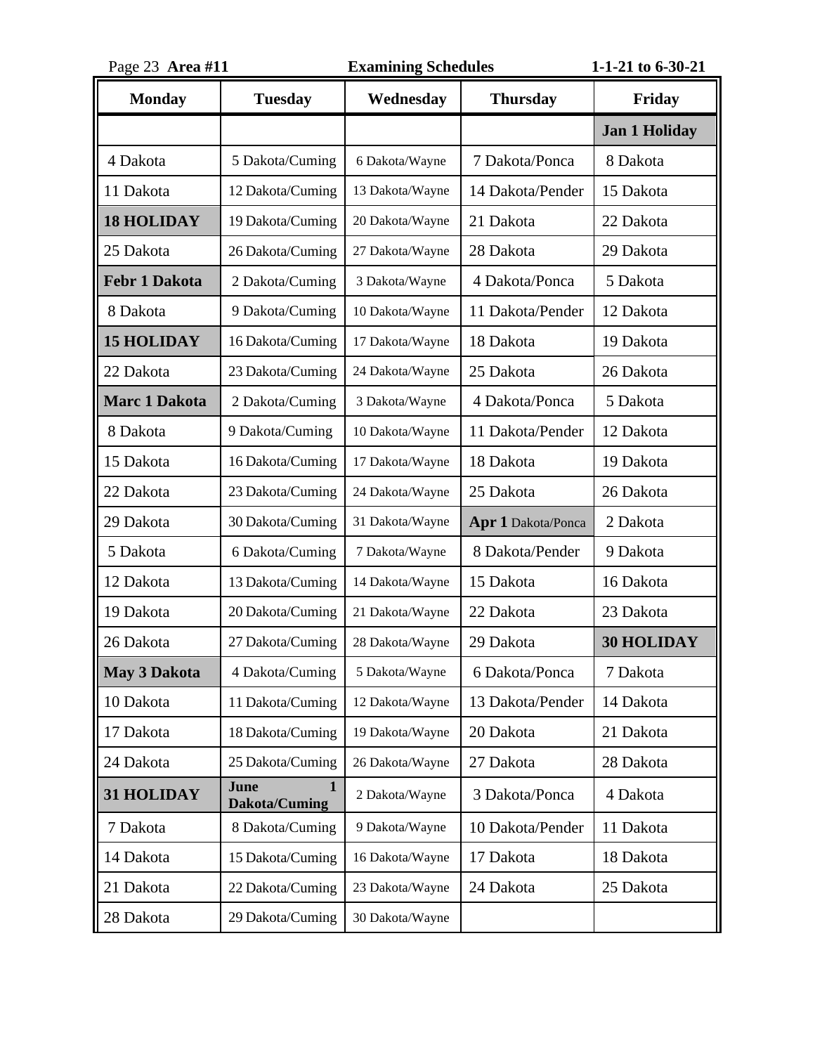Page 23 **Area #11** **Examining Schedules** **1-1-21 to 6-30-21**

| Monday | Tuesday | Wednesday | Thursday | Friday |
|---|---|---|---|---|
| | | | | **Jan 1 Holiday** |
| 4 Dakota | 5 Dakota/Cuming | 6 Dakota/Wayne | 7 Dakota/Ponca | 8 Dakota |
| 11 Dakota | 12 Dakota/Cuming | 13 Dakota/Wayne | 14 Dakota/Pender | 15 Dakota |
| **18 HOLIDAY** | 19 Dakota/Cuming | 20 Dakota/Wayne | 21 Dakota | 22 Dakota |
| 25 Dakota | 26 Dakota/Cuming | 27 Dakota/Wayne | 28 Dakota | 29 Dakota |
| **Febr 1 Dakota** | 2 Dakota/Cuming | 3 Dakota/Wayne | 4 Dakota/Ponca | 5 Dakota |
| 8 Dakota | 9 Dakota/Cuming | 10 Dakota/Wayne | 11 Dakota/Pender | 12 Dakota |
| **15 HOLIDAY** | 16 Dakota/Cuming | 17 Dakota/Wayne | 18 Dakota | 19 Dakota |
| 22 Dakota | 23 Dakota/Cuming | 24 Dakota/Wayne | 25 Dakota | 26 Dakota |
| **Marc 1 Dakota** | 2 Dakota/Cuming | 3 Dakota/Wayne | 4 Dakota/Ponca | 5 Dakota |
| 8 Dakota | 9 Dakota/Cuming | 10 Dakota/Wayne | 11 Dakota/Pender | 12 Dakota |
| 15 Dakota | 16 Dakota/Cuming | 17 Dakota/Wayne | 18 Dakota | 19 Dakota |
| 22 Dakota | 23 Dakota/Cuming | 24 Dakota/Wayne | 25 Dakota | 26 Dakota |
| 29 Dakota | 30 Dakota/Cuming | 31 Dakota/Wayne | **Apr 1** Dakota/Ponca | 2 Dakota |
| 5 Dakota | 6 Dakota/Cuming | 7 Dakota/Wayne | 8 Dakota/Pender | 9 Dakota |
| 12 Dakota | 13 Dakota/Cuming | 14 Dakota/Wayne | 15 Dakota | 16 Dakota |
| 19 Dakota | 20 Dakota/Cuming | 21 Dakota/Wayne | 22 Dakota | 23 Dakota |
| 26 Dakota | 27 Dakota/Cuming | 28 Dakota/Wayne | 29 Dakota | **30 HOLIDAY** |
| **May 3 Dakota** | 4 Dakota/Cuming | 5 Dakota/Wayne | 6 Dakota/Ponca | 7 Dakota |
| 10 Dakota | 11 Dakota/Cuming | 12 Dakota/Wayne | 13 Dakota/Pender | 14 Dakota |
| 17 Dakota | 18 Dakota/Cuming | 19 Dakota/Wayne | 20 Dakota | 21 Dakota |
| 24 Dakota | 25 Dakota/Cuming | 26 Dakota/Wayne | 27 Dakota | 28 Dakota |
| **31 HOLIDAY** | **June 1 Dakota/Cuming** | 2 Dakota/Wayne | 3 Dakota/Ponca | 4 Dakota |
| 7 Dakota | 8 Dakota/Cuming | 9 Dakota/Wayne | 10 Dakota/Pender | 11 Dakota |
| 14 Dakota | 15 Dakota/Cuming | 16 Dakota/Wayne | 17 Dakota | 18 Dakota |
| 21 Dakota | 22 Dakota/Cuming | 23 Dakota/Wayne | 24 Dakota | 25 Dakota |
| 28 Dakota | 29 Dakota/Cuming | 30 Dakota/Wayne | | |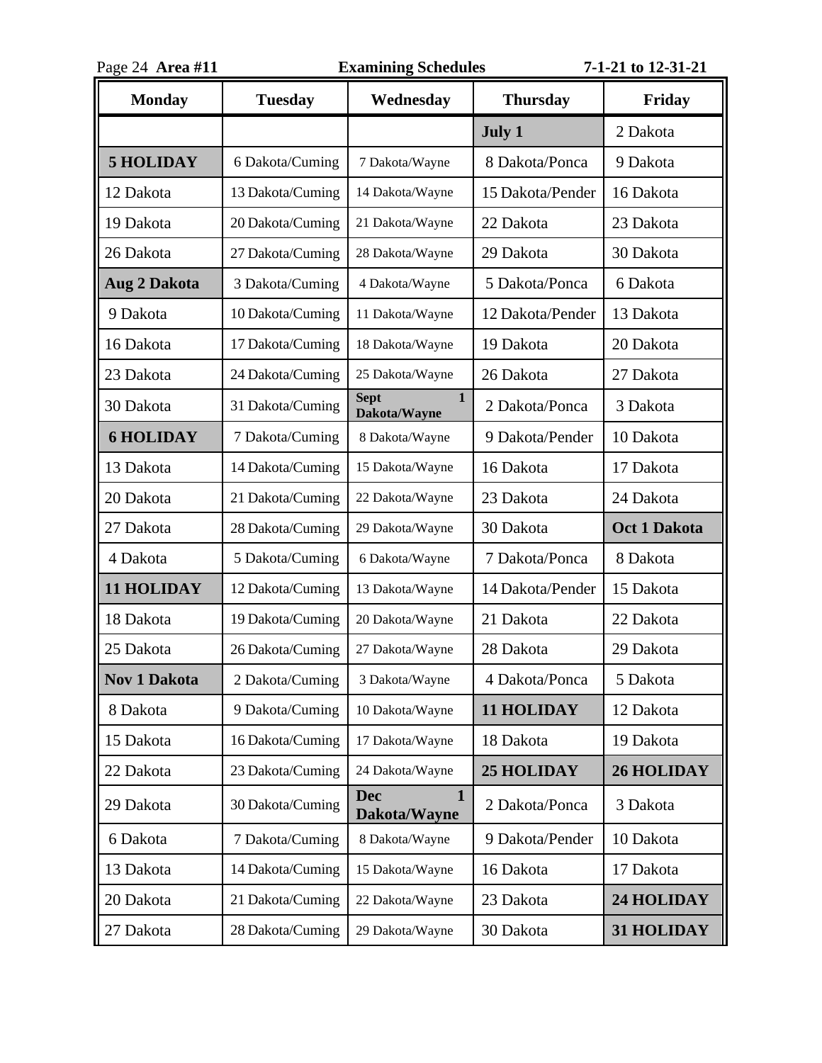Area #11 **Examining Schedules** 7-1-21 to 12-31-21

| Monday | Tuesday | Wednesday | Thursday | Friday |
|---|---|---|---|---|
| | | | **July 1** | 2 Dakota |
| **5 HOLIDAY** | 6 Dakota/Cuming | 7 Dakota/Wayne | 8 Dakota/Ponca | 9 Dakota |
| 12 Dakota | 13 Dakota/Cuming | 14 Dakota/Wayne | 15 Dakota/Pender | 16 Dakota |
| 19 Dakota | 20 Dakota/Cuming | 21 Dakota/Wayne | 22 Dakota | 23 Dakota |
| 26 Dakota | 27 Dakota/Cuming | 28 Dakota/Wayne | 29 Dakota | 30 Dakota |
| **Aug 2 Dakota** | 3 Dakota/Cuming | 4 Dakota/Wayne | 5 Dakota/Ponca | 6 Dakota |
| 9 Dakota | 10 Dakota/Cuming | 11 Dakota/Wayne | 12 Dakota/Pender | 13 Dakota |
| 16 Dakota | 17 Dakota/Cuming | 18 Dakota/Wayne | 19 Dakota | 20 Dakota |
| 23 Dakota | 24 Dakota/Cuming | 25 Dakota/Wayne | 26 Dakota | 27 Dakota |
| 30 Dakota | 31 Dakota/Cuming | **Sept 1 Dakota/Wayne** | 2 Dakota/Ponca | 3 Dakota |
| **6 HOLIDAY** | 7 Dakota/Cuming | 8 Dakota/Wayne | 9 Dakota/Pender | 10 Dakota |
| 13 Dakota | 14 Dakota/Cuming | 15 Dakota/Wayne | 16 Dakota | 17 Dakota |
| 20 Dakota | 21 Dakota/Cuming | 22 Dakota/Wayne | 23 Dakota | 24 Dakota |
| 27 Dakota | 28 Dakota/Cuming | 29 Dakota/Wayne | 30 Dakota | **Oct 1 Dakota** |
| 4 Dakota | 5 Dakota/Cuming | 6 Dakota/Wayne | 7 Dakota/Ponca | 8 Dakota |
| **11 HOLIDAY** | 12 Dakota/Cuming | 13 Dakota/Wayne | 14 Dakota/Pender | 15 Dakota |
| 18 Dakota | 19 Dakota/Cuming | 20 Dakota/Wayne | 21 Dakota | 22 Dakota |
| 25 Dakota | 26 Dakota/Cuming | 27 Dakota/Wayne | 28 Dakota | 29 Dakota |
| **Nov 1 Dakota** | 2 Dakota/Cuming | 3 Dakota/Wayne | 4 Dakota/Ponca | 5 Dakota |
| 8 Dakota | 9 Dakota/Cuming | 10 Dakota/Wayne | **11 HOLIDAY** | 12 Dakota |
| 15 Dakota | 16 Dakota/Cuming | 17 Dakota/Wayne | 18 Dakota | 19 Dakota |
| 22 Dakota | 23 Dakota/Cuming | 24 Dakota/Wayne | **25 HOLIDAY** | **26 HOLIDAY** |
| 29 Dakota | 30 Dakota/Cuming | **Dec 1 Dakota/Wayne** | 2 Dakota/Ponca | 3 Dakota |
| 6 Dakota | 7 Dakota/Cuming | 8 Dakota/Wayne | 9 Dakota/Pender | 10 Dakota |
| 13 Dakota | 14 Dakota/Cuming | 15 Dakota/Wayne | 16 Dakota | 17 Dakota |
| 20 Dakota | 21 Dakota/Cuming | 22 Dakota/Wayne | 23 Dakota | **24 HOLIDAY** |
| 27 Dakota | 28 Dakota/Cuming | 29 Dakota/Wayne | 30 Dakota | **31 HOLIDAY** |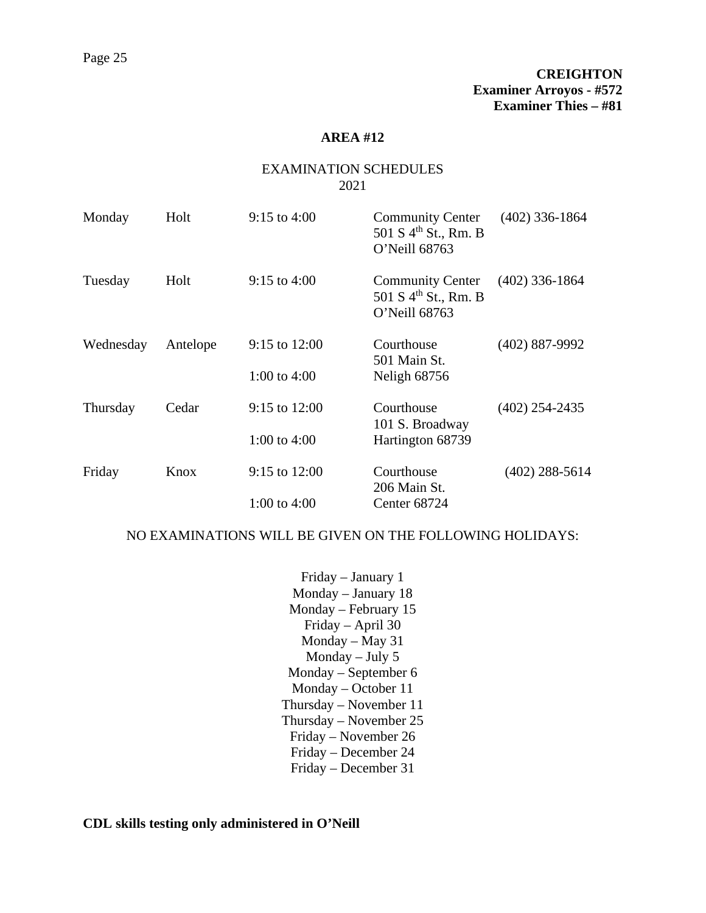**CREIGHTON**
**Examiner Arroyos - #572**
**Examiner Thies – #81**

## AREA #12

EXAMINATION SCHEDULES
2021

| Day | County | Hours | Location | Phone |
|---|---|---|---|---|
| Monday | Holt | 9:15 to 4:00 | Community Center<br>501 S 4th St., Rm. B<br>O'Neill 68763 | (402) 336-1864 |
| Tuesday | Holt | 9:15 to 4:00 | Community Center<br>501 S 4th St., Rm. B<br>O'Neill 68763 | (402) 336-1864 |
| Wednesday | Antelope | 9:15 to 12:00<br>1:00 to 4:00 | Courthouse<br>501 Main St.<br>Neligh 68756 | (402) 887-9992 |
| Thursday | Cedar | 9:15 to 12:00<br>1:00 to 4:00 | Courthouse<br>101 S. Broadway<br>Hartington 68739 | (402) 254-2435 |
| Friday | Knox | 9:15 to 12:00<br>1:00 to 4:00 | Courthouse<br>206 Main St.<br>Center 68724 | (402) 288-5614 |

NO EXAMINATIONS WILL BE GIVEN ON THE FOLLOWING HOLIDAYS:

Friday – January 1
Monday – January 18
Monday – February 15
Friday – April 30
Monday – May 31
Monday – July 5
Monday – September 6
Monday – October 11
Thursday – November 11
Thursday – November 25
Friday – November 26
Friday – December 24
Friday – December 31

**CDL skills testing only administered in O'Neill**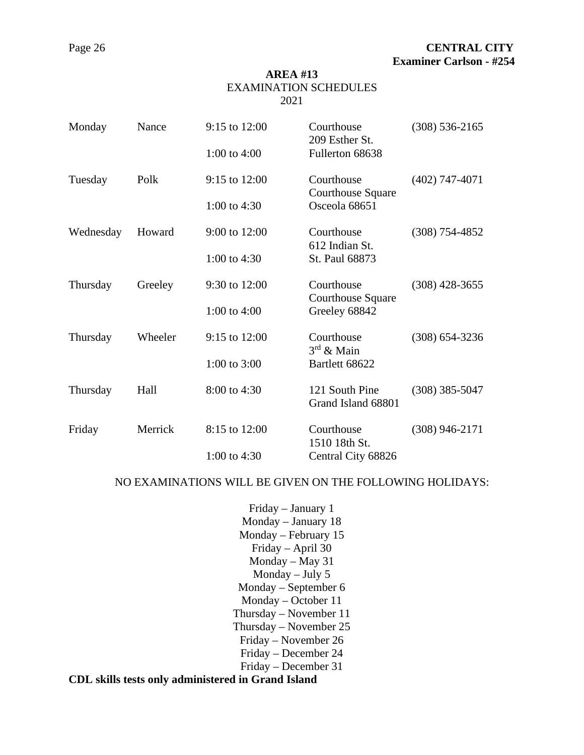**CENTRAL CITY**
**Examiner Carlson - #254**

## AREA #13

EXAMINATION SCHEDULES
2021

| Day | County | Hours | Location | Phone |
|---|---|---|---|---|
| Monday | Nance | 9:15 to 12:00<br>1:00 to 4:00 | Courthouse<br>209 Esther St.<br>Fullerton 68638 | (308) 536-2165 |
| Tuesday | Polk | 9:15 to 12:00<br>1:00 to 4:30 | Courthouse<br>Courthouse Square<br>Osceola 68651 | (402) 747-4071 |
| Wednesday | Howard | 9:00 to 12:00<br>1:00 to 4:30 | Courthouse<br>612 Indian St.<br>St. Paul 68873 | (308) 754-4852 |
| Thursday | Greeley | 9:30 to 12:00<br>1:00 to 4:00 | Courthouse<br>Courthouse Square<br>Greeley 68842 | (308) 428-3655 |
| Thursday | Wheeler | 9:15 to 12:00<br>1:00 to 3:00 | Courthouse<br>3rd & Main<br>Bartlett 68622 | (308) 654-3236 |
| Thursday | Hall | 8:00 to 4:30 | 121 South Pine<br>Grand Island 68801 | (308) 385-5047 |
| Friday | Merrick | 8:15 to 12:00<br>1:00 to 4:30 | Courthouse<br>1510 18th St.<br>Central City 68826 | (308) 946-2171 |

NO EXAMINATIONS WILL BE GIVEN ON THE FOLLOWING HOLIDAYS:

Friday – January 1
Monday – January 18
Monday – February 15
Friday – April 30
Monday – May 31
Monday – July 5
Monday – September 6
Monday – October 11
Thursday – November 11
Thursday – November 25
Friday – November 26
Friday – December 24
Friday – December 31

**CDL skills tests only administered in Grand Island**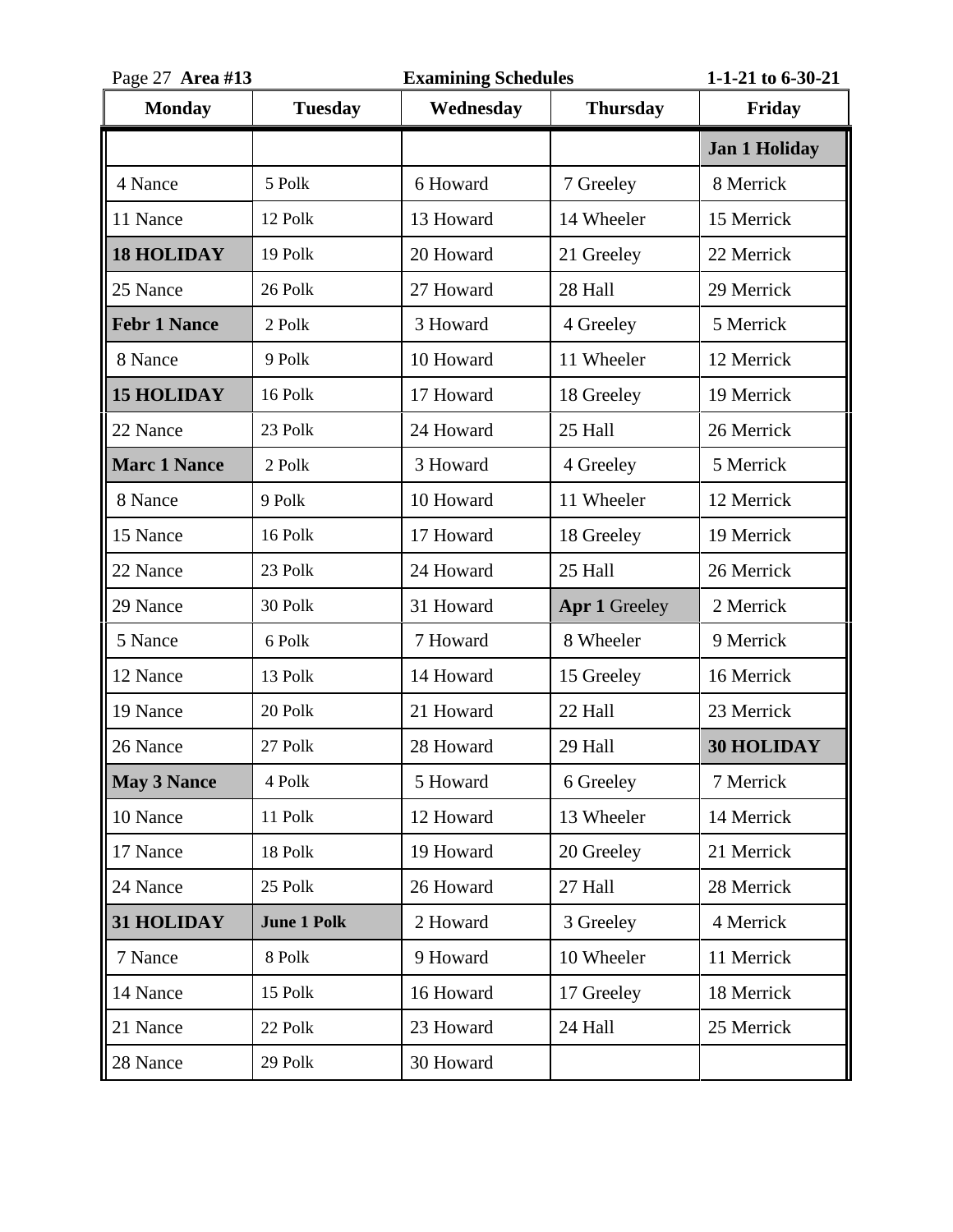Page 27 **Area #13** **Examining Schedules** **1-1-21 to 6-30-21**

| Monday | Tuesday | Wednesday | Thursday | Friday |
|---|---|---|---|---|
| | | | | **Jan 1 Holiday** |
| 4 Nance | 5 Polk | 6 Howard | 7 Greeley | 8 Merrick |
| 11 Nance | 12 Polk | 13 Howard | 14 Wheeler | 15 Merrick |
| **18 HOLIDAY** | 19 Polk | 20 Howard | 21 Greeley | 22 Merrick |
| 25 Nance | 26 Polk | 27 Howard | 28 Hall | 29 Merrick |
| **Febr 1 Nance** | 2 Polk | 3 Howard | 4 Greeley | 5 Merrick |
| 8 Nance | 9 Polk | 10 Howard | 11 Wheeler | 12 Merrick |
| **15 HOLIDAY** | 16 Polk | 17 Howard | 18 Greeley | 19 Merrick |
| 22 Nance | 23 Polk | 24 Howard | 25 Hall | 26 Merrick |
| **Marc 1 Nance** | 2 Polk | 3 Howard | 4 Greeley | 5 Merrick |
| 8 Nance | 9 Polk | 10 Howard | 11 Wheeler | 12 Merrick |
| 15 Nance | 16 Polk | 17 Howard | 18 Greeley | 19 Merrick |
| 22 Nance | 23 Polk | 24 Howard | 25 Hall | 26 Merrick |
| 29 Nance | 30 Polk | 31 Howard | **Apr 1** Greeley | 2 Merrick |
| 5 Nance | 6 Polk | 7 Howard | 8 Wheeler | 9 Merrick |
| 12 Nance | 13 Polk | 14 Howard | 15 Greeley | 16 Merrick |
| 19 Nance | 20 Polk | 21 Howard | 22 Hall | 23 Merrick |
| 26 Nance | 27 Polk | 28 Howard | 29 Hall | **30 HOLIDAY** |
| **May 3 Nance** | 4 Polk | 5 Howard | 6 Greeley | 7 Merrick |
| 10 Nance | 11 Polk | 12 Howard | 13 Wheeler | 14 Merrick |
| 17 Nance | 18 Polk | 19 Howard | 20 Greeley | 21 Merrick |
| 24 Nance | 25 Polk | 26 Howard | 27 Hall | 28 Merrick |
| **31 HOLIDAY** | **June 1 Polk** | 2 Howard | 3 Greeley | 4 Merrick |
| 7 Nance | 8 Polk | 9 Howard | 10 Wheeler | 11 Merrick |
| 14 Nance | 15 Polk | 16 Howard | 17 Greeley | 18 Merrick |
| 21 Nance | 22 Polk | 23 Howard | 24 Hall | 25 Merrick |
| 28 Nance | 29 Polk | 30 Howard | | |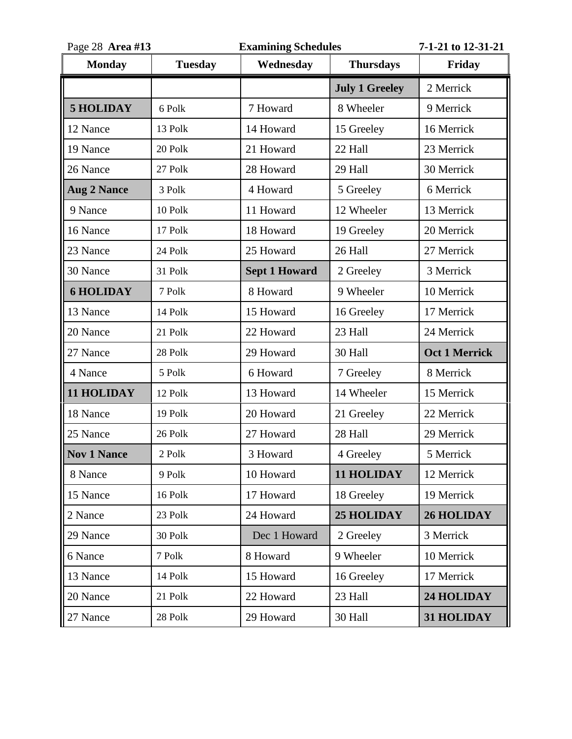Page 28 **Area #13** **Examining Schedules** **7-1-21 to 12-31-21**

| Monday | Tuesday | Wednesday | Thursdays | Friday |
|---|---|---|---|---|
| | | | **July 1 Greeley** | 2 Merrick |
| **5 HOLIDAY** | 6 Polk | 7 Howard | 8 Wheeler | 9 Merrick |
| 12 Nance | 13 Polk | 14 Howard | 15 Greeley | 16 Merrick |
| 19 Nance | 20 Polk | 21 Howard | 22 Hall | 23 Merrick |
| 26 Nance | 27 Polk | 28 Howard | 29 Hall | 30 Merrick |
| **Aug 2 Nance** | 3 Polk | 4 Howard | 5 Greeley | 6 Merrick |
| 9 Nance | 10 Polk | 11 Howard | 12 Wheeler | 13 Merrick |
| 16 Nance | 17 Polk | 18 Howard | 19 Greeley | 20 Merrick |
| 23 Nance | 24 Polk | 25 Howard | 26 Hall | 27 Merrick |
| 30 Nance | 31 Polk | **Sept 1 Howard** | 2 Greeley | 3 Merrick |
| **6 HOLIDAY** | 7 Polk | 8 Howard | 9 Wheeler | 10 Merrick |
| 13 Nance | 14 Polk | 15 Howard | 16 Greeley | 17 Merrick |
| 20 Nance | 21 Polk | 22 Howard | 23 Hall | 24 Merrick |
| 27 Nance | 28 Polk | 29 Howard | 30 Hall | **Oct 1 Merrick** |
| 4 Nance | 5 Polk | 6 Howard | 7 Greeley | 8 Merrick |
| **11 HOLIDAY** | 12 Polk | 13 Howard | 14 Wheeler | 15 Merrick |
| 18 Nance | 19 Polk | 20 Howard | 21 Greeley | 22 Merrick |
| 25 Nance | 26 Polk | 27 Howard | 28 Hall | 29 Merrick |
| **Nov 1 Nance** | 2 Polk | 3 Howard | 4 Greeley | 5 Merrick |
| 8 Nance | 9 Polk | 10 Howard | **11 HOLIDAY** | 12 Merrick |
| 15 Nance | 16 Polk | 17 Howard | 18 Greeley | 19 Merrick |
| 2 Nance | 23 Polk | 24 Howard | **25 HOLIDAY** | **26 HOLIDAY** |
| 29 Nance | 30 Polk | Dec 1 Howard | 2 Greeley | 3 Merrick |
| 6 Nance | 7 Polk | 8 Howard | 9 Wheeler | 10 Merrick |
| 13 Nance | 14 Polk | 15 Howard | 16 Greeley | 17 Merrick |
| 20 Nance | 21 Polk | 22 Howard | 23 Hall | **24 HOLIDAY** |
| 27 Nance | 28 Polk | 29 Howard | 30 Hall | **31 HOLIDAY** |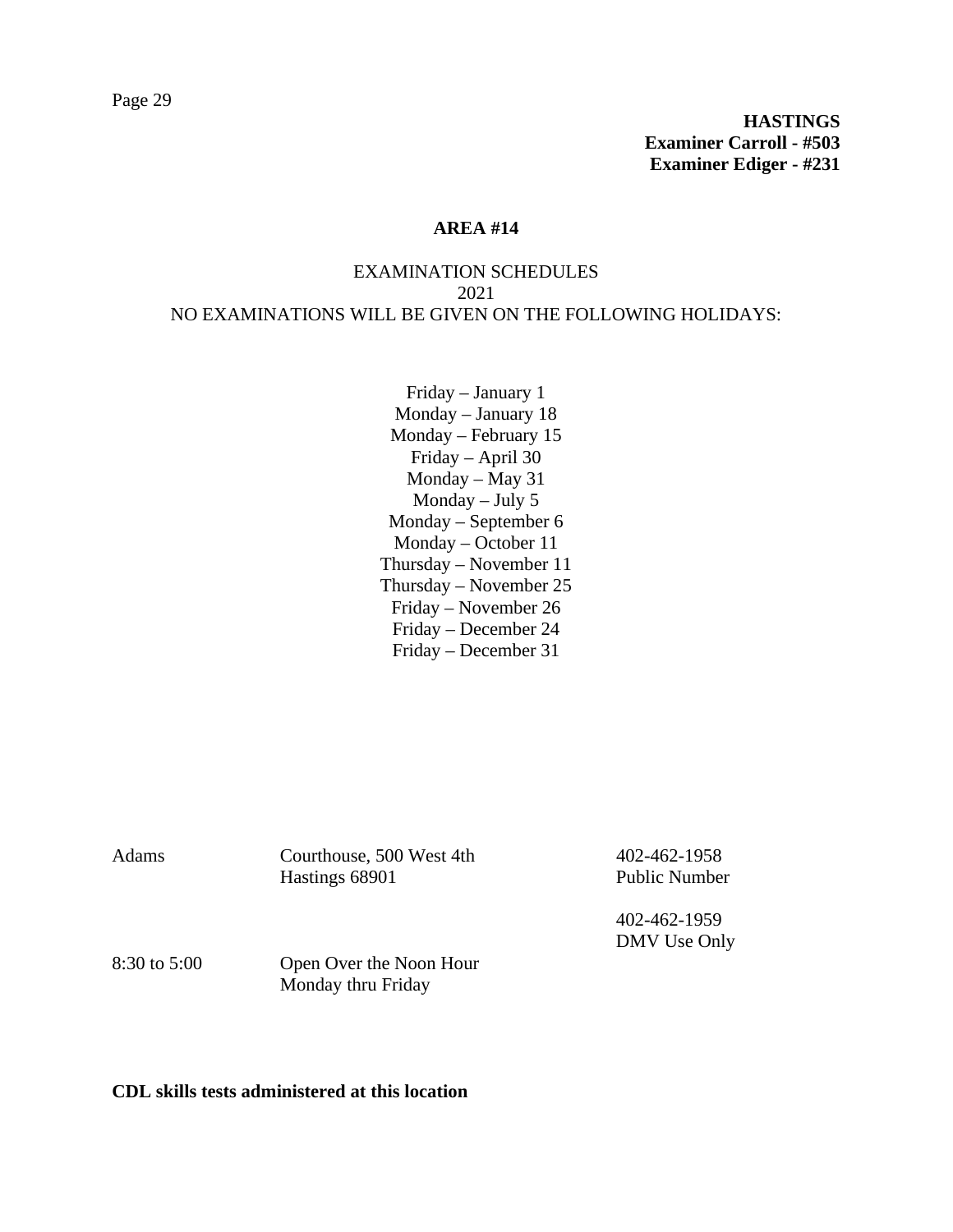**HASTINGS**
**Examiner Carroll - #503**
**Examiner Ediger - #231**

## AREA #14

EXAMINATION SCHEDULES
2021
NO EXAMINATIONS WILL BE GIVEN ON THE FOLLOWING HOLIDAYS:

Friday – January 1
Monday – January 18
Monday – February 15
Friday – April 30
Monday – May 31
Monday – July 5
Monday – September 6
Monday – October 11
Thursday – November 11
Thursday – November 25
Friday – November 26
Friday – December 24
Friday – December 31

| | | |
|---|---|---|
| Adams | Courthouse, 500 West 4th<br>Hastings 68901 | 402-462-1958<br>Public Number |
| | | 402-462-1959<br>DMV Use Only |
| 8:30 to 5:00 | Open Over the Noon Hour<br>Monday thru Friday | |

**CDL skills tests administered at this location**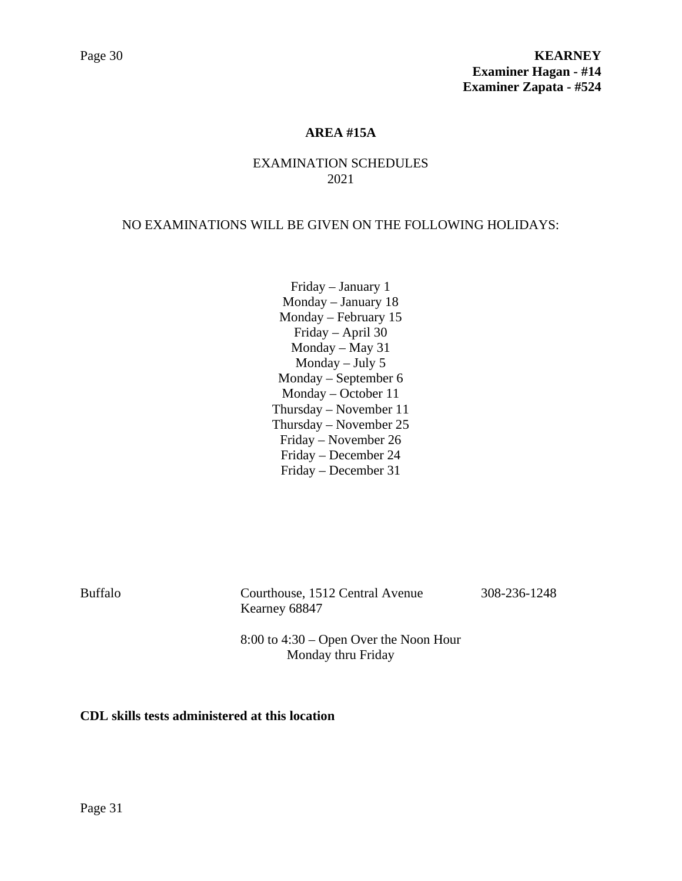**KEARNEY**
**Examiner Hagan - #14**
**Examiner Zapata - #524**

## AREA #15A

EXAMINATION SCHEDULES
2021

NO EXAMINATIONS WILL BE GIVEN ON THE FOLLOWING HOLIDAYS:

Friday – January 1
Monday – January 18
Monday – February 15
Friday – April 30
Monday – May 31
Monday – July 5
Monday – September 6
Monday – October 11
Thursday – November 11
Thursday – November 25
Friday – November 26
Friday – December 24
Friday – December 31

| | | |
|---|---|---|
| Buffalo | Courthouse, 1512 Central Avenue<br>Kearney 68847 | 308-236-1248 |
| | 8:00 to 4:30 – Open Over the Noon Hour<br>Monday thru Friday | |

**CDL skills tests administered at this location**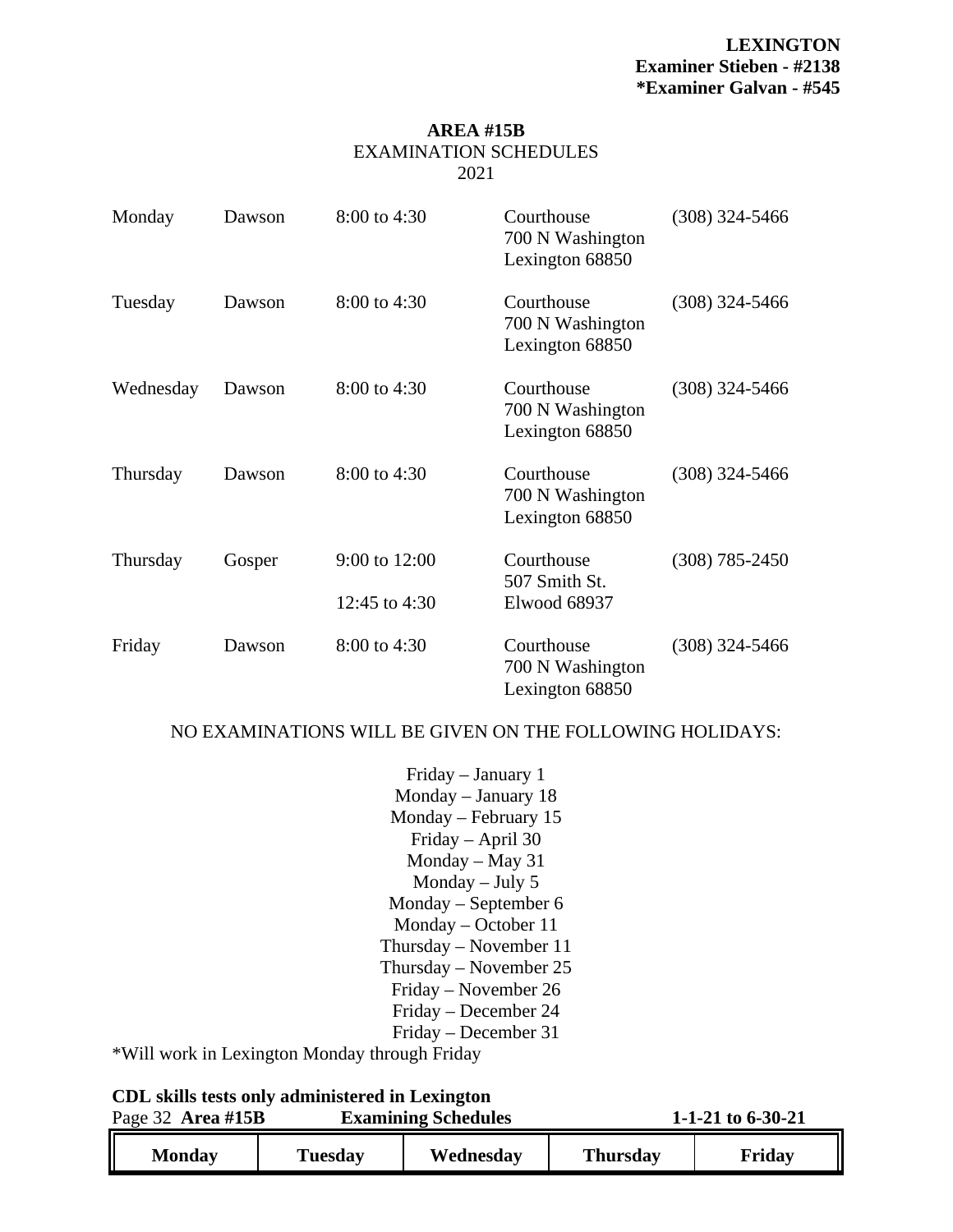**LEXINGTON**
**Examiner Stieben - #2138**
***Examiner Galvan - #545**

## AREA #15B

EXAMINATION SCHEDULES
2021

| | | | | |
|---|---|---|---|---|
| Monday | Dawson | 8:00 to 4:30 | Courthouse<br>700 N Washington<br>Lexington 68850 | (308) 324-5466 |
| Tuesday | Dawson | 8:00 to 4:30 | Courthouse<br>700 N Washington<br>Lexington 68850 | (308) 324-5466 |
| Wednesday | Dawson | 8:00 to 4:30 | Courthouse<br>700 N Washington<br>Lexington 68850 | (308) 324-5466 |
| Thursday | Dawson | 8:00 to 4:30 | Courthouse<br>700 N Washington<br>Lexington 68850 | (308) 324-5466 |
| Thursday | Gosper | 9:00 to 12:00<br><br>12:45 to 4:30 | Courthouse<br>507 Smith St.<br>Elwood 68937 | (308) 785-2450 |
| Friday | Dawson | 8:00 to 4:30 | Courthouse<br>700 N Washington<br>Lexington 68850 | (308) 324-5466 |

NO EXAMINATIONS WILL BE GIVEN ON THE FOLLOWING HOLIDAYS:

Friday – January 1
Monday – January 18
Monday – February 15
Friday – April 30
Monday – May 31
Monday – July 5
Monday – September 6
Monday – October 11
Thursday – November 11
Thursday – November 25
Friday – November 26
Friday – December 24
Friday – December 31

*Will work in Lexington Monday through Friday

**CDL skills tests only administered in Lexington**

| Monday | Tuesday | Wednesday | Thursday | Friday |
|---|---|---|---|---|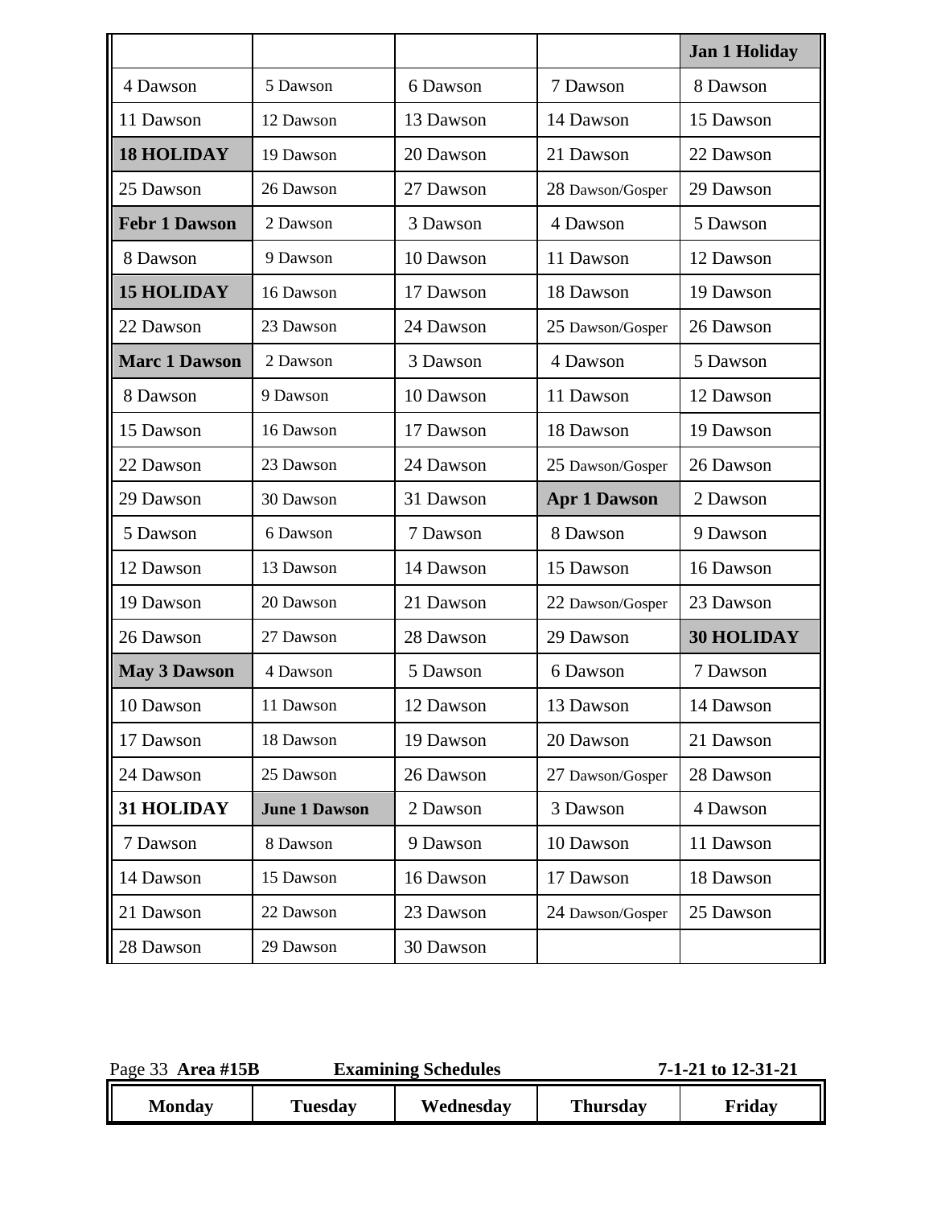| Monday | Tuesday | Wednesday | Thursday | Friday |
|---|---|---|---|---|
| | | | | **Jan 1 Holiday** |
| 4 Dawson | 5 Dawson | 6 Dawson | 7 Dawson | 8 Dawson |
| 11 Dawson | 12 Dawson | 13 Dawson | 14 Dawson | 15 Dawson |
| **18 HOLIDAY** | 19 Dawson | 20 Dawson | 21 Dawson | 22 Dawson |
| 25 Dawson | 26 Dawson | 27 Dawson | 28 Dawson/Gosper | 29 Dawson |
| **Febr 1 Dawson** | 2 Dawson | 3 Dawson | 4 Dawson | 5 Dawson |
| 8 Dawson | 9 Dawson | 10 Dawson | 11 Dawson | 12 Dawson |
| **15 HOLIDAY** | 16 Dawson | 17 Dawson | 18 Dawson | 19 Dawson |
| 22 Dawson | 23 Dawson | 24 Dawson | 25 Dawson/Gosper | 26 Dawson |
| **Marc 1 Dawson** | 2 Dawson | 3 Dawson | 4 Dawson | 5 Dawson |
| 8 Dawson | 9 Dawson | 10 Dawson | 11 Dawson | 12 Dawson |
| 15 Dawson | 16 Dawson | 17 Dawson | 18 Dawson | 19 Dawson |
| 22 Dawson | 23 Dawson | 24 Dawson | 25 Dawson/Gosper | 26 Dawson |
| 29 Dawson | 30 Dawson | 31 Dawson | **Apr 1 Dawson** | 2 Dawson |
| 5 Dawson | 6 Dawson | 7 Dawson | 8 Dawson | 9 Dawson |
| 12 Dawson | 13 Dawson | 14 Dawson | 15 Dawson | 16 Dawson |
| 19 Dawson | 20 Dawson | 21 Dawson | 22 Dawson/Gosper | 23 Dawson |
| 26 Dawson | 27 Dawson | 28 Dawson | 29 Dawson | **30 HOLIDAY** |
| **May 3 Dawson** | 4 Dawson | 5 Dawson | 6 Dawson | 7 Dawson |
| 10 Dawson | 11 Dawson | 12 Dawson | 13 Dawson | 14 Dawson |
| 17 Dawson | 18 Dawson | 19 Dawson | 20 Dawson | 21 Dawson |
| 24 Dawson | 25 Dawson | 26 Dawson | 27 Dawson/Gosper | 28 Dawson |
| **31 HOLIDAY** | **June 1 Dawson** | 2 Dawson | 3 Dawson | 4 Dawson |
| 7 Dawson | 8 Dawson | 9 Dawson | 10 Dawson | 11 Dawson |
| 14 Dawson | 15 Dawson | 16 Dawson | 17 Dawson | 18 Dawson |
| 21 Dawson | 22 Dawson | 23 Dawson | 24 Dawson/Gosper | 25 Dawson |
| 28 Dawson | 29 Dawson | 30 Dawson | | |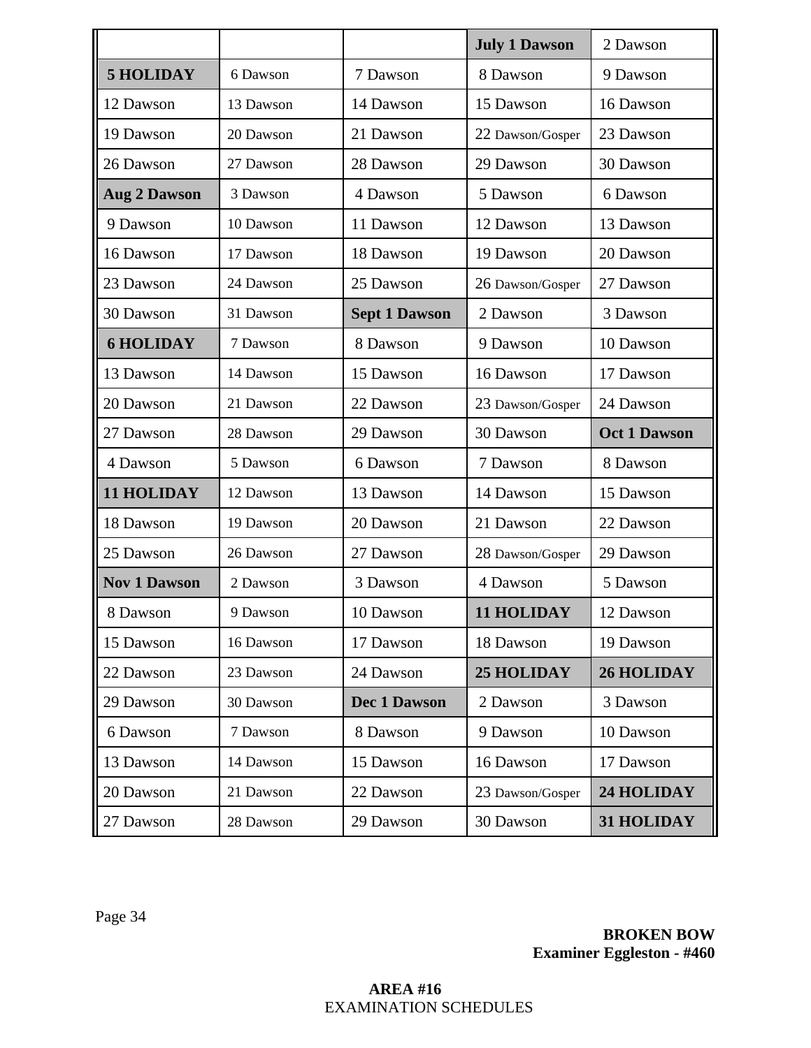| | | | **July 1 Dawson** | 2 Dawson |
|---|---|---|---|---|
| **5 HOLIDAY** | 6 Dawson | 7 Dawson | 8 Dawson | 9 Dawson |
| 12 Dawson | 13 Dawson | 14 Dawson | 15 Dawson | 16 Dawson |
| 19 Dawson | 20 Dawson | 21 Dawson | 22 Dawson/Gosper | 23 Dawson |
| 26 Dawson | 27 Dawson | 28 Dawson | 29 Dawson | 30 Dawson |
| **Aug 2 Dawson** | 3 Dawson | 4 Dawson | 5 Dawson | 6 Dawson |
| 9 Dawson | 10 Dawson | 11 Dawson | 12 Dawson | 13 Dawson |
| 16 Dawson | 17 Dawson | 18 Dawson | 19 Dawson | 20 Dawson |
| 23 Dawson | 24 Dawson | 25 Dawson | 26 Dawson/Gosper | 27 Dawson |
| 30 Dawson | 31 Dawson | **Sept 1 Dawson** | 2 Dawson | 3 Dawson |
| **6 HOLIDAY** | 7 Dawson | 8 Dawson | 9 Dawson | 10 Dawson |
| 13 Dawson | 14 Dawson | 15 Dawson | 16 Dawson | 17 Dawson |
| 20 Dawson | 21 Dawson | 22 Dawson | 23 Dawson/Gosper | 24 Dawson |
| 27 Dawson | 28 Dawson | 29 Dawson | 30 Dawson | **Oct 1 Dawson** |
| 4 Dawson | 5 Dawson | 6 Dawson | 7 Dawson | 8 Dawson |
| **11 HOLIDAY** | 12 Dawson | 13 Dawson | 14 Dawson | 15 Dawson |
| 18 Dawson | 19 Dawson | 20 Dawson | 21 Dawson | 22 Dawson |
| 25 Dawson | 26 Dawson | 27 Dawson | 28 Dawson/Gosper | 29 Dawson |
| **Nov 1 Dawson** | 2 Dawson | 3 Dawson | 4 Dawson | 5 Dawson |
| 8 Dawson | 9 Dawson | 10 Dawson | **11 HOLIDAY** | 12 Dawson |
| 15 Dawson | 16 Dawson | 17 Dawson | 18 Dawson | 19 Dawson |
| 22 Dawson | 23 Dawson | 24 Dawson | **25 HOLIDAY** | **26 HOLIDAY** |
| 29 Dawson | 30 Dawson | **Dec 1 Dawson** | 2 Dawson | 3 Dawson |
| 6 Dawson | 7 Dawson | 8 Dawson | 9 Dawson | 10 Dawson |
| 13 Dawson | 14 Dawson | 15 Dawson | 16 Dawson | 17 Dawson |
| 20 Dawson | 21 Dawson | 22 Dawson | 23 Dawson/Gosper | **24 HOLIDAY** |
| 27 Dawson | 28 Dawson | 29 Dawson | 30 Dawson | **31 HOLIDAY** |

**BROKEN BOW**
**Examiner Eggleston - #460**

**AREA #16**
EXAMINATION SCHEDULES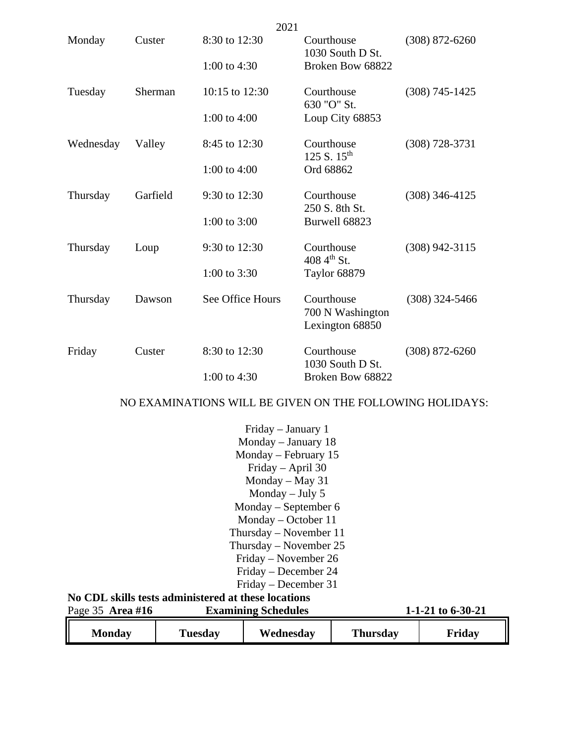2021

| Day | County | Hours | Location | Phone |
|---|---|---|---|---|
| Monday | Custer | 8:30 to 12:30<br>1:00 to 4:30 | Courthouse<br>1030 South D St.<br>Broken Bow 68822 | (308) 872-6260 |
| Tuesday | Sherman | 10:15 to 12:30<br>1:00 to 4:00 | Courthouse<br>630 "O" St.<br>Loup City 68853 | (308) 745-1425 |
| Wednesday | Valley | 8:45 to 12:30<br>1:00 to 4:00 | Courthouse<br>125 S. 15th<br>Ord 68862 | (308) 728-3731 |
| Thursday | Garfield | 9:30 to 12:30<br>1:00 to 3:00 | Courthouse<br>250 S. 8th St.<br>Burwell 68823 | (308) 346-4125 |
| Thursday | Loup | 9:30 to 12:30<br>1:00 to 3:30 | Courthouse<br>408 4th St.<br>Taylor 68879 | (308) 942-3115 |
| Thursday | Dawson | See Office Hours | Courthouse<br>700 N Washington<br>Lexington 68850 | (308) 324-5466 |
| Friday | Custer | 8:30 to 12:30<br>1:00 to 4:30 | Courthouse<br>1030 South D St.<br>Broken Bow 68822 | (308) 872-6260 |

NO EXAMINATIONS WILL BE GIVEN ON THE FOLLOWING HOLIDAYS:

Friday – January 1
Monday – January 18
Monday – February 15
Friday – April 30
Monday – May 31
Monday – July 5
Monday – September 6
Monday – October 11
Thursday – November 11
Thursday – November 25
Friday – November 26
Friday – December 24
Friday – December 31

**No CDL skills tests administered at these locations**

Page 35 **Area #16** **Examining Schedules** **1-1-21 to 6-30-21**

| Monday | Tuesday | Wednesday | Thursday | Friday |
|---|---|---|---|---|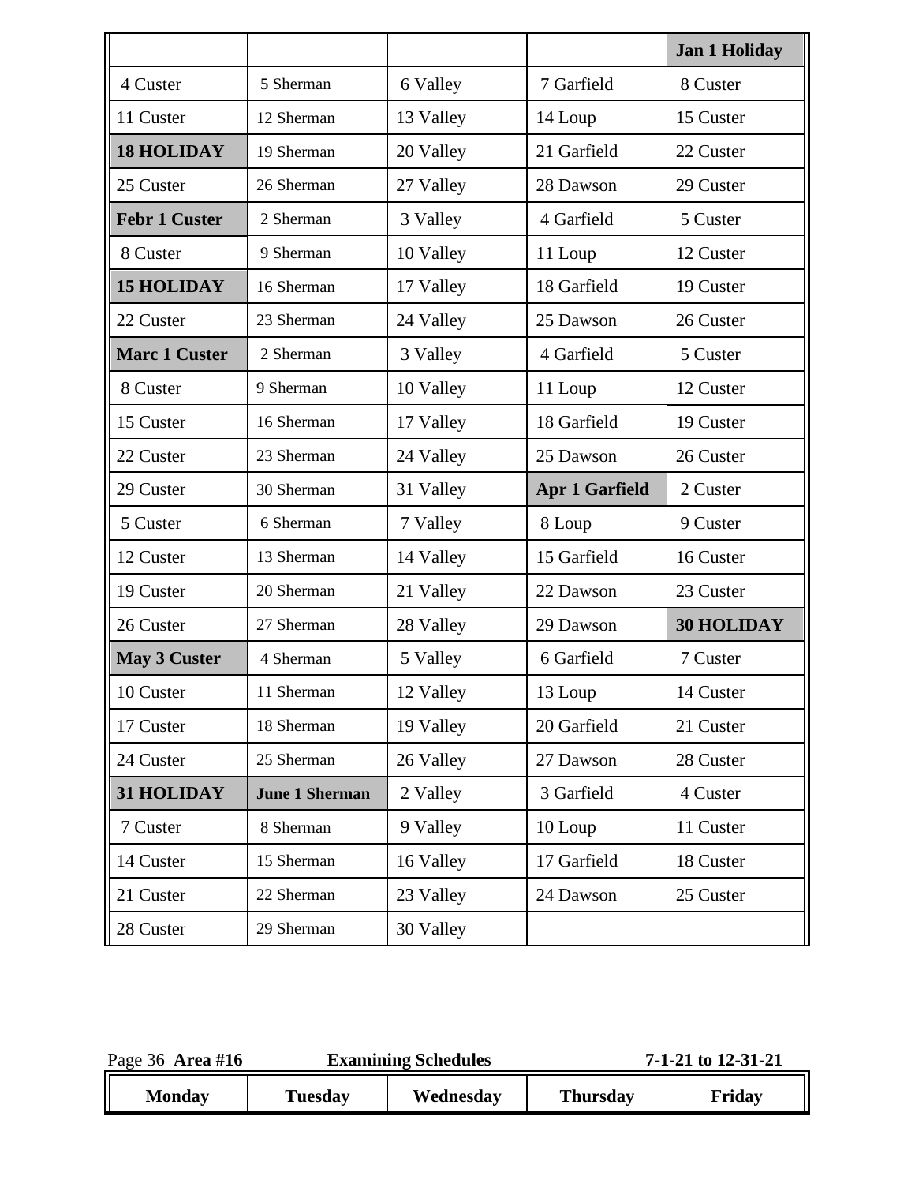| | | | | |
|---|---|---|---|---|
| | | | | **Jan 1 Holiday** |
| 4 Custer | 5 Sherman | 6 Valley | 7 Garfield | 8 Custer |
| 11 Custer | 12 Sherman | 13 Valley | 14 Loup | 15 Custer |
| **18 HOLIDAY** | 19 Sherman | 20 Valley | 21 Garfield | 22 Custer |
| 25 Custer | 26 Sherman | 27 Valley | 28 Dawson | 29 Custer |
| **Febr 1 Custer** | 2 Sherman | 3 Valley | 4 Garfield | 5 Custer |
| 8 Custer | 9 Sherman | 10 Valley | 11 Loup | 12 Custer |
| **15 HOLIDAY** | 16 Sherman | 17 Valley | 18 Garfield | 19 Custer |
| 22 Custer | 23 Sherman | 24 Valley | 25 Dawson | 26 Custer |
| **Marc 1 Custer** | 2 Sherman | 3 Valley | 4 Garfield | 5 Custer |
| 8 Custer | 9 Sherman | 10 Valley | 11 Loup | 12 Custer |
| 15 Custer | 16 Sherman | 17 Valley | 18 Garfield | 19 Custer |
| 22 Custer | 23 Sherman | 24 Valley | 25 Dawson | 26 Custer |
| 29 Custer | 30 Sherman | 31 Valley | **Apr 1 Garfield** | 2 Custer |
| 5 Custer | 6 Sherman | 7 Valley | 8 Loup | 9 Custer |
| 12 Custer | 13 Sherman | 14 Valley | 15 Garfield | 16 Custer |
| 19 Custer | 20 Sherman | 21 Valley | 22 Dawson | 23 Custer |
| 26 Custer | 27 Sherman | 28 Valley | 29 Dawson | **30 HOLIDAY** |
| **May 3 Custer** | 4 Sherman | 5 Valley | 6 Garfield | 7 Custer |
| 10 Custer | 11 Sherman | 12 Valley | 13 Loup | 14 Custer |
| 17 Custer | 18 Sherman | 19 Valley | 20 Garfield | 21 Custer |
| 24 Custer | 25 Sherman | 26 Valley | 27 Dawson | 28 Custer |
| **31 HOLIDAY** | **June 1 Sherman** | 2 Valley | 3 Garfield | 4 Custer |
| 7 Custer | 8 Sherman | 9 Valley | 10 Loup | 11 Custer |
| 14 Custer | 15 Sherman | 16 Valley | 17 Garfield | 18 Custer |
| 21 Custer | 22 Sherman | 23 Valley | 24 Dawson | 25 Custer |
| 28 Custer | 29 Sherman | 30 Valley | | |

**Area #16** **Examining Schedules** **7-1-21 to 12-31-21**

| Monday | Tuesday | Wednesday | Thursday | Friday |
|---|---|---|---|---|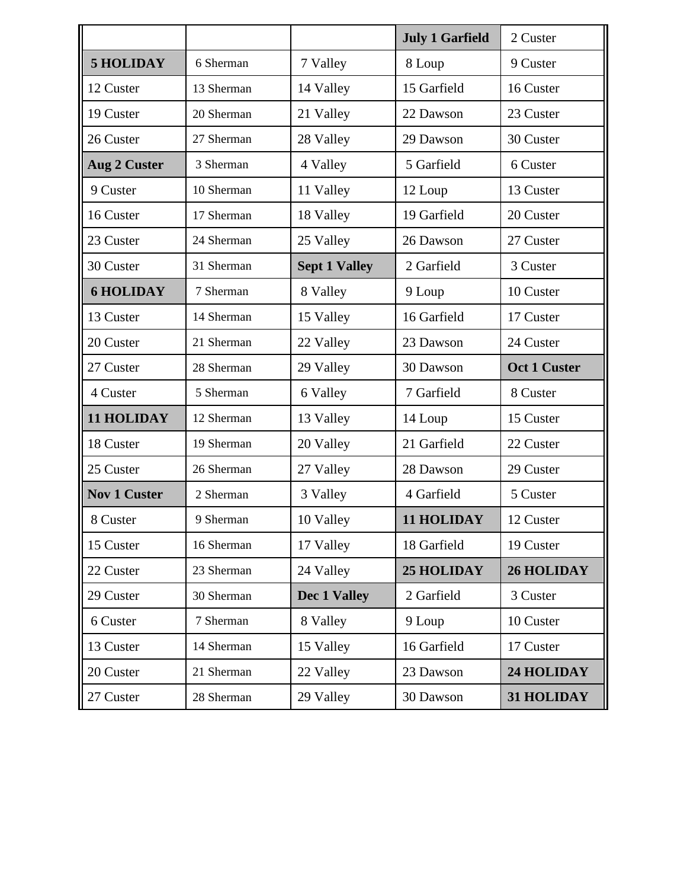| | | | **July 1 Garfield** | 2 Custer |
|---|---|---|---|---|
| **5 HOLIDAY** | 6 Sherman | 7 Valley | 8 Loup | 9 Custer |
| 12 Custer | 13 Sherman | 14 Valley | 15 Garfield | 16 Custer |
| 19 Custer | 20 Sherman | 21 Valley | 22 Dawson | 23 Custer |
| 26 Custer | 27 Sherman | 28 Valley | 29 Dawson | 30 Custer |
| **Aug 2 Custer** | 3 Sherman | 4 Valley | 5 Garfield | 6 Custer |
| 9 Custer | 10 Sherman | 11 Valley | 12 Loup | 13 Custer |
| 16 Custer | 17 Sherman | 18 Valley | 19 Garfield | 20 Custer |
| 23 Custer | 24 Sherman | 25 Valley | 26 Dawson | 27 Custer |
| 30 Custer | 31 Sherman | **Sept 1 Valley** | 2 Garfield | 3 Custer |
| **6 HOLIDAY** | 7 Sherman | 8 Valley | 9 Loup | 10 Custer |
| 13 Custer | 14 Sherman | 15 Valley | 16 Garfield | 17 Custer |
| 20 Custer | 21 Sherman | 22 Valley | 23 Dawson | 24 Custer |
| 27 Custer | 28 Sherman | 29 Valley | 30 Dawson | **Oct 1 Custer** |
| 4 Custer | 5 Sherman | 6 Valley | 7 Garfield | 8 Custer |
| **11 HOLIDAY** | 12 Sherman | 13 Valley | 14 Loup | 15 Custer |
| 18 Custer | 19 Sherman | 20 Valley | 21 Garfield | 22 Custer |
| 25 Custer | 26 Sherman | 27 Valley | 28 Dawson | 29 Custer |
| **Nov 1 Custer** | 2 Sherman | 3 Valley | 4 Garfield | 5 Custer |
| 8 Custer | 9 Sherman | 10 Valley | **11 HOLIDAY** | 12 Custer |
| 15 Custer | 16 Sherman | 17 Valley | 18 Garfield | 19 Custer |
| 22 Custer | 23 Sherman | 24 Valley | **25 HOLIDAY** | **26 HOLIDAY** |
| 29 Custer | 30 Sherman | **Dec 1 Valley** | 2 Garfield | 3 Custer |
| 6 Custer | 7 Sherman | 8 Valley | 9 Loup | 10 Custer |
| 13 Custer | 14 Sherman | 15 Valley | 16 Garfield | 17 Custer |
| 20 Custer | 21 Sherman | 22 Valley | 23 Dawson | **24 HOLIDAY** |
| 27 Custer | 28 Sherman | 29 Valley | 30 Dawson | **31 HOLIDAY** |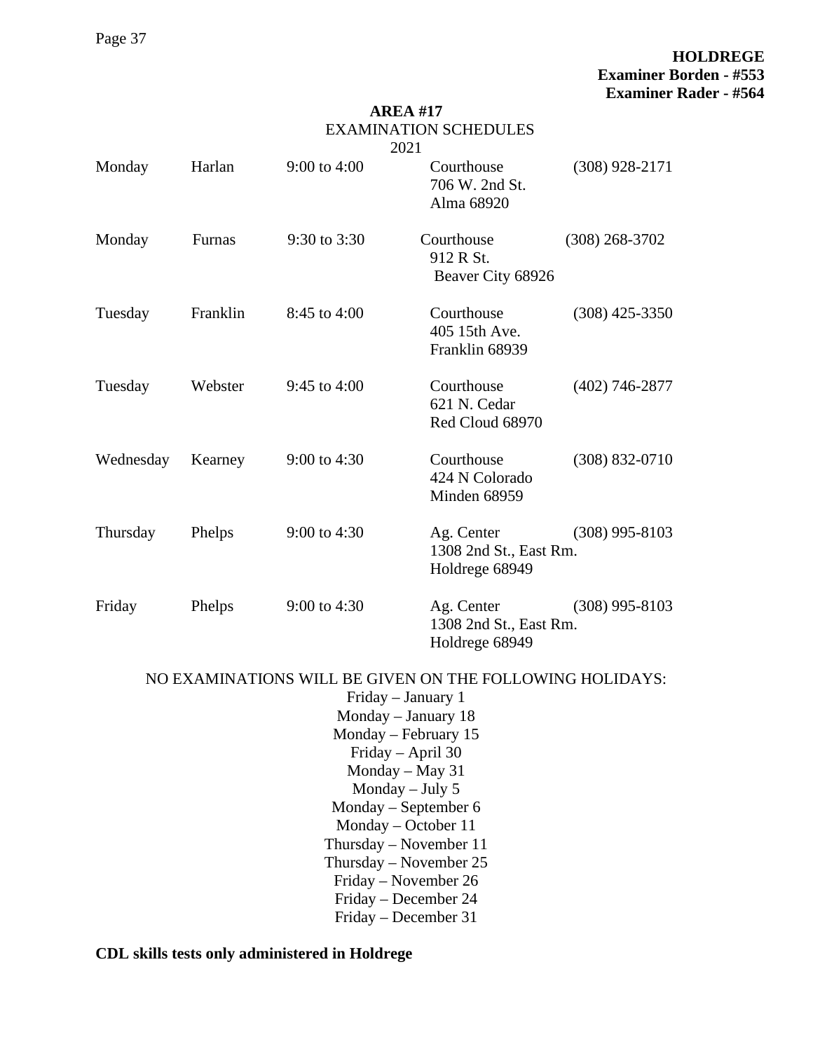**HOLDREGE**
**Examiner Borden - #553**
**Examiner Rader - #564**

## AREA #17

EXAMINATION SCHEDULES
2021

| Day | County | Hours | Location | Phone |
|---|---|---|---|---|
| Monday | Harlan | 9:00 to 4:00 | Courthouse<br>706 W. 2nd St.<br>Alma 68920 | (308) 928-2171 |
| Monday | Furnas | 9:30 to 3:30 | Courthouse<br>912 R St.<br>Beaver City 68926 | (308) 268-3702 |
| Tuesday | Franklin | 8:45 to 4:00 | Courthouse<br>405 15th Ave.<br>Franklin 68939 | (308) 425-3350 |
| Tuesday | Webster | 9:45 to 4:00 | Courthouse<br>621 N. Cedar<br>Red Cloud 68970 | (402) 746-2877 |
| Wednesday | Kearney | 9:00 to 4:30 | Courthouse<br>424 N Colorado<br>Minden 68959 | (308) 832-0710 |
| Thursday | Phelps | 9:00 to 4:30 | Ag. Center<br>1308 2nd St., East Rm.<br>Holdrege 68949 | (308) 995-8103 |
| Friday | Phelps | 9:00 to 4:30 | Ag. Center<br>1308 2nd St., East Rm.<br>Holdrege 68949 | (308) 995-8103 |

NO EXAMINATIONS WILL BE GIVEN ON THE FOLLOWING HOLIDAYS:

Friday – January 1
Monday – January 18
Monday – February 15
Friday – April 30
Monday – May 31
Monday – July 5
Monday – September 6
Monday – October 11
Thursday – November 11
Thursday – November 25
Friday – November 26
Friday – December 24
Friday – December 31

**CDL skills tests only administered in Holdrege**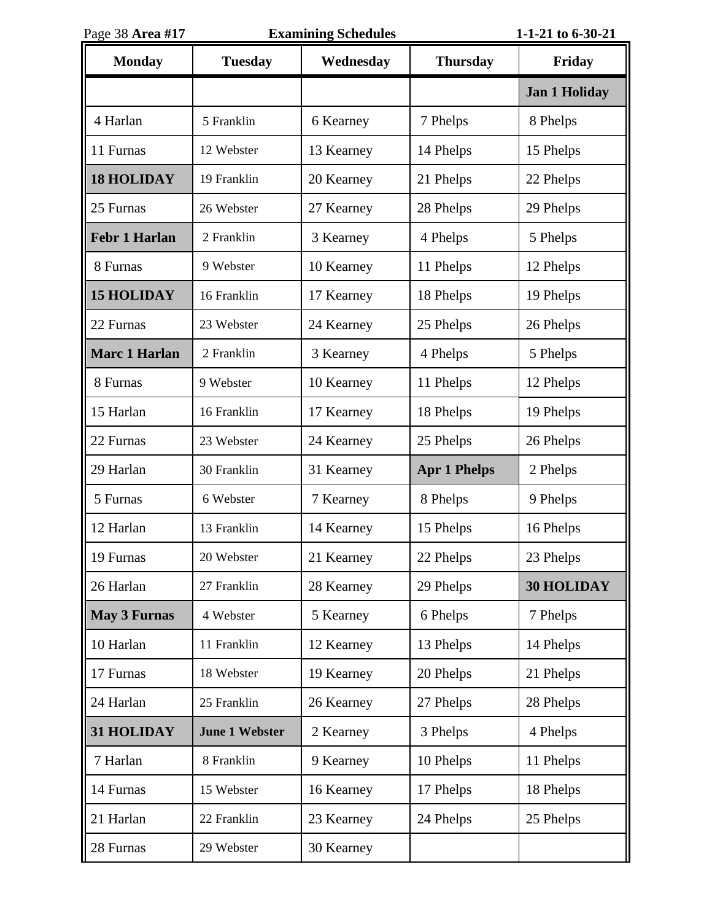Page 38 **Area #17** **Examining Schedules** **1-1-21 to 6-30-21**

| Monday | Tuesday | Wednesday | Thursday | Friday |
|---|---|---|---|---|
| | | | | **Jan 1 Holiday** |
| 4 Harlan | 5 Franklin | 6 Kearney | 7 Phelps | 8 Phelps |
| 11 Furnas | 12 Webster | 13 Kearney | 14 Phelps | 15 Phelps |
| **18 HOLIDAY** | 19 Franklin | 20 Kearney | 21 Phelps | 22 Phelps |
| 25 Furnas | 26 Webster | 27 Kearney | 28 Phelps | 29 Phelps |
| **Febr 1 Harlan** | 2 Franklin | 3 Kearney | 4 Phelps | 5 Phelps |
| 8 Furnas | 9 Webster | 10 Kearney | 11 Phelps | 12 Phelps |
| **15 HOLIDAY** | 16 Franklin | 17 Kearney | 18 Phelps | 19 Phelps |
| 22 Furnas | 23 Webster | 24 Kearney | 25 Phelps | 26 Phelps |
| **Marc 1 Harlan** | 2 Franklin | 3 Kearney | 4 Phelps | 5 Phelps |
| 8 Furnas | 9 Webster | 10 Kearney | 11 Phelps | 12 Phelps |
| 15 Harlan | 16 Franklin | 17 Kearney | 18 Phelps | 19 Phelps |
| 22 Furnas | 23 Webster | 24 Kearney | 25 Phelps | 26 Phelps |
| 29 Harlan | 30 Franklin | 31 Kearney | **Apr 1 Phelps** | 2 Phelps |
| 5 Furnas | 6 Webster | 7 Kearney | 8 Phelps | 9 Phelps |
| 12 Harlan | 13 Franklin | 14 Kearney | 15 Phelps | 16 Phelps |
| 19 Furnas | 20 Webster | 21 Kearney | 22 Phelps | 23 Phelps |
| 26 Harlan | 27 Franklin | 28 Kearney | 29 Phelps | **30 HOLIDAY** |
| **May 3 Furnas** | 4 Webster | 5 Kearney | 6 Phelps | 7 Phelps |
| 10 Harlan | 11 Franklin | 12 Kearney | 13 Phelps | 14 Phelps |
| 17 Furnas | 18 Webster | 19 Kearney | 20 Phelps | 21 Phelps |
| 24 Harlan | 25 Franklin | 26 Kearney | 27 Phelps | 28 Phelps |
| **31 HOLIDAY** | **June 1 Webster** | 2 Kearney | 3 Phelps | 4 Phelps |
| 7 Harlan | 8 Franklin | 9 Kearney | 10 Phelps | 11 Phelps |
| 14 Furnas | 15 Webster | 16 Kearney | 17 Phelps | 18 Phelps |
| 21 Harlan | 22 Franklin | 23 Kearney | 24 Phelps | 25 Phelps |
| 28 Furnas | 29 Webster | 30 Kearney | | |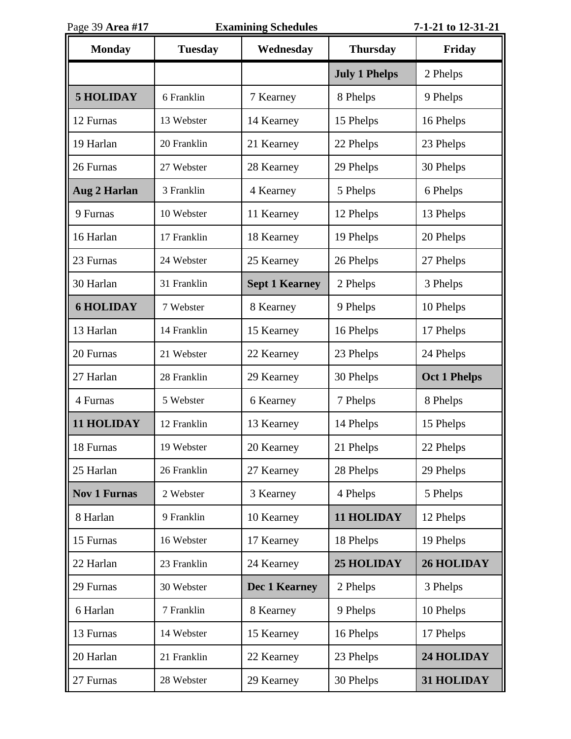**Area #17** **Examining Schedules** **7-1-21 to 12-31-21**

| Monday | Tuesday | Wednesday | Thursday | Friday |
|---|---|---|---|---|
| | | | **July 1 Phelps** | 2 Phelps |
| **5 HOLIDAY** | 6 Franklin | 7 Kearney | 8 Phelps | 9 Phelps |
| 12 Furnas | 13 Webster | 14 Kearney | 15 Phelps | 16 Phelps |
| 19 Harlan | 20 Franklin | 21 Kearney | 22 Phelps | 23 Phelps |
| 26 Furnas | 27 Webster | 28 Kearney | 29 Phelps | 30 Phelps |
| **Aug 2 Harlan** | 3 Franklin | 4 Kearney | 5 Phelps | 6 Phelps |
| 9 Furnas | 10 Webster | 11 Kearney | 12 Phelps | 13 Phelps |
| 16 Harlan | 17 Franklin | 18 Kearney | 19 Phelps | 20 Phelps |
| 23 Furnas | 24 Webster | 25 Kearney | 26 Phelps | 27 Phelps |
| 30 Harlan | 31 Franklin | **Sept 1 Kearney** | 2 Phelps | 3 Phelps |
| **6 HOLIDAY** | 7 Webster | 8 Kearney | 9 Phelps | 10 Phelps |
| 13 Harlan | 14 Franklin | 15 Kearney | 16 Phelps | 17 Phelps |
| 20 Furnas | 21 Webster | 22 Kearney | 23 Phelps | 24 Phelps |
| 27 Harlan | 28 Franklin | 29 Kearney | 30 Phelps | **Oct 1 Phelps** |
| 4 Furnas | 5 Webster | 6 Kearney | 7 Phelps | 8 Phelps |
| **11 HOLIDAY** | 12 Franklin | 13 Kearney | 14 Phelps | 15 Phelps |
| 18 Furnas | 19 Webster | 20 Kearney | 21 Phelps | 22 Phelps |
| 25 Harlan | 26 Franklin | 27 Kearney | 28 Phelps | 29 Phelps |
| **Nov 1 Furnas** | 2 Webster | 3 Kearney | 4 Phelps | 5 Phelps |
| 8 Harlan | 9 Franklin | 10 Kearney | **11 HOLIDAY** | 12 Phelps |
| 15 Furnas | 16 Webster | 17 Kearney | 18 Phelps | 19 Phelps |
| 22 Harlan | 23 Franklin | 24 Kearney | **25 HOLIDAY** | **26 HOLIDAY** |
| 29 Furnas | 30 Webster | **Dec 1 Kearney** | 2 Phelps | 3 Phelps |
| 6 Harlan | 7 Franklin | 8 Kearney | 9 Phelps | 10 Phelps |
| 13 Furnas | 14 Webster | 15 Kearney | 16 Phelps | 17 Phelps |
| 20 Harlan | 21 Franklin | 22 Kearney | 23 Phelps | **24 HOLIDAY** |
| 27 Furnas | 28 Webster | 29 Kearney | 30 Phelps | **31 HOLIDAY** |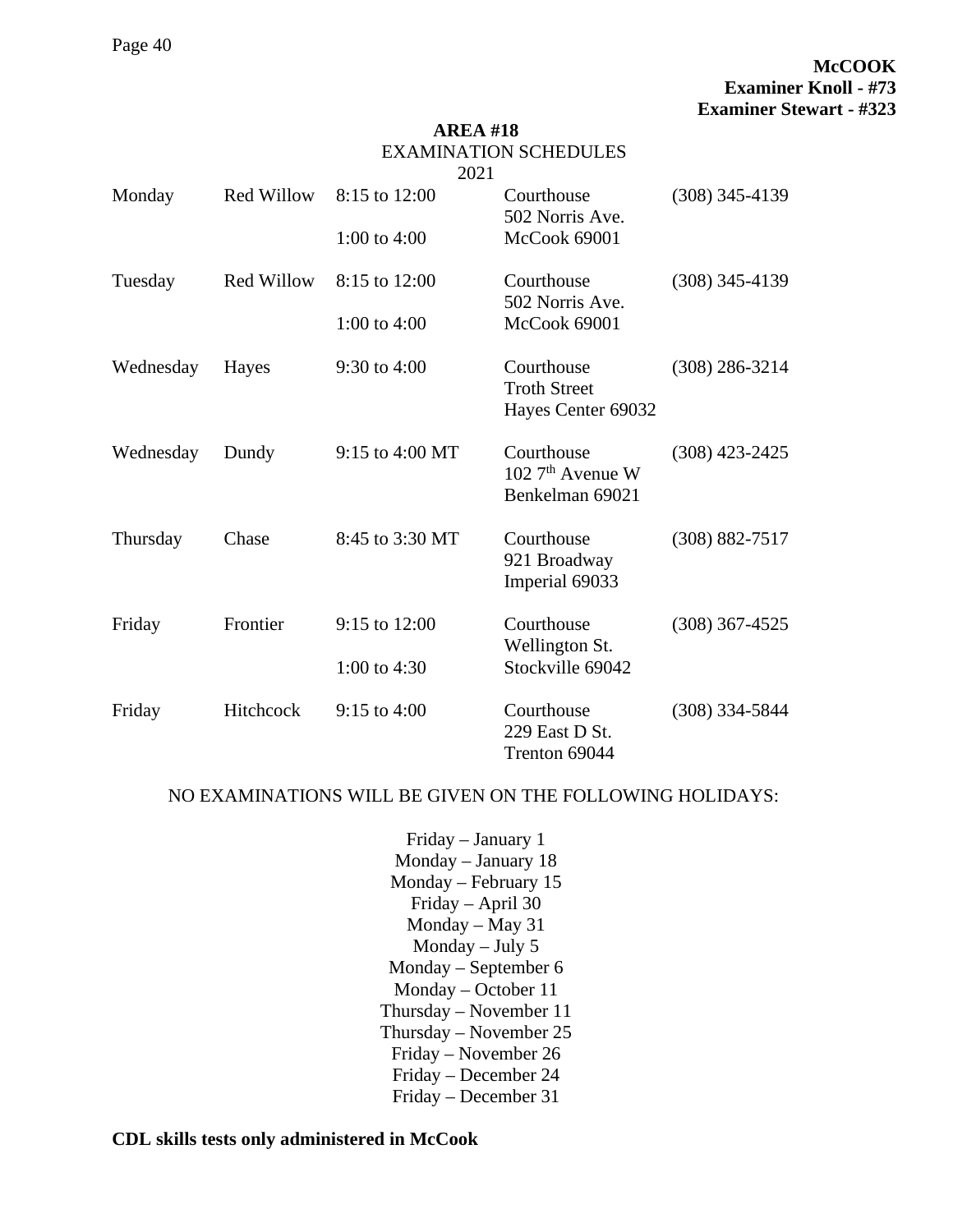**McCOOK**
**Examiner Knoll - #73**
**Examiner Stewart - #323**

## AREA #18

EXAMINATION SCHEDULES
2021

| Day | County | Hours | Location | Phone |
|---|---|---|---|---|
| Monday | Red Willow | 8:15 to 12:00<br>1:00 to 4:00 | Courthouse<br>502 Norris Ave.<br>McCook 69001 | (308) 345-4139 |
| Tuesday | Red Willow | 8:15 to 12:00<br>1:00 to 4:00 | Courthouse<br>502 Norris Ave.<br>McCook 69001 | (308) 345-4139 |
| Wednesday | Hayes | 9:30 to 4:00 | Courthouse<br>Troth Street<br>Hayes Center 69032 | (308) 286-3214 |
| Wednesday | Dundy | 9:15 to 4:00 MT | Courthouse<br>102 7th Avenue W<br>Benkelman 69021 | (308) 423-2425 |
| Thursday | Chase | 8:45 to 3:30 MT | Courthouse<br>921 Broadway<br>Imperial 69033 | (308) 882-7517 |
| Friday | Frontier | 9:15 to 12:00<br>1:00 to 4:30 | Courthouse<br>Wellington St.<br>Stockville 69042 | (308) 367-4525 |
| Friday | Hitchcock | 9:15 to 4:00 | Courthouse<br>229 East D St.<br>Trenton 69044 | (308) 334-5844 |

NO EXAMINATIONS WILL BE GIVEN ON THE FOLLOWING HOLIDAYS:

Friday – January 1
Monday – January 18
Monday – February 15
Friday – April 30
Monday – May 31
Monday – July 5
Monday – September 6
Monday – October 11
Thursday – November 11
Thursday – November 25
Friday – November 26
Friday – December 24
Friday – December 31

**CDL skills tests only administered in McCook**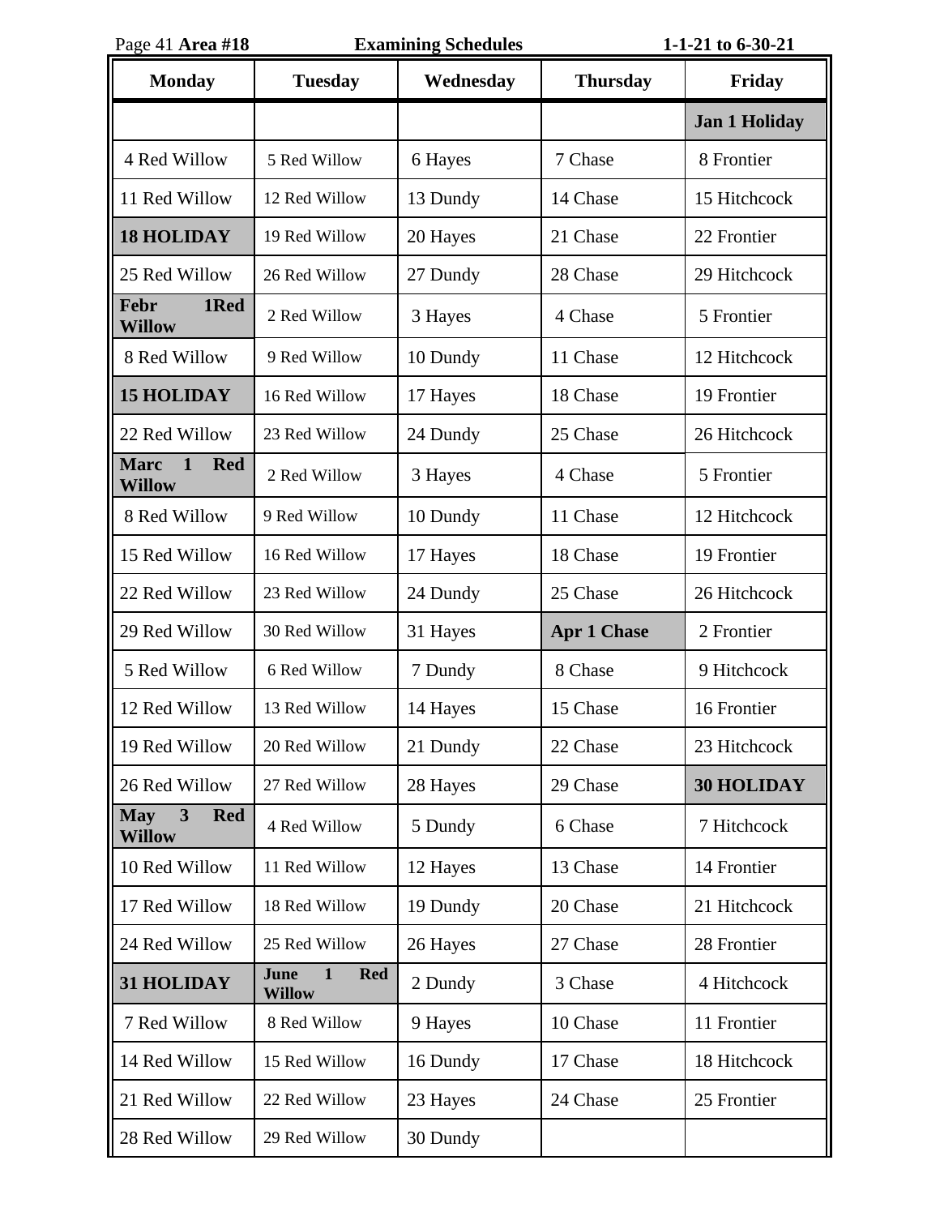**Area #18** **Examining Schedules** **1-1-21 to 6-30-21**

| Monday | Tuesday | Wednesday | Thursday | Friday |
|---|---|---|---|---|
| | | | | **Jan 1 Holiday** |
| 4 Red Willow | 5 Red Willow | 6 Hayes | 7 Chase | 8 Frontier |
| 11 Red Willow | 12 Red Willow | 13 Dundy | 14 Chase | 15 Hitchcock |
| **18 HOLIDAY** | 19 Red Willow | 20 Hayes | 21 Chase | 22 Frontier |
| 25 Red Willow | 26 Red Willow | 27 Dundy | 28 Chase | 29 Hitchcock |
| **Febr 1Red Willow** | 2 Red Willow | 3 Hayes | 4 Chase | 5 Frontier |
| 8 Red Willow | 9 Red Willow | 10 Dundy | 11 Chase | 12 Hitchcock |
| **15 HOLIDAY** | 16 Red Willow | 17 Hayes | 18 Chase | 19 Frontier |
| 22 Red Willow | 23 Red Willow | 24 Dundy | 25 Chase | 26 Hitchcock |
| **Marc 1 Red Willow** | 2 Red Willow | 3 Hayes | 4 Chase | 5 Frontier |
| 8 Red Willow | 9 Red Willow | 10 Dundy | 11 Chase | 12 Hitchcock |
| 15 Red Willow | 16 Red Willow | 17 Hayes | 18 Chase | 19 Frontier |
| 22 Red Willow | 23 Red Willow | 24 Dundy | 25 Chase | 26 Hitchcock |
| 29 Red Willow | 30 Red Willow | 31 Hayes | **Apr 1 Chase** | 2 Frontier |
| 5 Red Willow | 6 Red Willow | 7 Dundy | 8 Chase | 9 Hitchcock |
| 12 Red Willow | 13 Red Willow | 14 Hayes | 15 Chase | 16 Frontier |
| 19 Red Willow | 20 Red Willow | 21 Dundy | 22 Chase | 23 Hitchcock |
| 26 Red Willow | 27 Red Willow | 28 Hayes | 29 Chase | **30 HOLIDAY** |
| **May 3 Red Willow** | 4 Red Willow | 5 Dundy | 6 Chase | 7 Hitchcock |
| 10 Red Willow | 11 Red Willow | 12 Hayes | 13 Chase | 14 Frontier |
| 17 Red Willow | 18 Red Willow | 19 Dundy | 20 Chase | 21 Hitchcock |
| 24 Red Willow | 25 Red Willow | 26 Hayes | 27 Chase | 28 Frontier |
| **31 HOLIDAY** | **June 1 Red Willow** | 2 Dundy | 3 Chase | 4 Hitchcock |
| 7 Red Willow | 8 Red Willow | 9 Hayes | 10 Chase | 11 Frontier |
| 14 Red Willow | 15 Red Willow | 16 Dundy | 17 Chase | 18 Hitchcock |
| 21 Red Willow | 22 Red Willow | 23 Hayes | 24 Chase | 25 Frontier |
| 28 Red Willow | 29 Red Willow | 30 Dundy | | |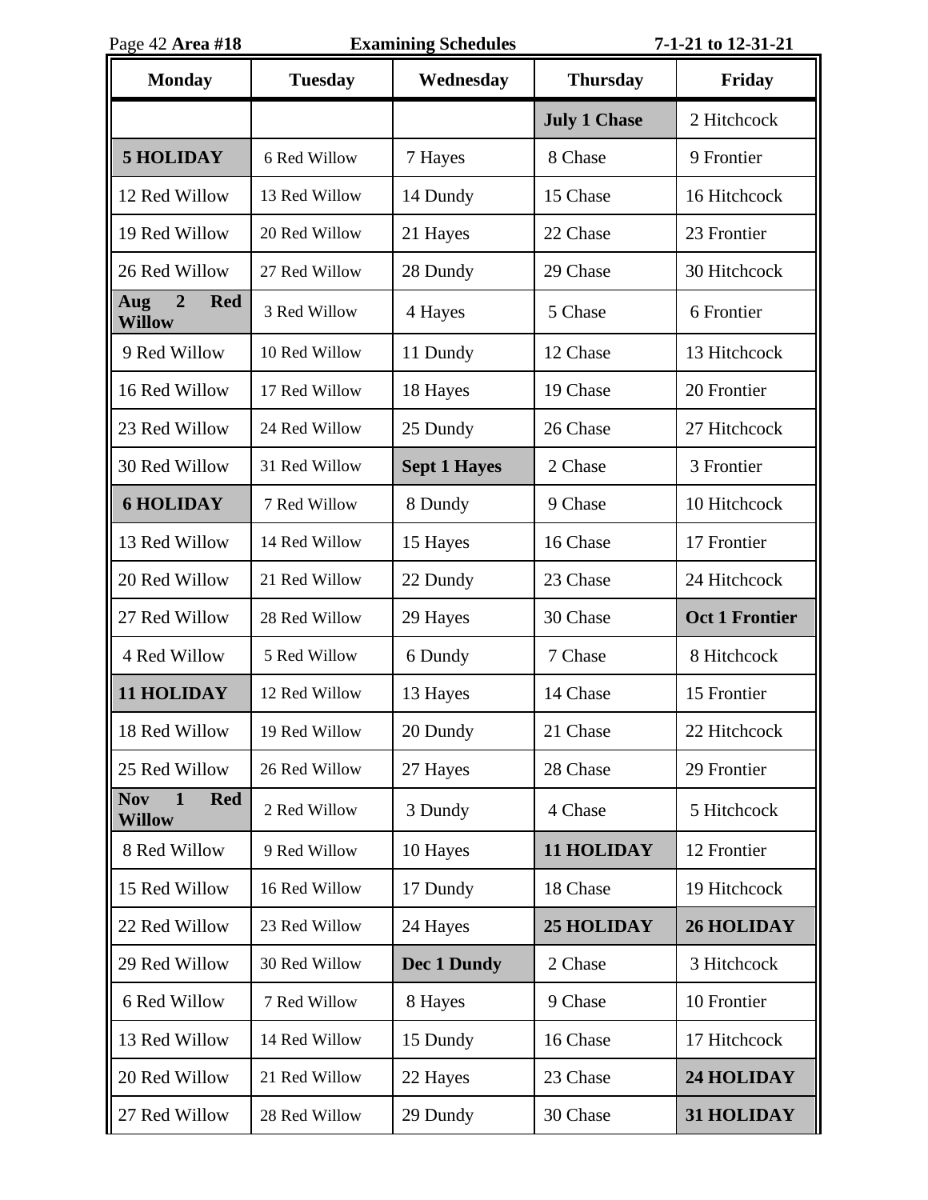**Area #18** — **Examining Schedules** — **7-1-21 to 12-31-21**

| Monday | Tuesday | Wednesday | Thursday | Friday |
|---|---|---|---|---|
| | | | **July 1 Chase** | 2 Hitchcock |
| **5 HOLIDAY** | 6 Red Willow | 7 Hayes | 8 Chase | 9 Frontier |
| 12 Red Willow | 13 Red Willow | 14 Dundy | 15 Chase | 16 Hitchcock |
| 19 Red Willow | 20 Red Willow | 21 Hayes | 22 Chase | 23 Frontier |
| 26 Red Willow | 27 Red Willow | 28 Dundy | 29 Chase | 30 Hitchcock |
| **Aug 2 Red Willow** | 3 Red Willow | 4 Hayes | 5 Chase | 6 Frontier |
| 9 Red Willow | 10 Red Willow | 11 Dundy | 12 Chase | 13 Hitchcock |
| 16 Red Willow | 17 Red Willow | 18 Hayes | 19 Chase | 20 Frontier |
| 23 Red Willow | 24 Red Willow | 25 Dundy | 26 Chase | 27 Hitchcock |
| 30 Red Willow | 31 Red Willow | **Sept 1 Hayes** | 2 Chase | 3 Frontier |
| **6 HOLIDAY** | 7 Red Willow | 8 Dundy | 9 Chase | 10 Hitchcock |
| 13 Red Willow | 14 Red Willow | 15 Hayes | 16 Chase | 17 Frontier |
| 20 Red Willow | 21 Red Willow | 22 Dundy | 23 Chase | 24 Hitchcock |
| 27 Red Willow | 28 Red Willow | 29 Hayes | 30 Chase | **Oct 1 Frontier** |
| 4 Red Willow | 5 Red Willow | 6 Dundy | 7 Chase | 8 Hitchcock |
| **11 HOLIDAY** | 12 Red Willow | 13 Hayes | 14 Chase | 15 Frontier |
| 18 Red Willow | 19 Red Willow | 20 Dundy | 21 Chase | 22 Hitchcock |
| 25 Red Willow | 26 Red Willow | 27 Hayes | 28 Chase | 29 Frontier |
| **Nov 1 Red Willow** | 2 Red Willow | 3 Dundy | 4 Chase | 5 Hitchcock |
| 8 Red Willow | 9 Red Willow | 10 Hayes | **11 HOLIDAY** | 12 Frontier |
| 15 Red Willow | 16 Red Willow | 17 Dundy | 18 Chase | 19 Hitchcock |
| 22 Red Willow | 23 Red Willow | 24 Hayes | **25 HOLIDAY** | **26 HOLIDAY** |
| 29 Red Willow | 30 Red Willow | **Dec 1 Dundy** | 2 Chase | 3 Hitchcock |
| 6 Red Willow | 7 Red Willow | 8 Hayes | 9 Chase | 10 Frontier |
| 13 Red Willow | 14 Red Willow | 15 Dundy | 16 Chase | 17 Hitchcock |
| 20 Red Willow | 21 Red Willow | 22 Hayes | 23 Chase | **24 HOLIDAY** |
| 27 Red Willow | 28 Red Willow | 29 Dundy | 30 Chase | **31 HOLIDAY** |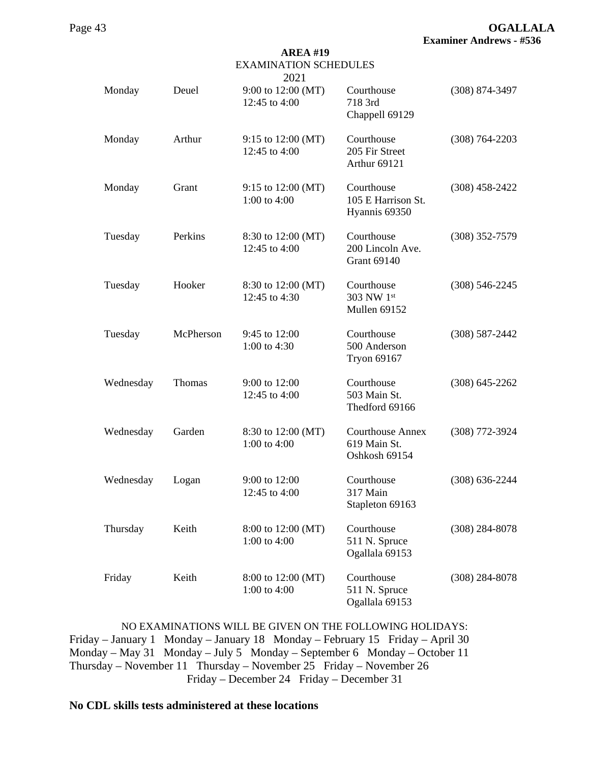**OGALLALA**
**Examiner Andrews - #536**

**AREA #19**
EXAMINATION SCHEDULES
2021

| | | | | |
|---|---|---|---|---|
| Monday | Deuel | 9:00 to 12:00 (MT)<br>12:45 to 4:00 | Courthouse<br>718 3rd<br>Chappell 69129 | (308) 874-3497 |
| Monday | Arthur | 9:15 to 12:00 (MT)<br>12:45 to 4:00 | Courthouse<br>205 Fir Street<br>Arthur 69121 | (308) 764-2203 |
| Monday | Grant | 9:15 to 12:00 (MT)<br>1:00 to 4:00 | Courthouse<br>105 E Harrison St.<br>Hyannis 69350 | (308) 458-2422 |
| Tuesday | Perkins | 8:30 to 12:00 (MT)<br>12:45 to 4:00 | Courthouse<br>200 Lincoln Ave.<br>Grant 69140 | (308) 352-7579 |
| Tuesday | Hooker | 8:30 to 12:00 (MT)<br>12:45 to 4:30 | Courthouse<br>303 NW 1st<br>Mullen 69152 | (308) 546-2245 |
| Tuesday | McPherson | 9:45 to 12:00<br>1:00 to 4:30 | Courthouse<br>500 Anderson<br>Tryon 69167 | (308) 587-2442 |
| Wednesday | Thomas | 9:00 to 12:00<br>12:45 to 4:00 | Courthouse<br>503 Main St.<br>Thedford 69166 | (308) 645-2262 |
| Wednesday | Garden | 8:30 to 12:00 (MT)<br>1:00 to 4:00 | Courthouse Annex<br>619 Main St.<br>Oshkosh 69154 | (308) 772-3924 |
| Wednesday | Logan | 9:00 to 12:00<br>12:45 to 4:00 | Courthouse<br>317 Main<br>Stapleton 69163 | (308) 636-2244 |
| Thursday | Keith | 8:00 to 12:00 (MT)<br>1:00 to 4:00 | Courthouse<br>511 N. Spruce<br>Ogallala 69153 | (308) 284-8078 |
| Friday | Keith | 8:00 to 12:00 (MT)<br>1:00 to 4:00 | Courthouse<br>511 N. Spruce<br>Ogallala 69153 | (308) 284-8078 |

NO EXAMINATIONS WILL BE GIVEN ON THE FOLLOWING HOLIDAYS:
Friday – January 1 Monday – January 18 Monday – February 15 Friday – April 30
Monday – May 31 Monday – July 5 Monday – September 6 Monday – October 11
Thursday – November 11 Thursday – November 25 Friday – November 26
Friday – December 24 Friday – December 31

**No CDL skills tests administered at these locations**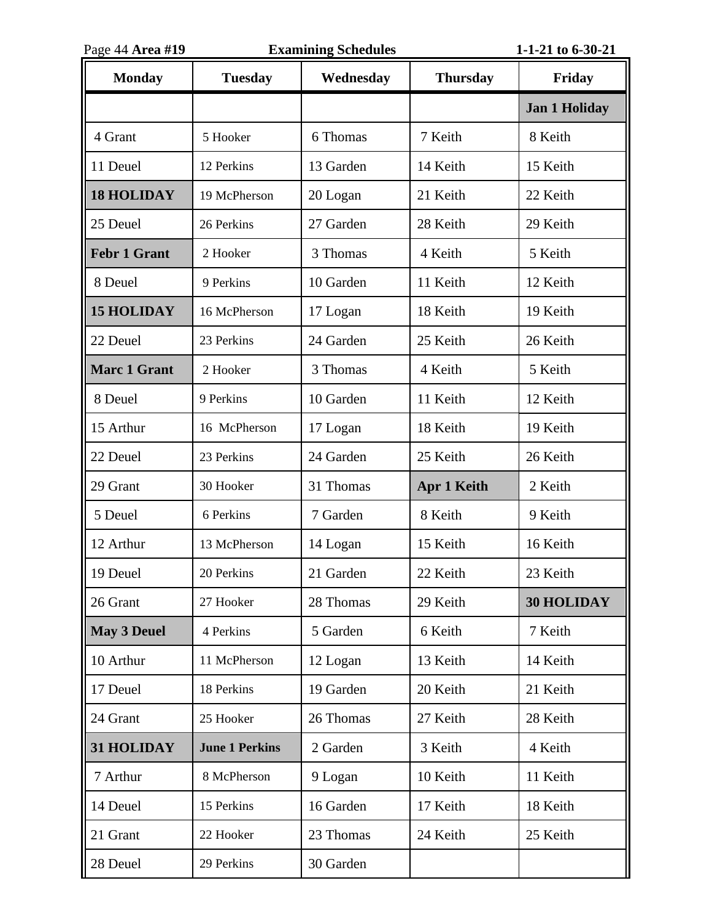Page 44 **Area #19** **Examining Schedules** **1-1-21 to 6-30-21**

| Monday | Tuesday | Wednesday | Thursday | Friday |
|---|---|---|---|---|
| | | | | **Jan 1 Holiday** |
| 4 Grant | 5 Hooker | 6 Thomas | 7 Keith | 8 Keith |
| 11 Deuel | 12 Perkins | 13 Garden | 14 Keith | 15 Keith |
| **18 HOLIDAY** | 19 McPherson | 20 Logan | 21 Keith | 22 Keith |
| 25 Deuel | 26 Perkins | 27 Garden | 28 Keith | 29 Keith |
| **Febr 1 Grant** | 2 Hooker | 3 Thomas | 4 Keith | 5 Keith |
| 8 Deuel | 9 Perkins | 10 Garden | 11 Keith | 12 Keith |
| **15 HOLIDAY** | 16 McPherson | 17 Logan | 18 Keith | 19 Keith |
| 22 Deuel | 23 Perkins | 24 Garden | 25 Keith | 26 Keith |
| **Marc 1 Grant** | 2 Hooker | 3 Thomas | 4 Keith | 5 Keith |
| 8 Deuel | 9 Perkins | 10 Garden | 11 Keith | 12 Keith |
| 15 Arthur | 16 McPherson | 17 Logan | 18 Keith | 19 Keith |
| 22 Deuel | 23 Perkins | 24 Garden | 25 Keith | 26 Keith |
| 29 Grant | 30 Hooker | 31 Thomas | **Apr 1 Keith** | 2 Keith |
| 5 Deuel | 6 Perkins | 7 Garden | 8 Keith | 9 Keith |
| 12 Arthur | 13 McPherson | 14 Logan | 15 Keith | 16 Keith |
| 19 Deuel | 20 Perkins | 21 Garden | 22 Keith | 23 Keith |
| 26 Grant | 27 Hooker | 28 Thomas | 29 Keith | **30 HOLIDAY** |
| **May 3 Deuel** | 4 Perkins | 5 Garden | 6 Keith | 7 Keith |
| 10 Arthur | 11 McPherson | 12 Logan | 13 Keith | 14 Keith |
| 17 Deuel | 18 Perkins | 19 Garden | 20 Keith | 21 Keith |
| 24 Grant | 25 Hooker | 26 Thomas | 27 Keith | 28 Keith |
| **31 HOLIDAY** | **June 1 Perkins** | 2 Garden | 3 Keith | 4 Keith |
| 7 Arthur | 8 McPherson | 9 Logan | 10 Keith | 11 Keith |
| 14 Deuel | 15 Perkins | 16 Garden | 17 Keith | 18 Keith |
| 21 Grant | 22 Hooker | 23 Thomas | 24 Keith | 25 Keith |
| 28 Deuel | 29 Perkins | 30 Garden | | |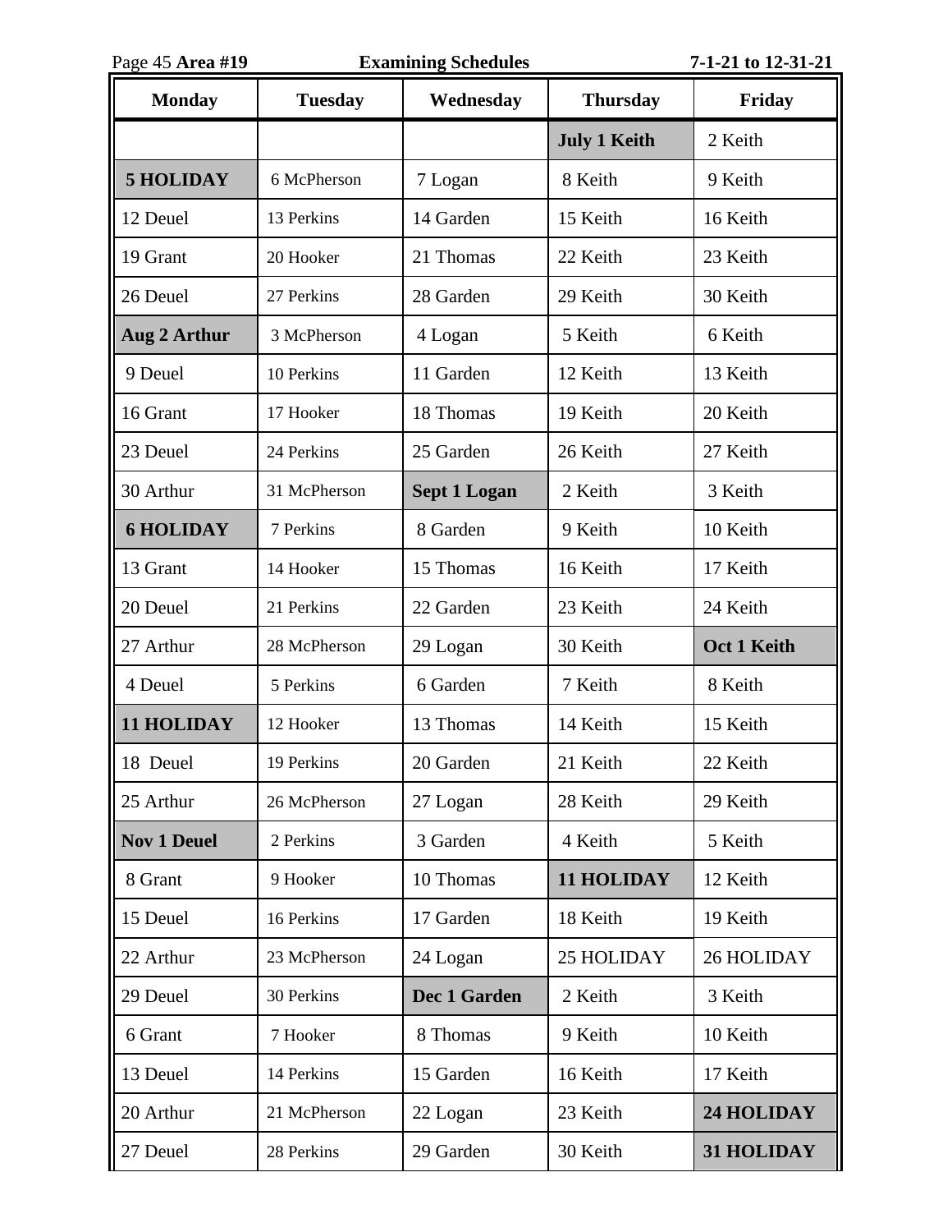Area #19 **Examining Schedules** **7-1-21 to 12-31-21**

| Monday | Tuesday | Wednesday | Thursday | Friday |
|---|---|---|---|---|
| | | | **July 1 Keith** | 2 Keith |
| **5 HOLIDAY** | 6 McPherson | 7 Logan | 8 Keith | 9 Keith |
| 12 Deuel | 13 Perkins | 14 Garden | 15 Keith | 16 Keith |
| 19 Grant | 20 Hooker | 21 Thomas | 22 Keith | 23 Keith |
| 26 Deuel | 27 Perkins | 28 Garden | 29 Keith | 30 Keith |
| **Aug 2 Arthur** | 3 McPherson | 4 Logan | 5 Keith | 6 Keith |
| 9 Deuel | 10 Perkins | 11 Garden | 12 Keith | 13 Keith |
| 16 Grant | 17 Hooker | 18 Thomas | 19 Keith | 20 Keith |
| 23 Deuel | 24 Perkins | 25 Garden | 26 Keith | 27 Keith |
| 30 Arthur | 31 McPherson | **Sept 1 Logan** | 2 Keith | 3 Keith |
| **6 HOLIDAY** | 7 Perkins | 8 Garden | 9 Keith | 10 Keith |
| 13 Grant | 14 Hooker | 15 Thomas | 16 Keith | 17 Keith |
| 20 Deuel | 21 Perkins | 22 Garden | 23 Keith | 24 Keith |
| 27 Arthur | 28 McPherson | 29 Logan | 30 Keith | **Oct 1 Keith** |
| 4 Deuel | 5 Perkins | 6 Garden | 7 Keith | 8 Keith |
| **11 HOLIDAY** | 12 Hooker | 13 Thomas | 14 Keith | 15 Keith |
| 18 Deuel | 19 Perkins | 20 Garden | 21 Keith | 22 Keith |
| 25 Arthur | 26 McPherson | 27 Logan | 28 Keith | 29 Keith |
| **Nov 1 Deuel** | 2 Perkins | 3 Garden | 4 Keith | 5 Keith |
| 8 Grant | 9 Hooker | 10 Thomas | **11 HOLIDAY** | 12 Keith |
| 15 Deuel | 16 Perkins | 17 Garden | 18 Keith | 19 Keith |
| 22 Arthur | 23 McPherson | 24 Logan | 25 HOLIDAY | 26 HOLIDAY |
| 29 Deuel | 30 Perkins | **Dec 1 Garden** | 2 Keith | 3 Keith |
| 6 Grant | 7 Hooker | 8 Thomas | 9 Keith | 10 Keith |
| 13 Deuel | 14 Perkins | 15 Garden | 16 Keith | 17 Keith |
| 20 Arthur | 21 McPherson | 22 Logan | 23 Keith | **24 HOLIDAY** |
| 27 Deuel | 28 Perkins | 29 Garden | 30 Keith | **31 HOLIDAY** |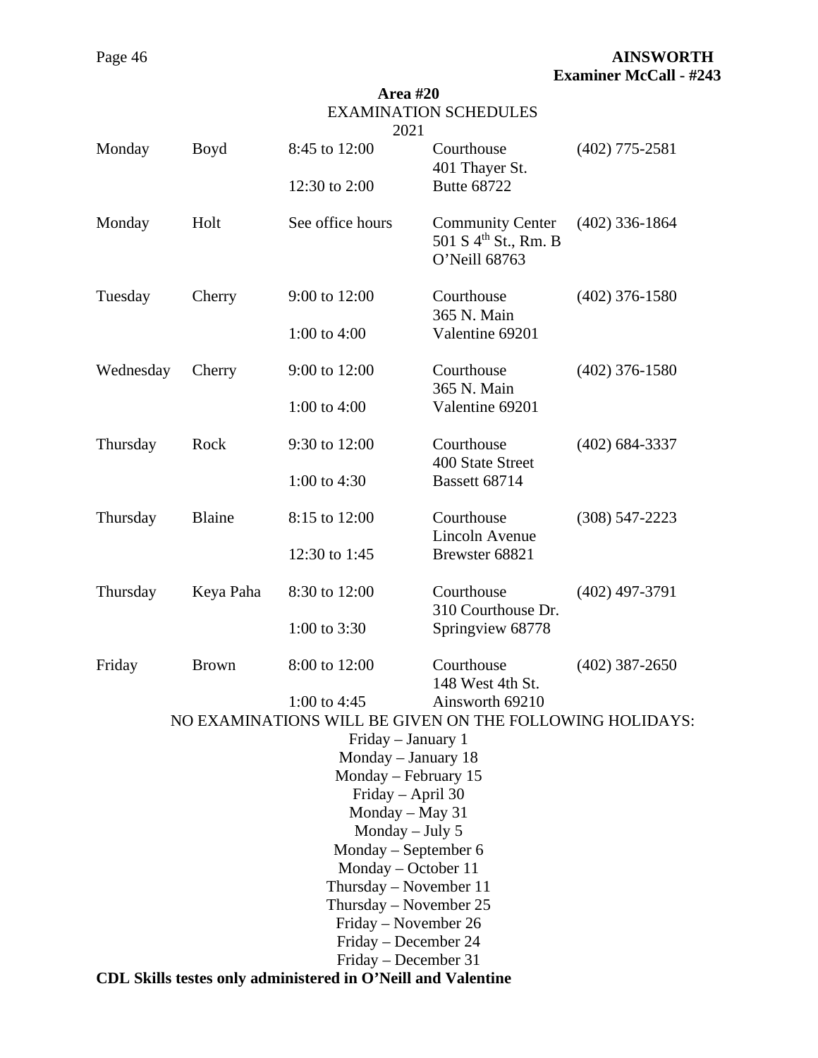**AINSWORTH**
**Examiner McCall - #243**

**Area #20**

EXAMINATION SCHEDULES

2021

| Day | County | Hours | Location | Phone |
|---|---|---|---|---|
| Monday | Boyd | 8:45 to 12:00<br>12:30 to 2:00 | Courthouse<br>401 Thayer St.<br>Butte 68722 | (402) 775-2581 |
| Monday | Holt | See office hours | Community Center<br>501 S 4th St., Rm. B<br>O'Neill 68763 | (402) 336-1864 |
| Tuesday | Cherry | 9:00 to 12:00<br>1:00 to 4:00 | Courthouse<br>365 N. Main<br>Valentine 69201 | (402) 376-1580 |
| Wednesday | Cherry | 9:00 to 12:00<br>1:00 to 4:00 | Courthouse<br>365 N. Main<br>Valentine 69201 | (402) 376-1580 |
| Thursday | Rock | 9:30 to 12:00<br>1:00 to 4:30 | Courthouse<br>400 State Street<br>Bassett 68714 | (402) 684-3337 |
| Thursday | Blaine | 8:15 to 12:00<br>12:30 to 1:45 | Courthouse<br>Lincoln Avenue<br>Brewster 68821 | (308) 547-2223 |
| Thursday | Keya Paha | 8:30 to 12:00<br>1:00 to 3:30 | Courthouse<br>310 Courthouse Dr.<br>Springview 68778 | (402) 497-3791 |
| Friday | Brown | 8:00 to 12:00<br>1:00 to 4:45 | Courthouse<br>148 West 4th St.<br>Ainsworth 69210 | (402) 387-2650 |

NO EXAMINATIONS WILL BE GIVEN ON THE FOLLOWING HOLIDAYS:

Friday – January 1
Monday – January 18
Monday – February 15
Friday – April 30
Monday – May 31
Monday – July 5
Monday – September 6
Monday – October 11
Thursday – November 11
Thursday – November 25
Friday – November 26
Friday – December 24
Friday – December 31

**CDL Skills testes only administered in O'Neill and Valentine**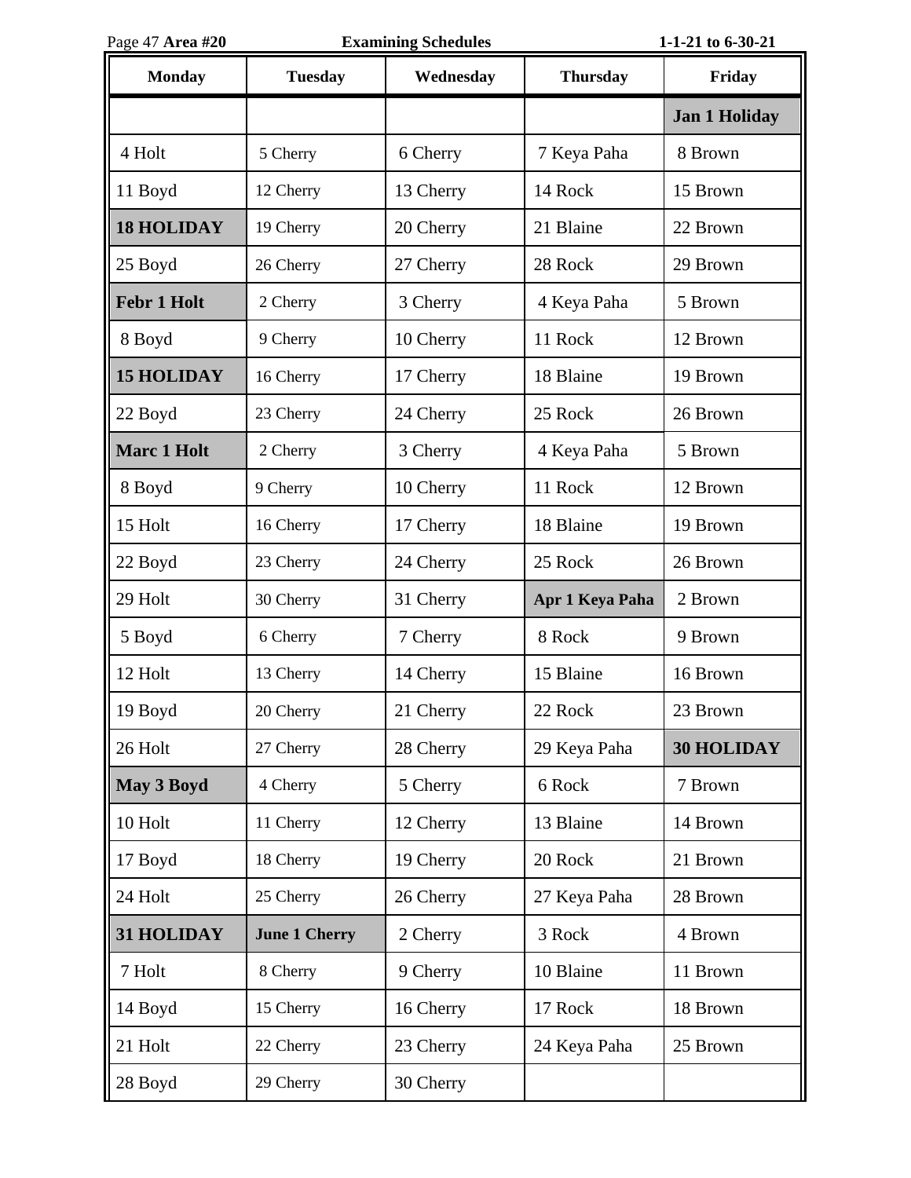**Area #20** **Examining Schedules** **1-1-21 to 6-30-21**

| Monday | Tuesday | Wednesday | Thursday | Friday |
|---|---|---|---|---|
| | | | | **Jan 1 Holiday** |
| 4 Holt | 5 Cherry | 6 Cherry | 7 Keya Paha | 8 Brown |
| 11 Boyd | 12 Cherry | 13 Cherry | 14 Rock | 15 Brown |
| **18 HOLIDAY** | 19 Cherry | 20 Cherry | 21 Blaine | 22 Brown |
| 25 Boyd | 26 Cherry | 27 Cherry | 28 Rock | 29 Brown |
| **Febr 1 Holt** | 2 Cherry | 3 Cherry | 4 Keya Paha | 5 Brown |
| 8 Boyd | 9 Cherry | 10 Cherry | 11 Rock | 12 Brown |
| **15 HOLIDAY** | 16 Cherry | 17 Cherry | 18 Blaine | 19 Brown |
| 22 Boyd | 23 Cherry | 24 Cherry | 25 Rock | 26 Brown |
| **Marc 1 Holt** | 2 Cherry | 3 Cherry | 4 Keya Paha | 5 Brown |
| 8 Boyd | 9 Cherry | 10 Cherry | 11 Rock | 12 Brown |
| 15 Holt | 16 Cherry | 17 Cherry | 18 Blaine | 19 Brown |
| 22 Boyd | 23 Cherry | 24 Cherry | 25 Rock | 26 Brown |
| 29 Holt | 30 Cherry | 31 Cherry | **Apr 1 Keya Paha** | 2 Brown |
| 5 Boyd | 6 Cherry | 7 Cherry | 8 Rock | 9 Brown |
| 12 Holt | 13 Cherry | 14 Cherry | 15 Blaine | 16 Brown |
| 19 Boyd | 20 Cherry | 21 Cherry | 22 Rock | 23 Brown |
| 26 Holt | 27 Cherry | 28 Cherry | 29 Keya Paha | **30 HOLIDAY** |
| **May 3 Boyd** | 4 Cherry | 5 Cherry | 6 Rock | 7 Brown |
| 10 Holt | 11 Cherry | 12 Cherry | 13 Blaine | 14 Brown |
| 17 Boyd | 18 Cherry | 19 Cherry | 20 Rock | 21 Brown |
| 24 Holt | 25 Cherry | 26 Cherry | 27 Keya Paha | 28 Brown |
| **31 HOLIDAY** | **June 1 Cherry** | 2 Cherry | 3 Rock | 4 Brown |
| 7 Holt | 8 Cherry | 9 Cherry | 10 Blaine | 11 Brown |
| 14 Boyd | 15 Cherry | 16 Cherry | 17 Rock | 18 Brown |
| 21 Holt | 22 Cherry | 23 Cherry | 24 Keya Paha | 25 Brown |
| 28 Boyd | 29 Cherry | 30 Cherry | | |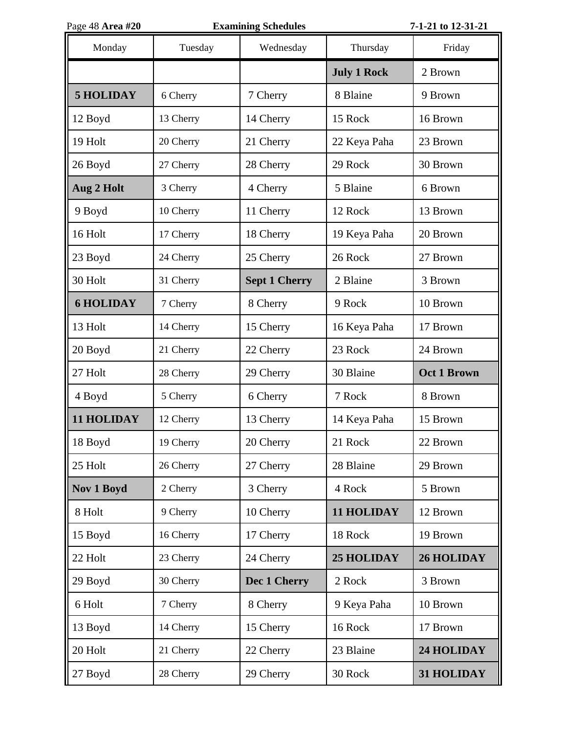**Area #20** **Examining Schedules** **7-1-21 to 12-31-21**

| Monday | Tuesday | Wednesday | Thursday | Friday |
|---|---|---|---|---|
| | | | **July 1 Rock** | 2 Brown |
| **5 HOLIDAY** | 6 Cherry | 7 Cherry | 8 Blaine | 9 Brown |
| 12 Boyd | 13 Cherry | 14 Cherry | 15 Rock | 16 Brown |
| 19 Holt | 20 Cherry | 21 Cherry | 22 Keya Paha | 23 Brown |
| 26 Boyd | 27 Cherry | 28 Cherry | 29 Rock | 30 Brown |
| **Aug 2 Holt** | 3 Cherry | 4 Cherry | 5 Blaine | 6 Brown |
| 9 Boyd | 10 Cherry | 11 Cherry | 12 Rock | 13 Brown |
| 16 Holt | 17 Cherry | 18 Cherry | 19 Keya Paha | 20 Brown |
| 23 Boyd | 24 Cherry | 25 Cherry | 26 Rock | 27 Brown |
| 30 Holt | 31 Cherry | **Sept 1 Cherry** | 2 Blaine | 3 Brown |
| **6 HOLIDAY** | 7 Cherry | 8 Cherry | 9 Rock | 10 Brown |
| 13 Holt | 14 Cherry | 15 Cherry | 16 Keya Paha | 17 Brown |
| 20 Boyd | 21 Cherry | 22 Cherry | 23 Rock | 24 Brown |
| 27 Holt | 28 Cherry | 29 Cherry | 30 Blaine | **Oct 1 Brown** |
| 4 Boyd | 5 Cherry | 6 Cherry | 7 Rock | 8 Brown |
| **11 HOLIDAY** | 12 Cherry | 13 Cherry | 14 Keya Paha | 15 Brown |
| 18 Boyd | 19 Cherry | 20 Cherry | 21 Rock | 22 Brown |
| 25 Holt | 26 Cherry | 27 Cherry | 28 Blaine | 29 Brown |
| **Nov 1 Boyd** | 2 Cherry | 3 Cherry | 4 Rock | 5 Brown |
| 8 Holt | 9 Cherry | 10 Cherry | **11 HOLIDAY** | 12 Brown |
| 15 Boyd | 16 Cherry | 17 Cherry | 18 Rock | 19 Brown |
| 22 Holt | 23 Cherry | 24 Cherry | **25 HOLIDAY** | **26 HOLIDAY** |
| 29 Boyd | 30 Cherry | **Dec 1 Cherry** | 2 Rock | 3 Brown |
| 6 Holt | 7 Cherry | 8 Cherry | 9 Keya Paha | 10 Brown |
| 13 Boyd | 14 Cherry | 15 Cherry | 16 Rock | 17 Brown |
| 20 Holt | 21 Cherry | 22 Cherry | 23 Blaine | **24 HOLIDAY** |
| 27 Boyd | 28 Cherry | 29 Cherry | 30 Rock | **31 HOLIDAY** |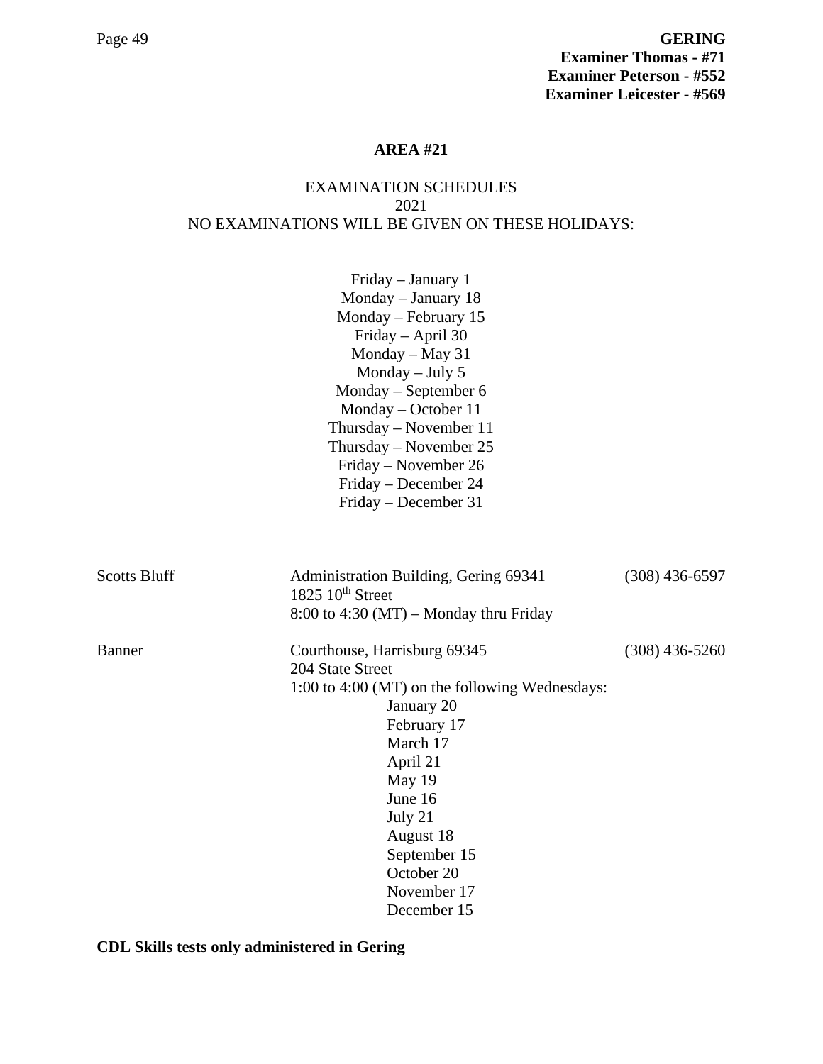**GERING**
**Examiner Thomas - #71**
**Examiner Peterson - #552**
**Examiner Leicester - #569**

## AREA #21

EXAMINATION SCHEDULES
2021
NO EXAMINATIONS WILL BE GIVEN ON THESE HOLIDAYS:

Friday – January 1
Monday – January 18
Monday – February 15
Friday – April 30
Monday – May 31
Monday – July 5
Monday – September 6
Monday – October 11
Thursday – November 11
Thursday – November 25
Friday – November 26
Friday – December 24
Friday – December 31

| County | Location | Phone |
| --- | --- | --- |
| Scotts Bluff | Administration Building, Gering 69341<br>1825 10th Street<br>8:00 to 4:30 (MT) – Monday thru Friday | (308) 436-6597 |
| Banner | Courthouse, Harrisburg 69345<br>204 State Street<br>1:00 to 4:00 (MT) on the following Wednesdays:<br>January 20<br>February 17<br>March 17<br>April 21<br>May 19<br>June 16<br>July 21<br>August 18<br>September 15<br>October 20<br>November 17<br>December 15 | (308) 436-5260 |

**CDL Skills tests only administered in Gering**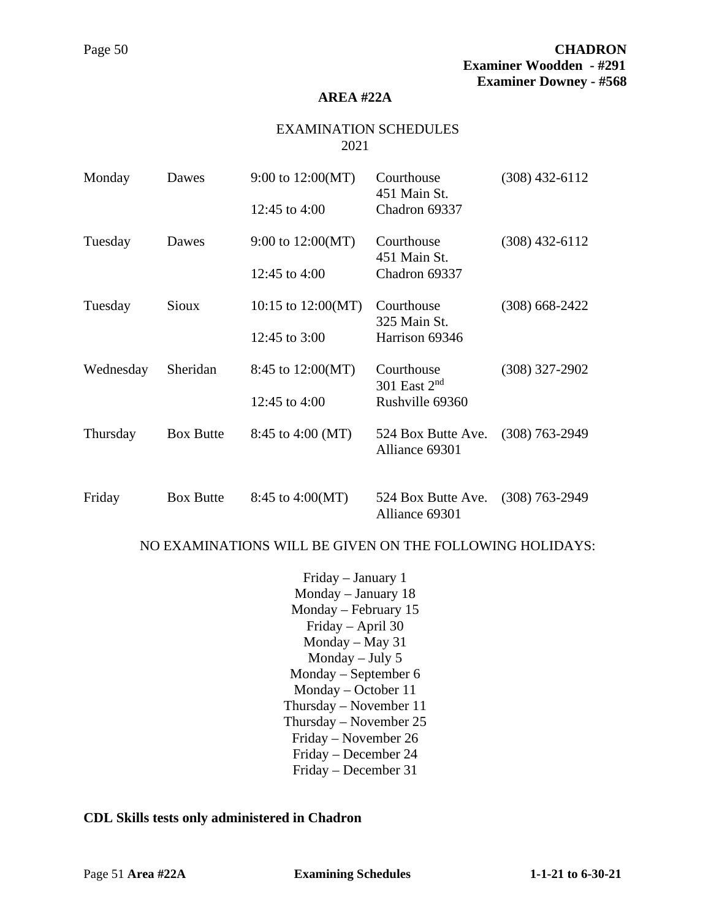**CHADRON**
**Examiner Woodden - #291**
**Examiner Downey - #568**

## AREA #22A

EXAMINATION SCHEDULES
2021

| Day | County | Hours | Location | Phone |
|---|---|---|---|---|
| Monday | Dawes | 9:00 to 12:00(MT)<br>12:45 to 4:00 | Courthouse<br>451 Main St.<br>Chadron 69337 | (308) 432-6112 |
| Tuesday | Dawes | 9:00 to 12:00(MT)<br>12:45 to 4:00 | Courthouse<br>451 Main St.<br>Chadron 69337 | (308) 432-6112 |
| Tuesday | Sioux | 10:15 to 12:00(MT)<br>12:45 to 3:00 | Courthouse<br>325 Main St.<br>Harrison 69346 | (308) 668-2422 |
| Wednesday | Sheridan | 8:45 to 12:00(MT)<br>12:45 to 4:00 | Courthouse<br>301 East 2nd<br>Rushville 69360 | (308) 327-2902 |
| Thursday | Box Butte | 8:45 to 4:00 (MT) | 524 Box Butte Ave.<br>Alliance 69301 | (308) 763-2949 |
| Friday | Box Butte | 8:45 to 4:00(MT) | 524 Box Butte Ave.<br>Alliance 69301 | (308) 763-2949 |

NO EXAMINATIONS WILL BE GIVEN ON THE FOLLOWING HOLIDAYS:

Friday – January 1
Monday – January 18
Monday – February 15
Friday – April 30
Monday – May 31
Monday – July 5
Monday – September 6
Monday – October 11
Thursday – November 11
Thursday – November 25
Friday – November 26
Friday – December 24
Friday – December 31

**CDL Skills tests only administered in Chadron**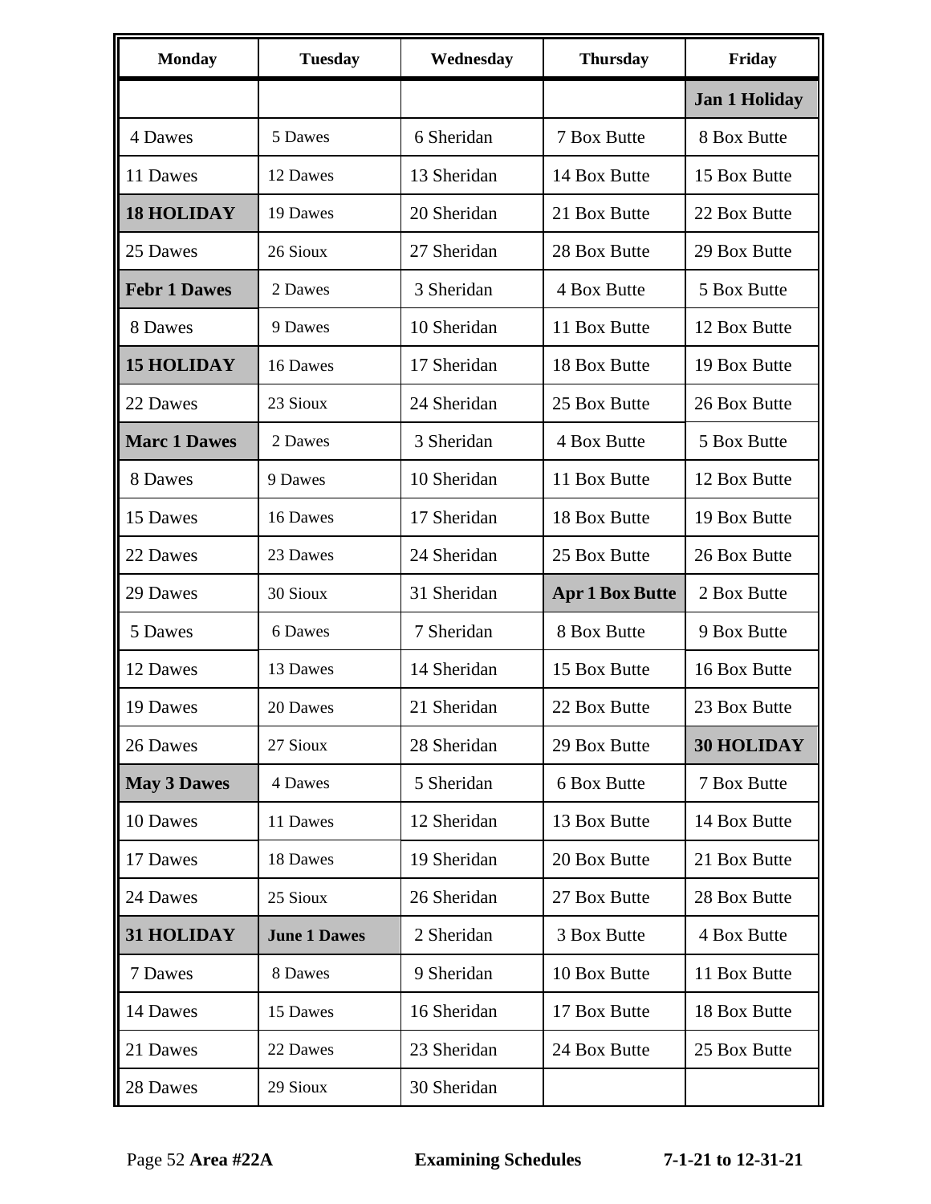| Monday | Tuesday | Wednesday | Thursday | Friday |
|---|---|---|---|---|
| | | | | **Jan 1 Holiday** |
| 4 Dawes | 5 Dawes | 6 Sheridan | 7 Box Butte | 8 Box Butte |
| 11 Dawes | 12 Dawes | 13 Sheridan | 14 Box Butte | 15 Box Butte |
| **18 HOLIDAY** | 19 Dawes | 20 Sheridan | 21 Box Butte | 22 Box Butte |
| 25 Dawes | 26 Sioux | 27 Sheridan | 28 Box Butte | 29 Box Butte |
| **Febr 1 Dawes** | 2 Dawes | 3 Sheridan | 4 Box Butte | 5 Box Butte |
| 8 Dawes | 9 Dawes | 10 Sheridan | 11 Box Butte | 12 Box Butte |
| **15 HOLIDAY** | 16 Dawes | 17 Sheridan | 18 Box Butte | 19 Box Butte |
| 22 Dawes | 23 Sioux | 24 Sheridan | 25 Box Butte | 26 Box Butte |
| **Marc 1 Dawes** | 2 Dawes | 3 Sheridan | 4 Box Butte | 5 Box Butte |
| 8 Dawes | 9 Dawes | 10 Sheridan | 11 Box Butte | 12 Box Butte |
| 15 Dawes | 16 Dawes | 17 Sheridan | 18 Box Butte | 19 Box Butte |
| 22 Dawes | 23 Dawes | 24 Sheridan | 25 Box Butte | 26 Box Butte |
| 29 Dawes | 30 Sioux | 31 Sheridan | **Apr 1 Box Butte** | 2 Box Butte |
| 5 Dawes | 6 Dawes | 7 Sheridan | 8 Box Butte | 9 Box Butte |
| 12 Dawes | 13 Dawes | 14 Sheridan | 15 Box Butte | 16 Box Butte |
| 19 Dawes | 20 Dawes | 21 Sheridan | 22 Box Butte | 23 Box Butte |
| 26 Dawes | 27 Sioux | 28 Sheridan | 29 Box Butte | **30 HOLIDAY** |
| **May 3 Dawes** | 4 Dawes | 5 Sheridan | 6 Box Butte | 7 Box Butte |
| 10 Dawes | 11 Dawes | 12 Sheridan | 13 Box Butte | 14 Box Butte |
| 17 Dawes | 18 Dawes | 19 Sheridan | 20 Box Butte | 21 Box Butte |
| 24 Dawes | 25 Sioux | 26 Sheridan | 27 Box Butte | 28 Box Butte |
| **31 HOLIDAY** | **June 1 Dawes** | 2 Sheridan | 3 Box Butte | 4 Box Butte |
| 7 Dawes | 8 Dawes | 9 Sheridan | 10 Box Butte | 11 Box Butte |
| 14 Dawes | 15 Dawes | 16 Sheridan | 17 Box Butte | 18 Box Butte |
| 21 Dawes | 22 Dawes | 23 Sheridan | 24 Box Butte | 25 Box Butte |
| 28 Dawes | 29 Sioux | 30 Sheridan | | |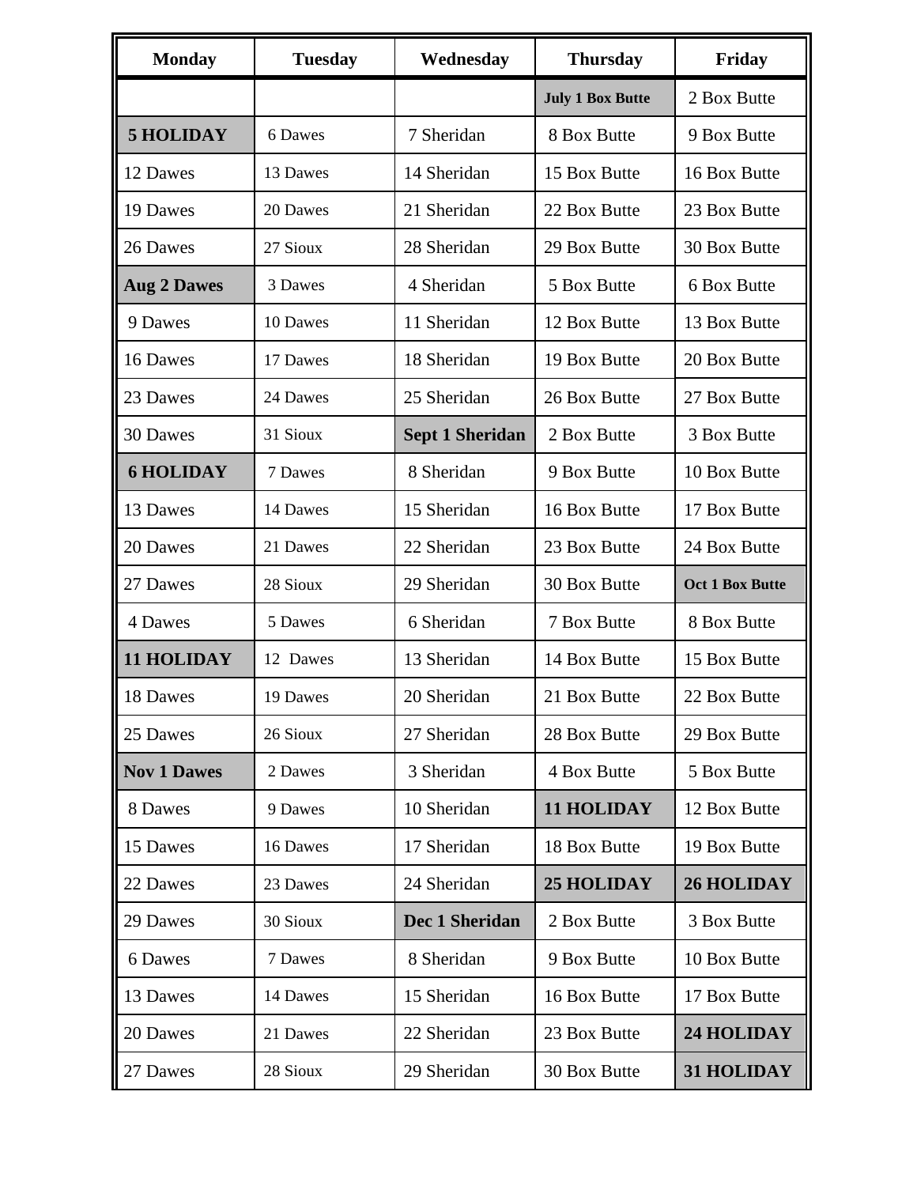| Monday | Tuesday | Wednesday | Thursday | Friday |
|---|---|---|---|---|
| | | | **July 1 Box Butte** | 2 Box Butte |
| **5 HOLIDAY** | 6 Dawes | 7 Sheridan | 8 Box Butte | 9 Box Butte |
| 12 Dawes | 13 Dawes | 14 Sheridan | 15 Box Butte | 16 Box Butte |
| 19 Dawes | 20 Dawes | 21 Sheridan | 22 Box Butte | 23 Box Butte |
| 26 Dawes | 27 Sioux | 28 Sheridan | 29 Box Butte | 30 Box Butte |
| **Aug 2 Dawes** | 3 Dawes | 4 Sheridan | 5 Box Butte | 6 Box Butte |
| 9 Dawes | 10 Dawes | 11 Sheridan | 12 Box Butte | 13 Box Butte |
| 16 Dawes | 17 Dawes | 18 Sheridan | 19 Box Butte | 20 Box Butte |
| 23 Dawes | 24 Dawes | 25 Sheridan | 26 Box Butte | 27 Box Butte |
| 30 Dawes | 31 Sioux | **Sept 1 Sheridan** | 2 Box Butte | 3 Box Butte |
| **6 HOLIDAY** | 7 Dawes | 8 Sheridan | 9 Box Butte | 10 Box Butte |
| 13 Dawes | 14 Dawes | 15 Sheridan | 16 Box Butte | 17 Box Butte |
| 20 Dawes | 21 Dawes | 22 Sheridan | 23 Box Butte | 24 Box Butte |
| 27 Dawes | 28 Sioux | 29 Sheridan | 30 Box Butte | **Oct 1 Box Butte** |
| 4 Dawes | 5 Dawes | 6 Sheridan | 7 Box Butte | 8 Box Butte |
| **11 HOLIDAY** | 12 Dawes | 13 Sheridan | 14 Box Butte | 15 Box Butte |
| 18 Dawes | 19 Dawes | 20 Sheridan | 21 Box Butte | 22 Box Butte |
| 25 Dawes | 26 Sioux | 27 Sheridan | 28 Box Butte | 29 Box Butte |
| **Nov 1 Dawes** | 2 Dawes | 3 Sheridan | 4 Box Butte | 5 Box Butte |
| 8 Dawes | 9 Dawes | 10 Sheridan | **11 HOLIDAY** | 12 Box Butte |
| 15 Dawes | 16 Dawes | 17 Sheridan | 18 Box Butte | 19 Box Butte |
| 22 Dawes | 23 Dawes | 24 Sheridan | **25 HOLIDAY** | **26 HOLIDAY** |
| 29 Dawes | 30 Sioux | **Dec 1 Sheridan** | 2 Box Butte | 3 Box Butte |
| 6 Dawes | 7 Dawes | 8 Sheridan | 9 Box Butte | 10 Box Butte |
| 13 Dawes | 14 Dawes | 15 Sheridan | 16 Box Butte | 17 Box Butte |
| 20 Dawes | 21 Dawes | 22 Sheridan | 23 Box Butte | **24 HOLIDAY** |
| 27 Dawes | 28 Sioux | 29 Sheridan | 30 Box Butte | **31 HOLIDAY** |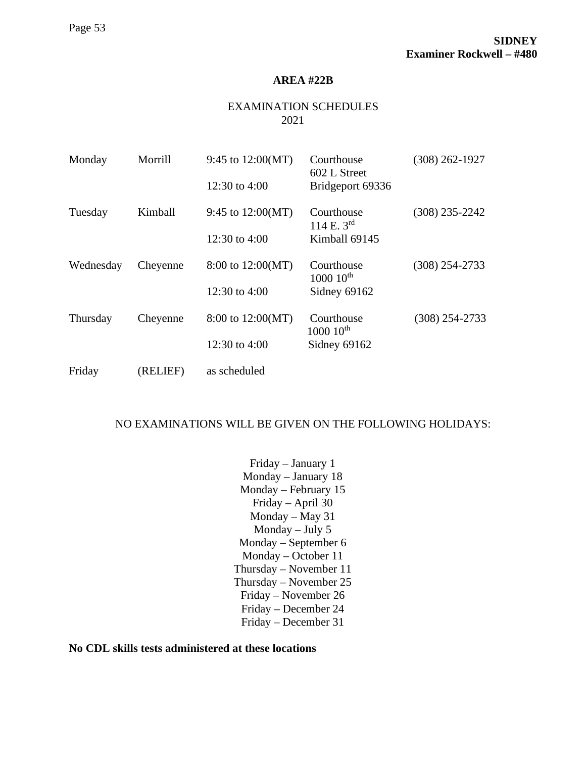**SIDNEY**
**Examiner Rockwell – #480**

## AREA #22B

EXAMINATION SCHEDULES
2021

| Day | County | Hours | Location | Phone |
|---|---|---|---|---|
| Monday | Morrill | 9:45 to 12:00(MT) | Courthouse<br>602 L Street | (308) 262-1927 |
| | | 12:30 to 4:00 | Bridgeport 69336 | |
| Tuesday | Kimball | 9:45 to 12:00(MT) | Courthouse<br>114 E. 3rd | (308) 235-2242 |
| | | 12:30 to 4:00 | Kimball 69145 | |
| Wednesday | Cheyenne | 8:00 to 12:00(MT) | Courthouse<br>1000 10th | (308) 254-2733 |
| | | 12:30 to 4:00 | Sidney 69162 | |
| Thursday | Cheyenne | 8:00 to 12:00(MT) | Courthouse<br>1000 10th | (308) 254-2733 |
| | | 12:30 to 4:00 | Sidney 69162 | |
| Friday | (RELIEF) | as scheduled | | |

NO EXAMINATIONS WILL BE GIVEN ON THE FOLLOWING HOLIDAYS:

Friday – January 1
Monday – January 18
Monday – February 15
Friday – April 30
Monday – May 31
Monday – July 5
Monday – September 6
Monday – October 11
Thursday – November 11
Thursday – November 25
Friday – November 26
Friday – December 24
Friday – December 31

**No CDL skills tests administered at these locations**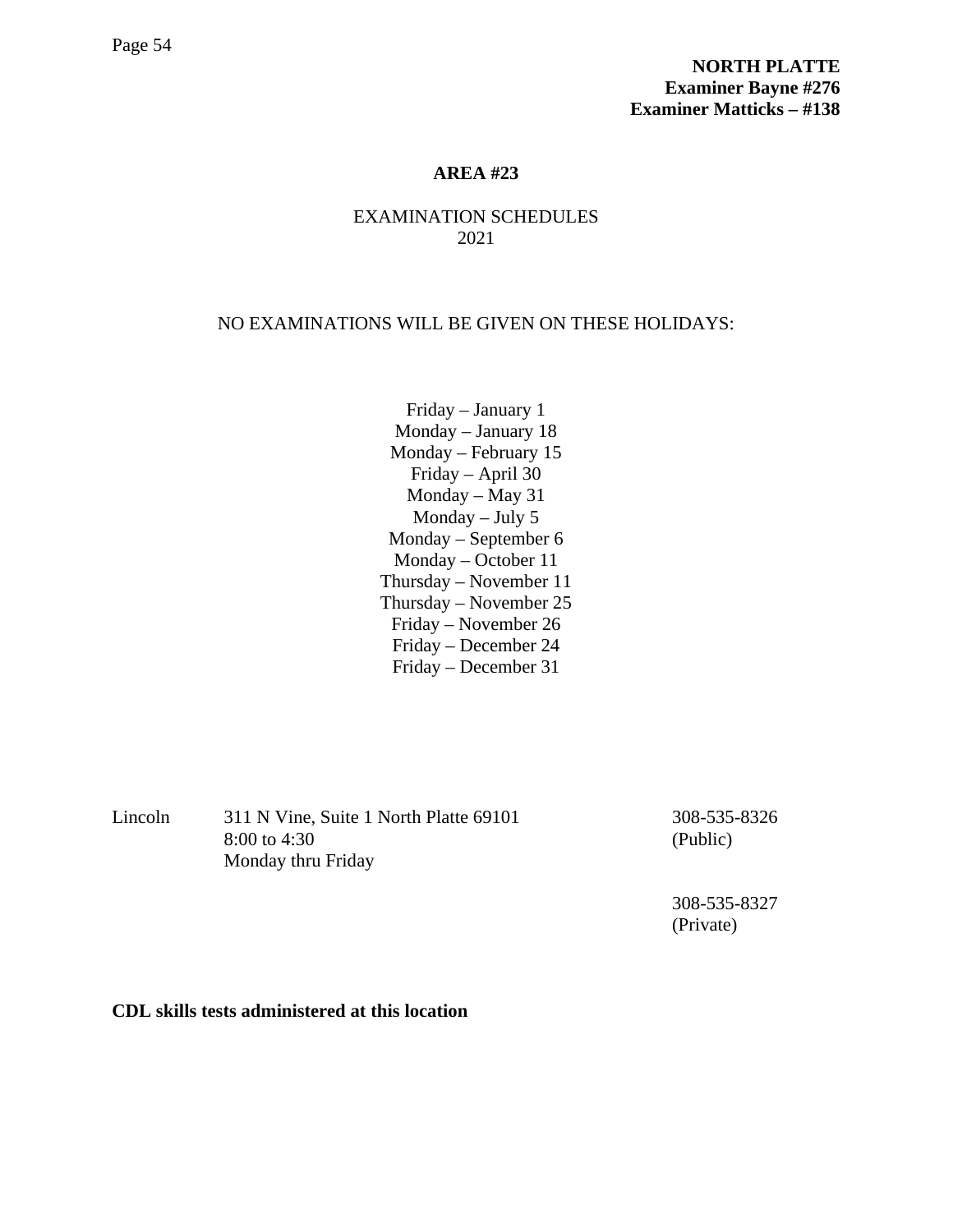**NORTH PLATTE**
**Examiner Bayne #276**
**Examiner Matticks – #138**

## AREA #23

EXAMINATION SCHEDULES
2021

NO EXAMINATIONS WILL BE GIVEN ON THESE HOLIDAYS:

Friday – January 1
Monday – January 18
Monday – February 15
Friday – April 30
Monday – May 31
Monday – July 5
Monday – September 6
Monday – October 11
Thursday – November 11
Thursday – November 25
Friday – November 26
Friday – December 24
Friday – December 31

| | | |
|---|---|---|
| Lincoln | 311 N Vine, Suite 1 North Platte 69101<br>8:00 to 4:30<br>Monday thru Friday | 308-535-8326<br>(Public)<br><br>308-535-8327<br>(Private) |

**CDL skills tests administered at this location**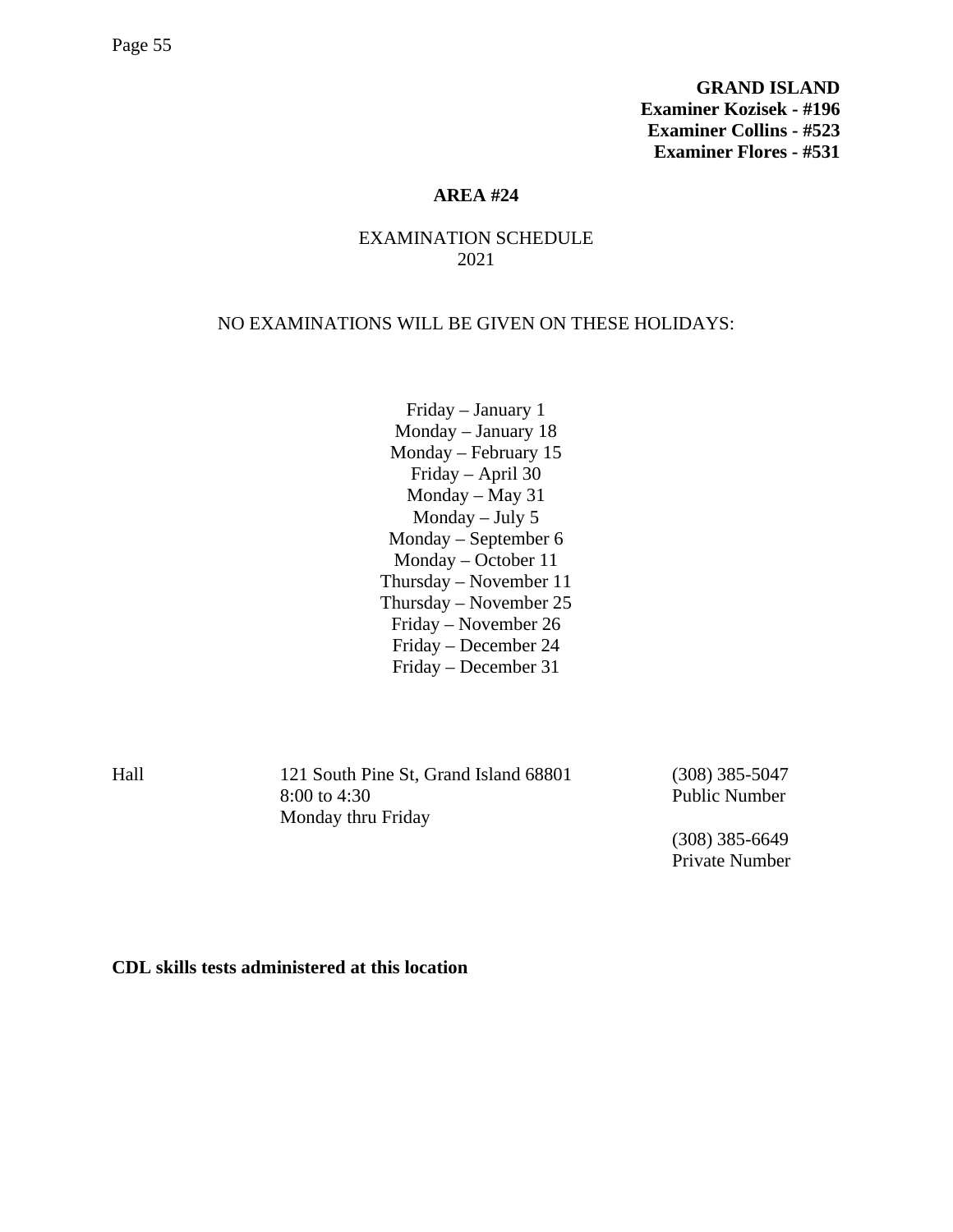**GRAND ISLAND**
**Examiner Kozisek - #196**
**Examiner Collins - #523**
**Examiner Flores - #531**

## AREA #24

EXAMINATION SCHEDULE
2021

NO EXAMINATIONS WILL BE GIVEN ON THESE HOLIDAYS:

Friday – January 1
Monday – January 18
Monday – February 15
Friday – April 30
Monday – May 31
Monday – July 5
Monday – September 6
Monday – October 11
Thursday – November 11
Thursday – November 25
Friday – November 26
Friday – December 24
Friday – December 31

| | | |
|---|---|---|
| Hall | 121 South Pine St, Grand Island 68801<br>8:00 to 4:30<br>Monday thru Friday | (308) 385-5047<br>Public Number<br><br>(308) 385-6649<br>Private Number |

**CDL skills tests administered at this location**